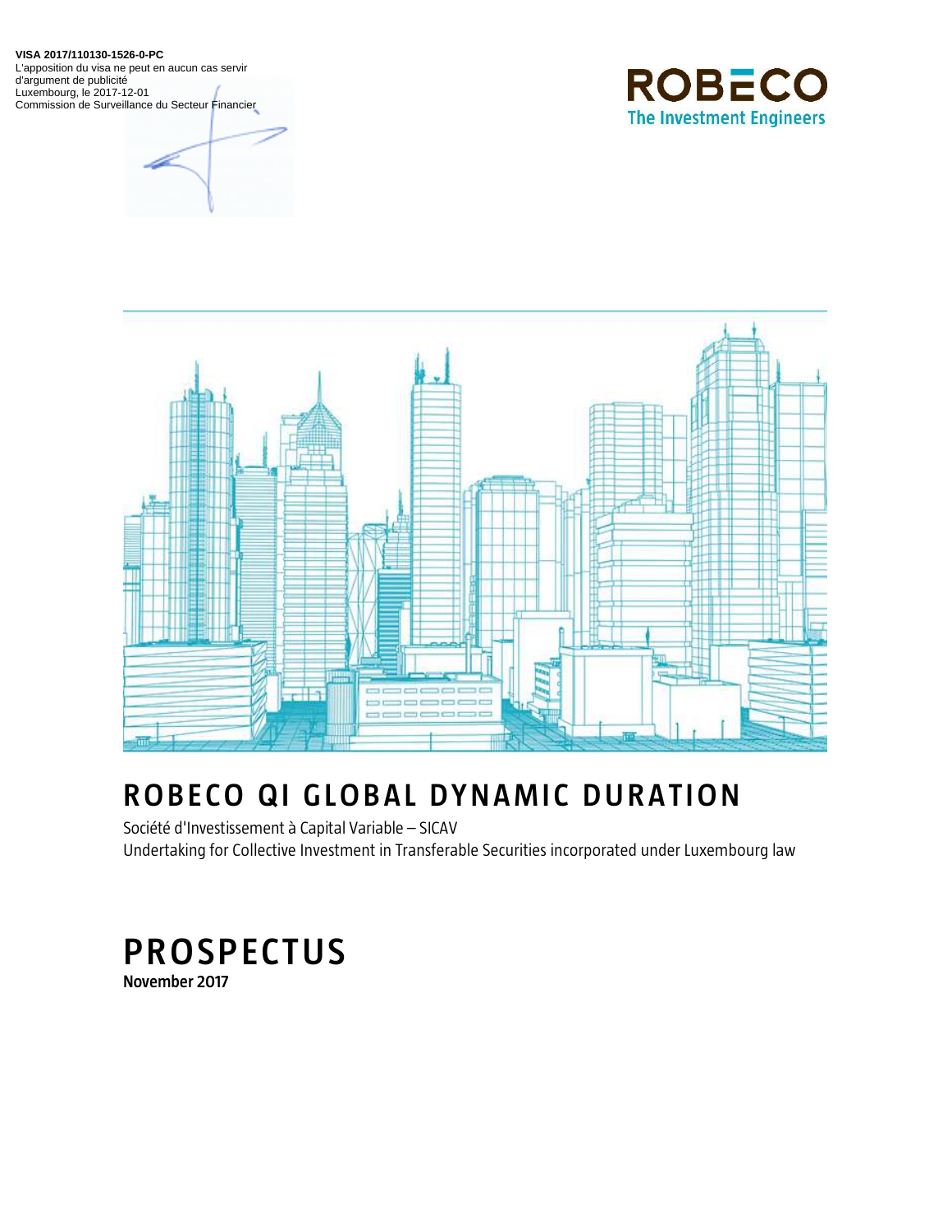**VISA 2017/110130-1526-0-PC**
L'apposition du visa ne peut en aucun cas servir d'argument de publicité
Luxembourg, le 2017-12-01
Commission de Surveillance du Secteur Financier

ROBECO
The Investment Engineers

# ROBECO QI GLOBAL DYNAMIC DURATION

Société d'Investissement à Capital Variable – SICAV
Undertaking for Collective Investment in Transferable Securities incorporated under Luxembourg law

# PROSPECTUS

**November 2017**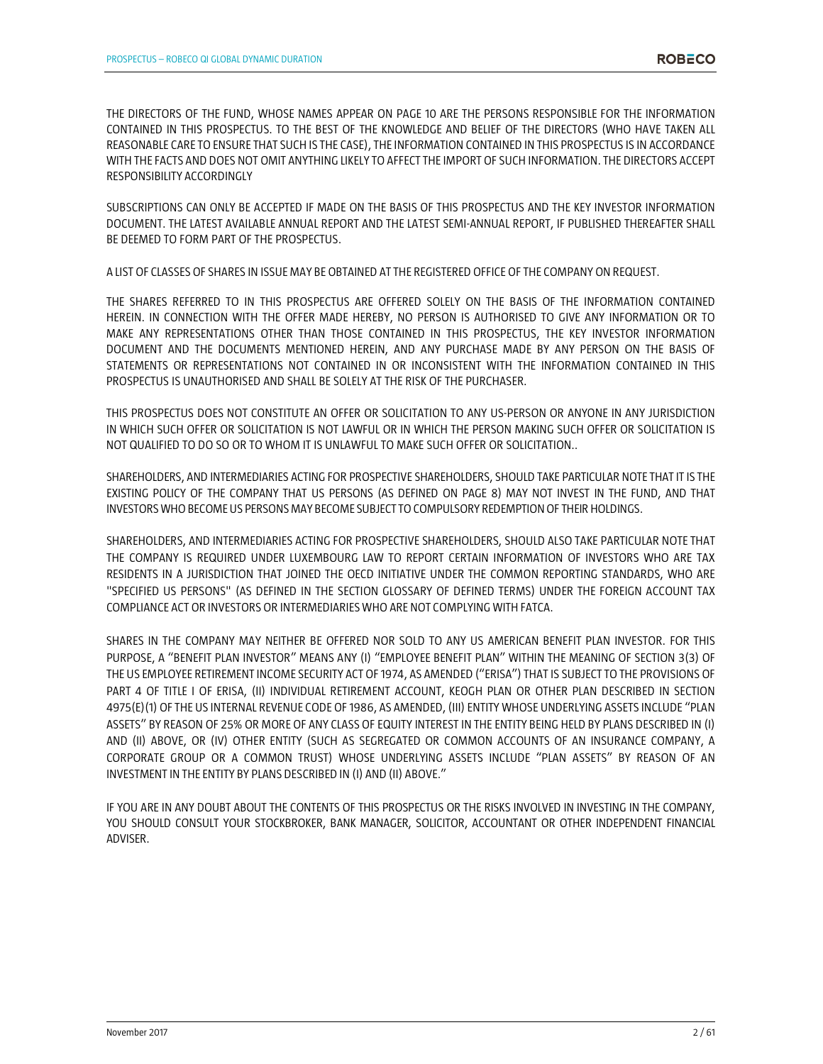THE DIRECTORS OF THE FUND, WHOSE NAMES APPEAR ON PAGE 10 ARE THE PERSONS RESPONSIBLE FOR THE INFORMATION CONTAINED IN THIS PROSPECTUS. TO THE BEST OF THE KNOWLEDGE AND BELIEF OF THE DIRECTORS (WHO HAVE TAKEN ALL REASONABLE CARE TO ENSURE THAT SUCH IS THE CASE), THE INFORMATION CONTAINED IN THIS PROSPECTUS IS IN ACCORDANCE WITH THE FACTS AND DOES NOT OMIT ANYTHING LIKELY TO AFFECT THE IMPORT OF SUCH INFORMATION. THE DIRECTORS ACCEPT RESPONSIBILITY ACCORDINGLY

SUBSCRIPTIONS CAN ONLY BE ACCEPTED IF MADE ON THE BASIS OF THIS PROSPECTUS AND THE KEY INVESTOR INFORMATION DOCUMENT. THE LATEST AVAILABLE ANNUAL REPORT AND THE LATEST SEMI-ANNUAL REPORT, IF PUBLISHED THEREAFTER SHALL BE DEEMED TO FORM PART OF THE PROSPECTUS.

A LIST OF CLASSES OF SHARES IN ISSUE MAY BE OBTAINED AT THE REGISTERED OFFICE OF THE COMPANY ON REQUEST.

THE SHARES REFERRED TO IN THIS PROSPECTUS ARE OFFERED SOLELY ON THE BASIS OF THE INFORMATION CONTAINED HEREIN. IN CONNECTION WITH THE OFFER MADE HEREBY, NO PERSON IS AUTHORISED TO GIVE ANY INFORMATION OR TO MAKE ANY REPRESENTATIONS OTHER THAN THOSE CONTAINED IN THIS PROSPECTUS, THE KEY INVESTOR INFORMATION DOCUMENT AND THE DOCUMENTS MENTIONED HEREIN, AND ANY PURCHASE MADE BY ANY PERSON ON THE BASIS OF STATEMENTS OR REPRESENTATIONS NOT CONTAINED IN OR INCONSISTENT WITH THE INFORMATION CONTAINED IN THIS PROSPECTUS IS UNAUTHORISED AND SHALL BE SOLELY AT THE RISK OF THE PURCHASER.

THIS PROSPECTUS DOES NOT CONSTITUTE AN OFFER OR SOLICITATION TO ANY US-PERSON OR ANYONE IN ANY JURISDICTION IN WHICH SUCH OFFER OR SOLICITATION IS NOT LAWFUL OR IN WHICH THE PERSON MAKING SUCH OFFER OR SOLICITATION IS NOT QUALIFIED TO DO SO OR TO WHOM IT IS UNLAWFUL TO MAKE SUCH OFFER OR SOLICITATION..

SHAREHOLDERS, AND INTERMEDIARIES ACTING FOR PROSPECTIVE SHAREHOLDERS, SHOULD TAKE PARTICULAR NOTE THAT IT IS THE EXISTING POLICY OF THE COMPANY THAT US PERSONS (AS DEFINED ON PAGE 8) MAY NOT INVEST IN THE FUND, AND THAT INVESTORS WHO BECOME US PERSONS MAY BECOME SUBJECT TO COMPULSORY REDEMPTION OF THEIR HOLDINGS.

SHAREHOLDERS, AND INTERMEDIARIES ACTING FOR PROSPECTIVE SHAREHOLDERS, SHOULD ALSO TAKE PARTICULAR NOTE THAT THE COMPANY IS REQUIRED UNDER LUXEMBOURG LAW TO REPORT CERTAIN INFORMATION OF INVESTORS WHO ARE TAX RESIDENTS IN A JURISDICTION THAT JOINED THE OECD INITIATIVE UNDER THE COMMON REPORTING STANDARDS, WHO ARE "SPECIFIED US PERSONS" (AS DEFINED IN THE SECTION GLOSSARY OF DEFINED TERMS) UNDER THE FOREIGN ACCOUNT TAX COMPLIANCE ACT OR INVESTORS OR INTERMEDIARIES WHO ARE NOT COMPLYING WITH FATCA.

SHARES IN THE COMPANY MAY NEITHER BE OFFERED NOR SOLD TO ANY US AMERICAN BENEFIT PLAN INVESTOR. FOR THIS PURPOSE, A "BENEFIT PLAN INVESTOR" MEANS ANY (I) "EMPLOYEE BENEFIT PLAN" WITHIN THE MEANING OF SECTION 3(3) OF THE US EMPLOYEE RETIREMENT INCOME SECURITY ACT OF 1974, AS AMENDED ("ERISA") THAT IS SUBJECT TO THE PROVISIONS OF PART 4 OF TITLE I OF ERISA, (II) INDIVIDUAL RETIREMENT ACCOUNT, KEOGH PLAN OR OTHER PLAN DESCRIBED IN SECTION 4975(E)(1) OF THE US INTERNAL REVENUE CODE OF 1986, AS AMENDED, (III) ENTITY WHOSE UNDERLYING ASSETS INCLUDE "PLAN ASSETS" BY REASON OF 25% OR MORE OF ANY CLASS OF EQUITY INTEREST IN THE ENTITY BEING HELD BY PLANS DESCRIBED IN (I) AND (II) ABOVE, OR (IV) OTHER ENTITY (SUCH AS SEGREGATED OR COMMON ACCOUNTS OF AN INSURANCE COMPANY, A CORPORATE GROUP OR A COMMON TRUST) WHOSE UNDERLYING ASSETS INCLUDE "PLAN ASSETS" BY REASON OF AN INVESTMENT IN THE ENTITY BY PLANS DESCRIBED IN (I) AND (II) ABOVE."

IF YOU ARE IN ANY DOUBT ABOUT THE CONTENTS OF THIS PROSPECTUS OR THE RISKS INVOLVED IN INVESTING IN THE COMPANY, YOU SHOULD CONSULT YOUR STOCKBROKER, BANK MANAGER, SOLICITOR, ACCOUNTANT OR OTHER INDEPENDENT FINANCIAL ADVISER.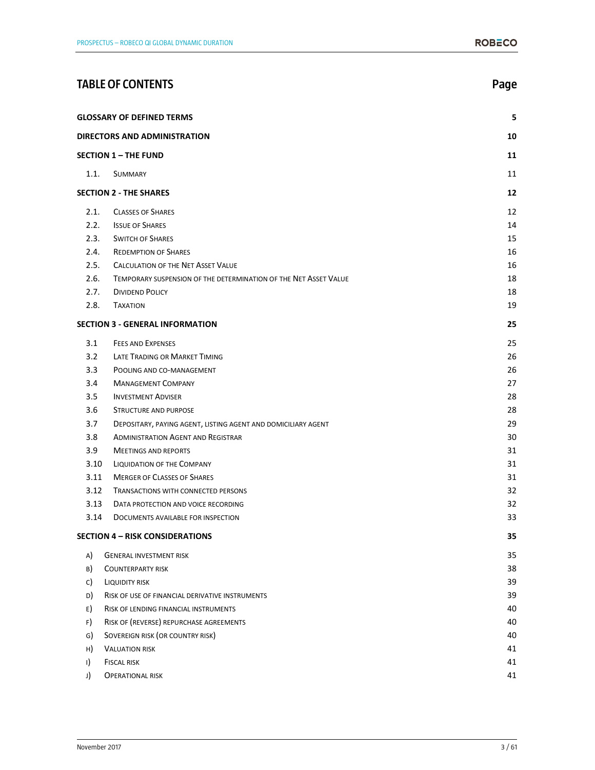# TABLE OF CONTENTS

| | | Page |
|---|---|---|
| **GLOSSARY OF DEFINED TERMS** | | **5** |
| **DIRECTORS AND ADMINISTRATION** | | **10** |
| **SECTION 1 – THE FUND** | | **11** |
| 1.1. | SUMMARY | 11 |
| **SECTION 2 - THE SHARES** | | **12** |
| 2.1. | CLASSES OF SHARES | 12 |
| 2.2. | ISSUE OF SHARES | 14 |
| 2.3. | SWITCH OF SHARES | 15 |
| 2.4. | REDEMPTION OF SHARES | 16 |
| 2.5. | CALCULATION OF THE NET ASSET VALUE | 16 |
| 2.6. | TEMPORARY SUSPENSION OF THE DETERMINATION OF THE NET ASSET VALUE | 18 |
| 2.7. | DIVIDEND POLICY | 18 |
| 2.8. | TAXATION | 19 |
| **SECTION 3 - GENERAL INFORMATION** | | **25** |
| 3.1 | FEES AND EXPENSES | 25 |
| 3.2 | LATE TRADING OR MARKET TIMING | 26 |
| 3.3 | POOLING AND CO-MANAGEMENT | 26 |
| 3.4 | MANAGEMENT COMPANY | 27 |
| 3.5 | INVESTMENT ADVISER | 28 |
| 3.6 | STRUCTURE AND PURPOSE | 28 |
| 3.7 | DEPOSITARY, PAYING AGENT, LISTING AGENT AND DOMICILIARY AGENT | 29 |
| 3.8 | ADMINISTRATION AGENT AND REGISTRAR | 30 |
| 3.9 | MEETINGS AND REPORTS | 31 |
| 3.10 | LIQUIDATION OF THE COMPANY | 31 |
| 3.11 | MERGER OF CLASSES OF SHARES | 31 |
| 3.12 | TRANSACTIONS WITH CONNECTED PERSONS | 32 |
| 3.13 | DATA PROTECTION AND VOICE RECORDING | 32 |
| 3.14 | DOCUMENTS AVAILABLE FOR INSPECTION | 33 |
| **SECTION 4 – RISK CONSIDERATIONS** | | **35** |
| A) | GENERAL INVESTMENT RISK | 35 |
| B) | COUNTERPARTY RISK | 38 |
| C) | LIQUIDITY RISK | 39 |
| D) | RISK OF USE OF FINANCIAL DERIVATIVE INSTRUMENTS | 39 |
| E) | RISK OF LENDING FINANCIAL INSTRUMENTS | 40 |
| F) | RISK OF (REVERSE) REPURCHASE AGREEMENTS | 40 |
| G) | SOVEREIGN RISK (OR COUNTRY RISK) | 40 |
| H) | VALUATION RISK | 41 |
| I) | FISCAL RISK | 41 |
| J) | OPERATIONAL RISK | 41 |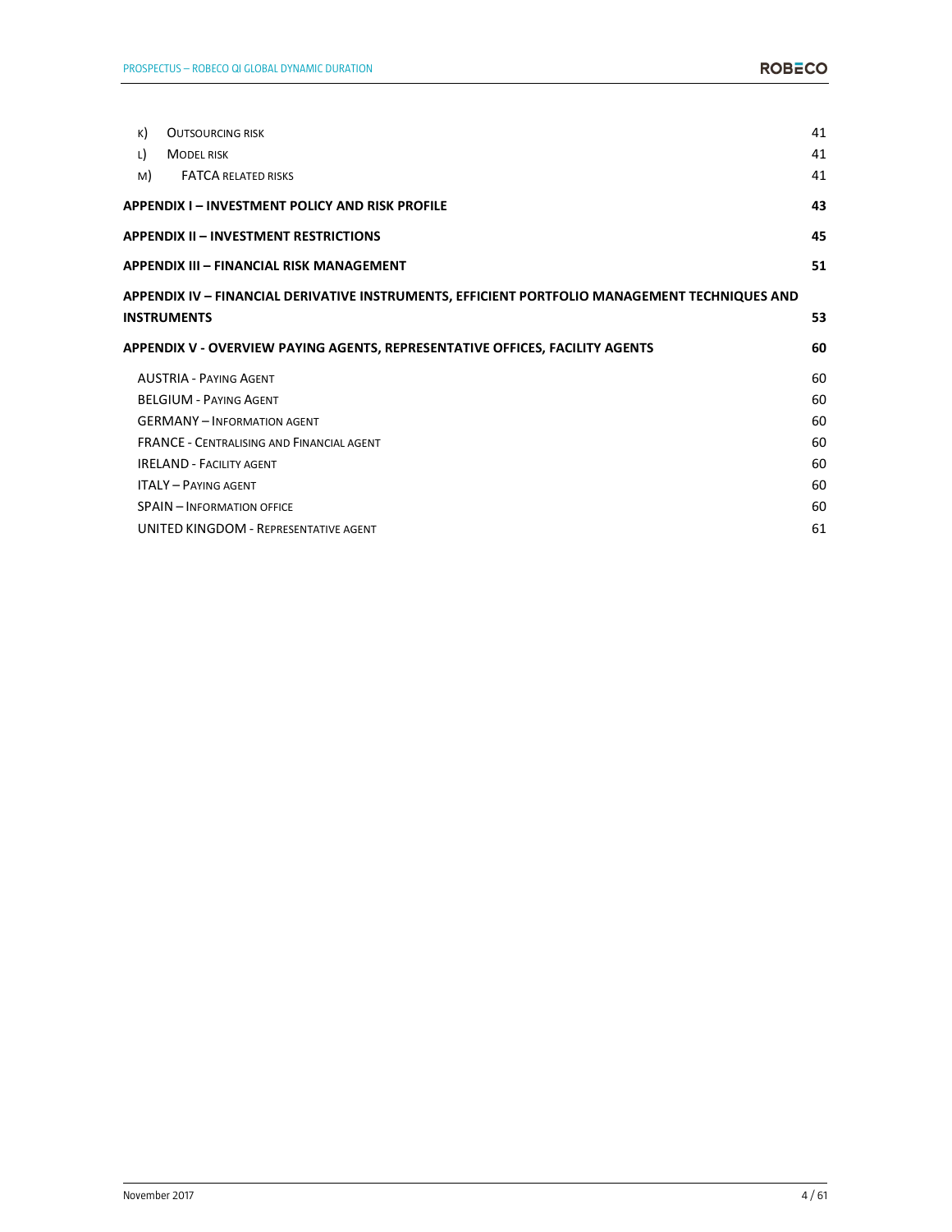| | |
|---|---|
| K) OUTSOURCING RISK | 41 |
| L) MODEL RISK | 41 |
| M) FATCA RELATED RISKS | 41 |
| **APPENDIX I – INVESTMENT POLICY AND RISK PROFILE** | **43** |
| **APPENDIX II – INVESTMENT RESTRICTIONS** | **45** |
| **APPENDIX III – FINANCIAL RISK MANAGEMENT** | **51** |
| **APPENDIX IV – FINANCIAL DERIVATIVE INSTRUMENTS, EFFICIENT PORTFOLIO MANAGEMENT TECHNIQUES AND INSTRUMENTS** | **53** |
| **APPENDIX V - OVERVIEW PAYING AGENTS, REPRESENTATIVE OFFICES, FACILITY AGENTS** | **60** |
| AUSTRIA - PAYING AGENT | 60 |
| BELGIUM - PAYING AGENT | 60 |
| GERMANY – INFORMATION AGENT | 60 |
| FRANCE - CENTRALISING AND FINANCIAL AGENT | 60 |
| IRELAND - FACILITY AGENT | 60 |
| ITALY – PAYING AGENT | 60 |
| SPAIN – INFORMATION OFFICE | 60 |
| UNITED KINGDOM - REPRESENTATIVE AGENT | 61 |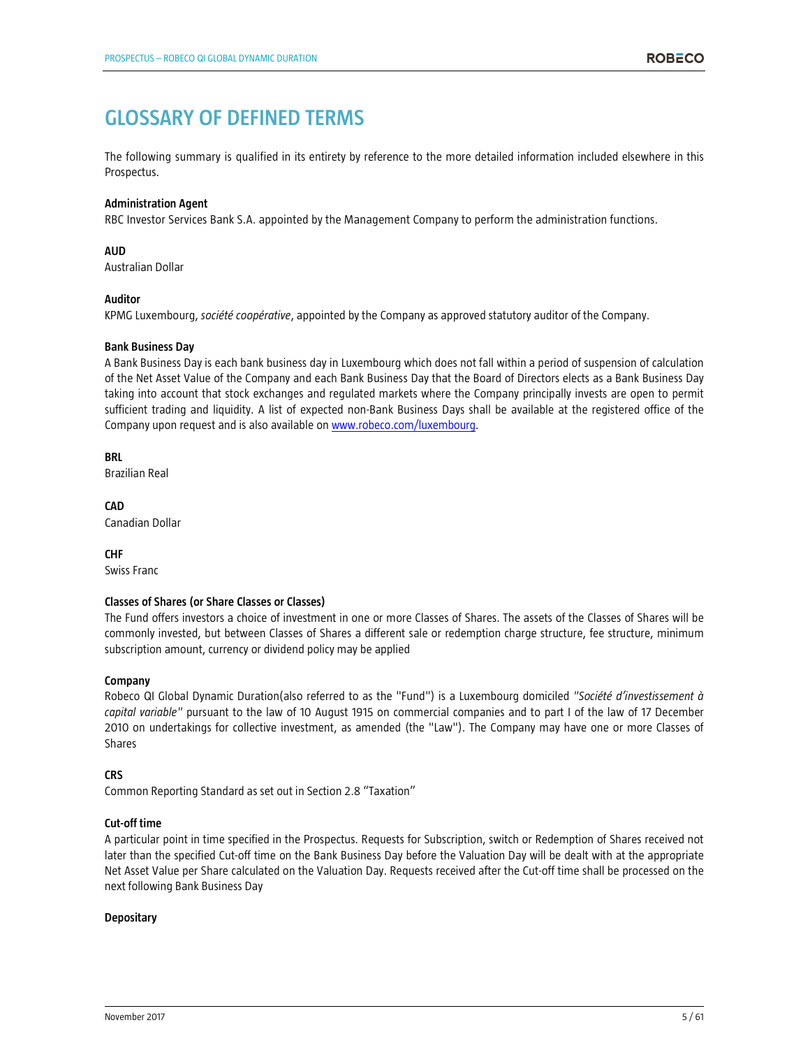# GLOSSARY OF DEFINED TERMS

The following summary is qualified in its entirety by reference to the more detailed information included elsewhere in this Prospectus.

**Administration Agent**
RBC Investor Services Bank S.A. appointed by the Management Company to perform the administration functions.

**AUD**
Australian Dollar

**Auditor**
KPMG Luxembourg, *société coopérative*, appointed by the Company as approved statutory auditor of the Company.

**Bank Business Day**
A Bank Business Day is each bank business day in Luxembourg which does not fall within a period of suspension of calculation of the Net Asset Value of the Company and each Bank Business Day that the Board of Directors elects as a Bank Business Day taking into account that stock exchanges and regulated markets where the Company principally invests are open to permit sufficient trading and liquidity. A list of expected non-Bank Business Days shall be available at the registered office of the Company upon request and is also available on www.robeco.com/luxembourg.

**BRL**
Brazilian Real

**CAD**
Canadian Dollar

**CHF**
Swiss Franc

**Classes of Shares (or Share Classes or Classes)**
The Fund offers investors a choice of investment in one or more Classes of Shares. The assets of the Classes of Shares will be commonly invested, but between Classes of Shares a different sale or redemption charge structure, fee structure, minimum subscription amount, currency or dividend policy may be applied

**Company**
Robeco QI Global Dynamic Duration(also referred to as the "Fund") is a Luxembourg domiciled *"Société d'investissement à capital variable"* pursuant to the law of 10 August 1915 on commercial companies and to part I of the law of 17 December 2010 on undertakings for collective investment, as amended (the "Law"). The Company may have one or more Classes of Shares

**CRS**
Common Reporting Standard as set out in Section 2.8 "Taxation"

**Cut-off time**
A particular point in time specified in the Prospectus. Requests for Subscription, switch or Redemption of Shares received not later than the specified Cut-off time on the Bank Business Day before the Valuation Day will be dealt with at the appropriate Net Asset Value per Share calculated on the Valuation Day. Requests received after the Cut-off time shall be processed on the next following Bank Business Day

**Depositary**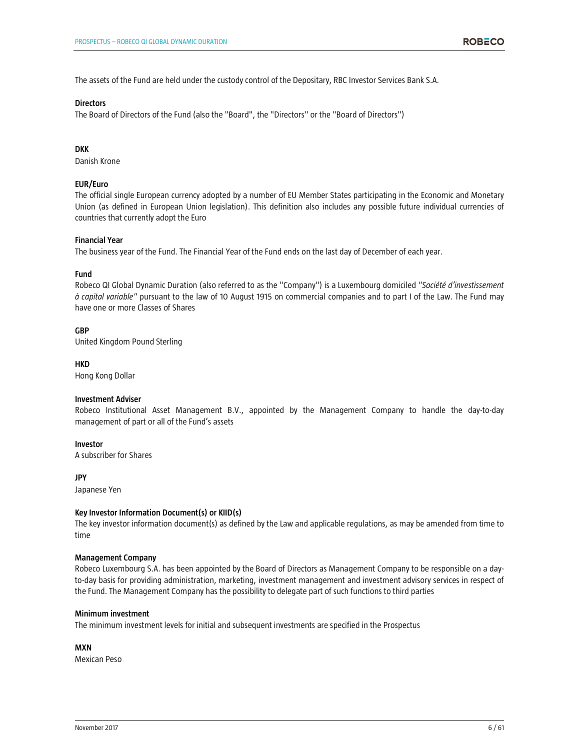The assets of the Fund are held under the custody control of the Depositary, RBC Investor Services Bank S.A.

**Directors**
The Board of Directors of the Fund (also the "Board", the "Directors" or the "Board of Directors")

**DKK**
Danish Krone

**EUR/Euro**
The official single European currency adopted by a number of EU Member States participating in the Economic and Monetary Union (as defined in European Union legislation). This definition also includes any possible future individual currencies of countries that currently adopt the Euro

**Financial Year**
The business year of the Fund. The Financial Year of the Fund ends on the last day of December of each year.

**Fund**
Robeco QI Global Dynamic Duration (also referred to as the "Company") is a Luxembourg domiciled *"Société d'investissement à capital variable"* pursuant to the law of 10 August 1915 on commercial companies and to part I of the Law. The Fund may have one or more Classes of Shares

**GBP**
United Kingdom Pound Sterling

**HKD**
Hong Kong Dollar

**Investment Adviser**
Robeco Institutional Asset Management B.V., appointed by the Management Company to handle the day-to-day management of part or all of the Fund's assets

**Investor**
A subscriber for Shares

**JPY**
Japanese Yen

**Key Investor Information Document(s) or KIID(s)**
The key investor information document(s) as defined by the Law and applicable regulations, as may be amended from time to time

**Management Company**
Robeco Luxembourg S.A. has been appointed by the Board of Directors as Management Company to be responsible on a day-to-day basis for providing administration, marketing, investment management and investment advisory services in respect of the Fund. The Management Company has the possibility to delegate part of such functions to third parties

**Minimum investment**
The minimum investment levels for initial and subsequent investments are specified in the Prospectus

**MXN**
Mexican Peso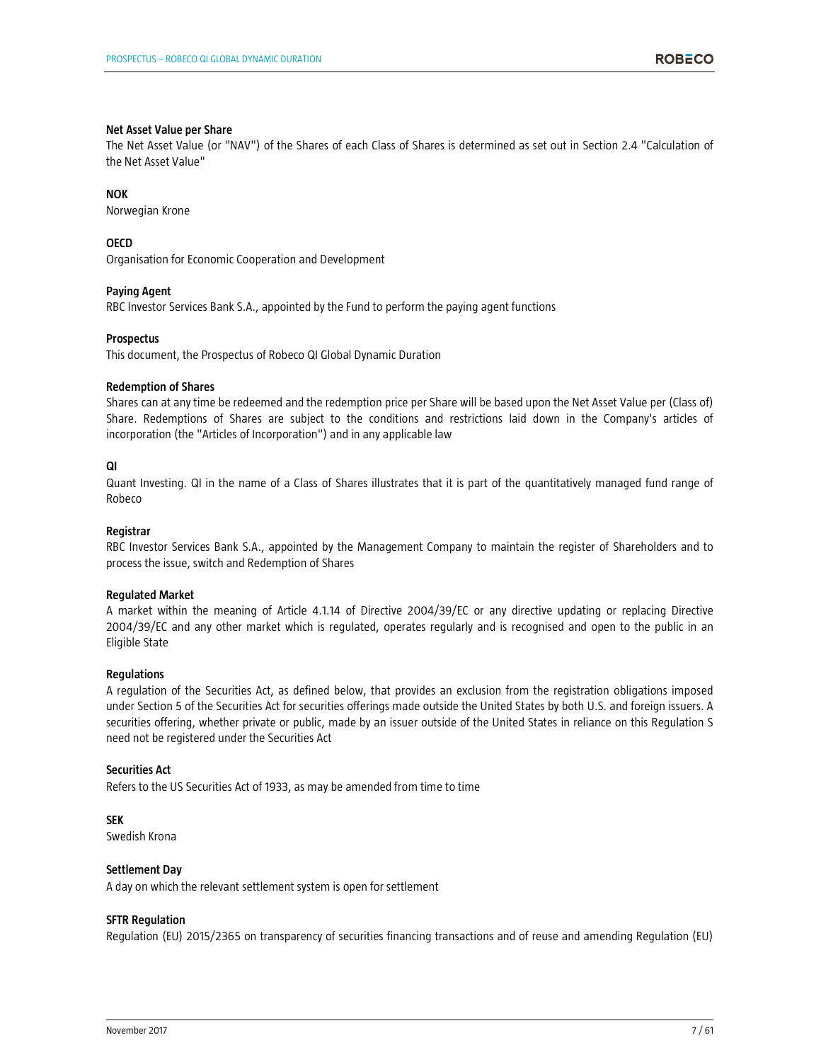**Net Asset Value per Share**
The Net Asset Value (or "NAV") of the Shares of each Class of Shares is determined as set out in Section 2.4 "Calculation of the Net Asset Value"

**NOK**
Norwegian Krone

**OECD**
Organisation for Economic Cooperation and Development

**Paying Agent**
RBC Investor Services Bank S.A., appointed by the Fund to perform the paying agent functions

**Prospectus**
This document, the Prospectus of Robeco QI Global Dynamic Duration

**Redemption of Shares**
Shares can at any time be redeemed and the redemption price per Share will be based upon the Net Asset Value per (Class of) Share. Redemptions of Shares are subject to the conditions and restrictions laid down in the Company's articles of incorporation (the "Articles of Incorporation") and in any applicable law

**QI**
Quant Investing. QI in the name of a Class of Shares illustrates that it is part of the quantitatively managed fund range of Robeco

**Registrar**
RBC Investor Services Bank S.A., appointed by the Management Company to maintain the register of Shareholders and to process the issue, switch and Redemption of Shares

**Regulated Market**
A market within the meaning of Article 4.1.14 of Directive 2004/39/EC or any directive updating or replacing Directive 2004/39/EC and any other market which is regulated, operates regularly and is recognised and open to the public in an Eligible State

**Regulations**
A regulation of the Securities Act, as defined below, that provides an exclusion from the registration obligations imposed under Section 5 of the Securities Act for securities offerings made outside the United States by both U.S. and foreign issuers. A securities offering, whether private or public, made by an issuer outside of the United States in reliance on this Regulation S need not be registered under the Securities Act

**Securities Act**
Refers to the US Securities Act of 1933, as may be amended from time to time

**SEK**
Swedish Krona

**Settlement Day**
A day on which the relevant settlement system is open for settlement

**SFTR Regulation**
Regulation (EU) 2015/2365 on transparency of securities financing transactions and of reuse and amending Regulation (EU)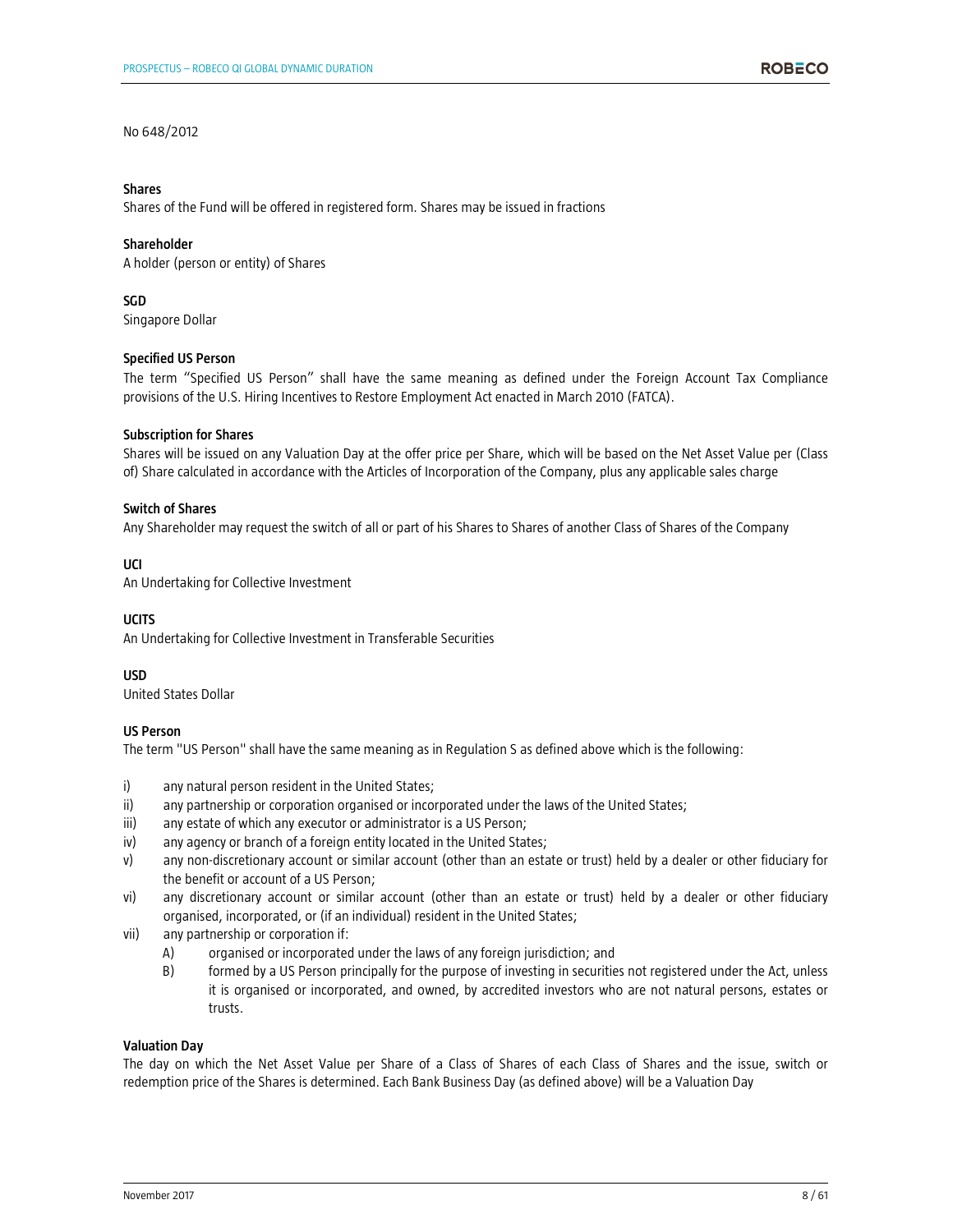No 648/2012

**Shares**
Shares of the Fund will be offered in registered form. Shares may be issued in fractions

**Shareholder**
A holder (person or entity) of Shares

**SGD**
Singapore Dollar

**Specified US Person**
The term "Specified US Person" shall have the same meaning as defined under the Foreign Account Tax Compliance provisions of the U.S. Hiring Incentives to Restore Employment Act enacted in March 2010 (FATCA).

**Subscription for Shares**
Shares will be issued on any Valuation Day at the offer price per Share, which will be based on the Net Asset Value per (Class of) Share calculated in accordance with the Articles of Incorporation of the Company, plus any applicable sales charge

**Switch of Shares**
Any Shareholder may request the switch of all or part of his Shares to Shares of another Class of Shares of the Company

**UCI**
An Undertaking for Collective Investment

**UCITS**
An Undertaking for Collective Investment in Transferable Securities

**USD**
United States Dollar

**US Person**
The term "US Person" shall have the same meaning as in Regulation S as defined above which is the following:

i) any natural person resident in the United States;
ii) any partnership or corporation organised or incorporated under the laws of the United States;
iii) any estate of which any executor or administrator is a US Person;
iv) any agency or branch of a foreign entity located in the United States;
v) any non-discretionary account or similar account (other than an estate or trust) held by a dealer or other fiduciary for the benefit or account of a US Person;
vi) any discretionary account or similar account (other than an estate or trust) held by a dealer or other fiduciary organised, incorporated, or (if an individual) resident in the United States;
vii) any partnership or corporation if:
    A) organised or incorporated under the laws of any foreign jurisdiction; and
    B) formed by a US Person principally for the purpose of investing in securities not registered under the Act, unless it is organised or incorporated, and owned, by accredited investors who are not natural persons, estates or trusts.

**Valuation Day**
The day on which the Net Asset Value per Share of a Class of Shares of each Class of Shares and the issue, switch or redemption price of the Shares is determined. Each Bank Business Day (as defined above) will be a Valuation Day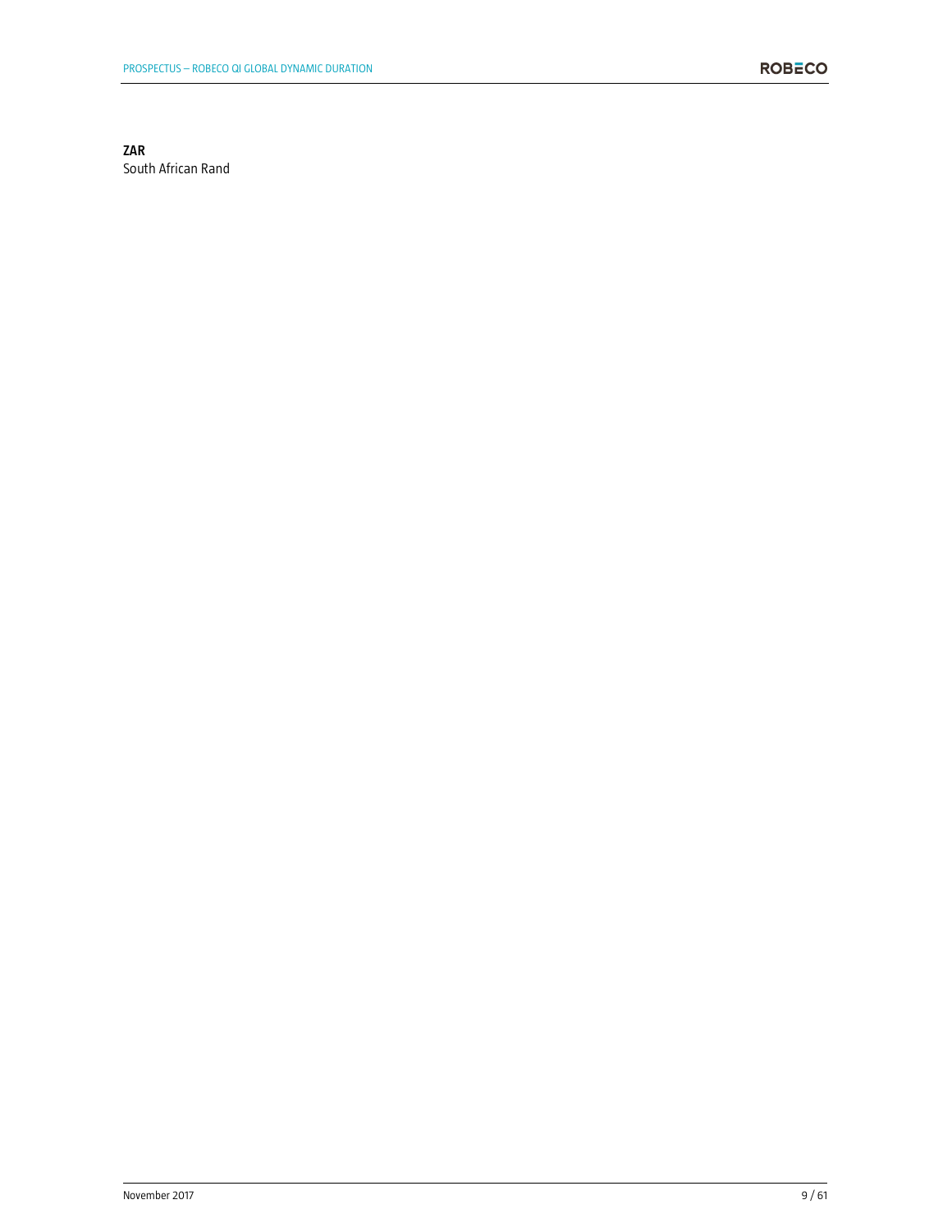**ZAR**
South African Rand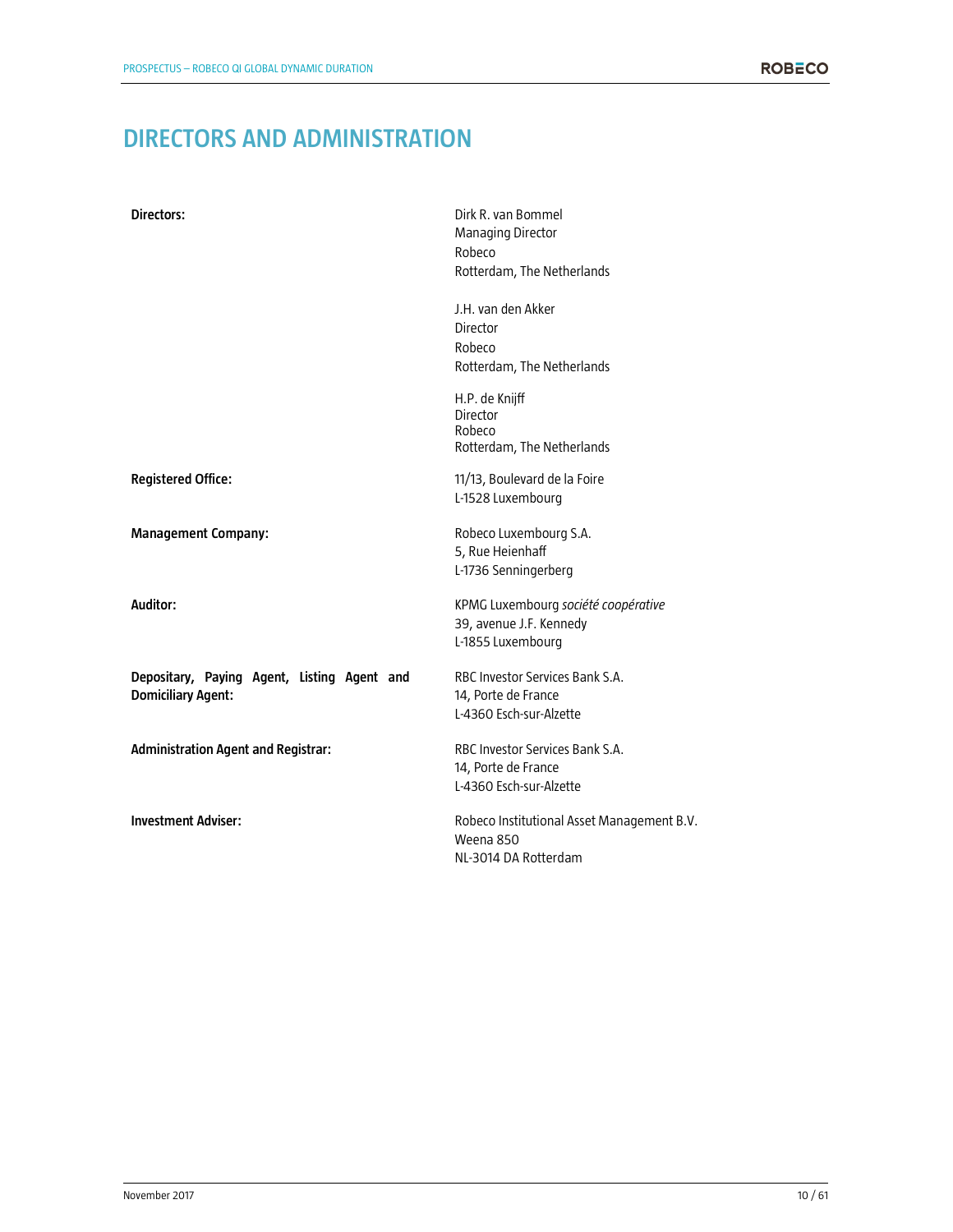# DIRECTORS AND ADMINISTRATION

| | |
|---|---|
| **Directors:** | Dirk R. van Bommel<br>Managing Director<br>Robeco<br>Rotterdam, The Netherlands<br><br>J.H. van den Akker<br>Director<br>Robeco<br>Rotterdam, The Netherlands<br><br>H.P. de Knijff<br>Director<br>Robeco<br>Rotterdam, The Netherlands |
| **Registered Office:** | 11/13, Boulevard de la Foire<br>L-1528 Luxembourg |
| **Management Company:** | Robeco Luxembourg S.A.<br>5, Rue Heienhaff<br>L-1736 Senningerberg |
| **Auditor:** | KPMG Luxembourg *société coopérative*<br>39, avenue J.F. Kennedy<br>L-1855 Luxembourg |
| **Depositary, Paying Agent, Listing Agent and Domiciliary Agent:** | RBC Investor Services Bank S.A.<br>14, Porte de France<br>L-4360 Esch-sur-Alzette |
| **Administration Agent and Registrar:** | RBC Investor Services Bank S.A.<br>14, Porte de France<br>L-4360 Esch-sur-Alzette |
| **Investment Adviser:** | Robeco Institutional Asset Management B.V.<br>Weena 850<br>NL-3014 DA Rotterdam |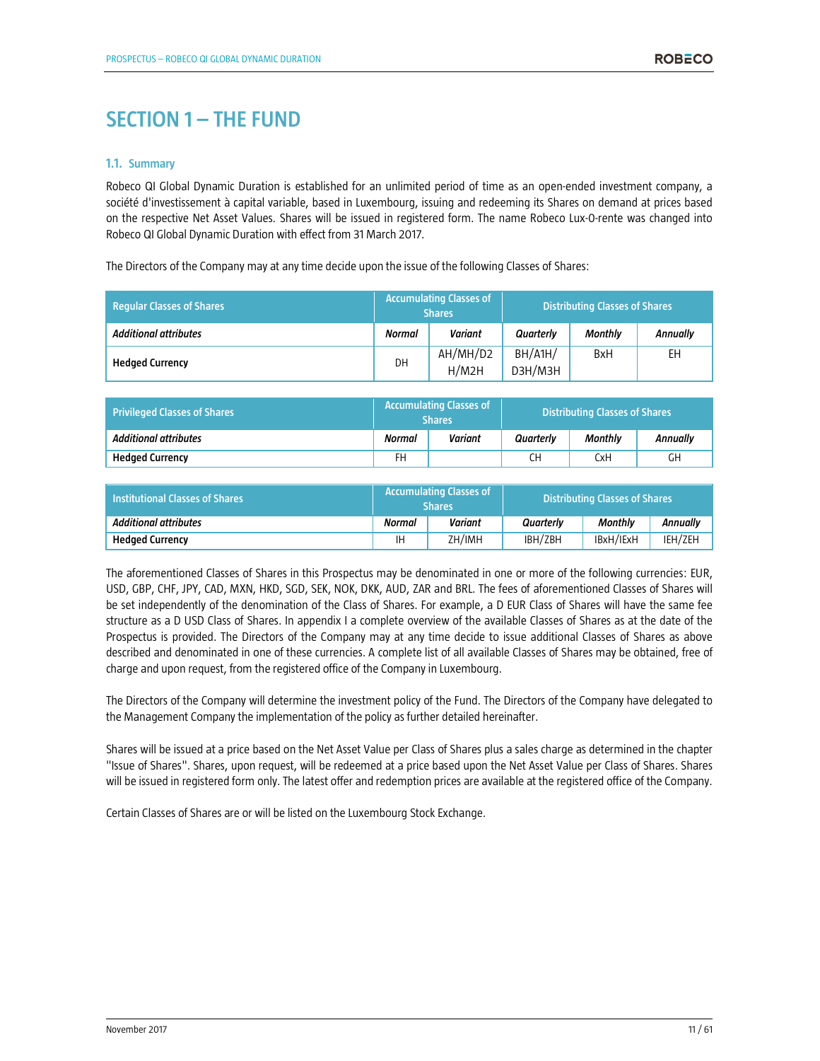# SECTION 1 – THE FUND

## 1.1. Summary

Robeco QI Global Dynamic Duration is established for an unlimited period of time as an open-ended investment company, a société d'investissement à capital variable, based in Luxembourg, issuing and redeeming its Shares on demand at prices based on the respective Net Asset Values. Shares will be issued in registered form. The name Robeco Lux-O-rente was changed into Robeco QI Global Dynamic Duration with effect from 31 March 2017.

The Directors of the Company may at any time decide upon the issue of the following Classes of Shares:

| Regular Classes of Shares | Accumulating Classes of Shares | | Distributing Classes of Shares | | |
|---|---|---|---|---|---|
| ***Additional attributes*** | ***Normal*** | ***Variant*** | ***Quarterly*** | ***Monthly*** | ***Annually*** |
| **Hedged Currency** | DH | AH/MH/D2H/M2H | BH/A1H/D3H/M3H | BxH | EH |

| Privileged Classes of Shares | Accumulating Classes of Shares | | Distributing Classes of Shares | | |
|---|---|---|---|---|---|
| ***Additional attributes*** | ***Normal*** | ***Variant*** | ***Quarterly*** | ***Monthly*** | ***Annually*** |
| **Hedged Currency** | FH | | CH | CxH | GH |

| Institutional Classes of Shares | Accumulating Classes of Shares | | Distributing Classes of Shares | | |
|---|---|---|---|---|---|
| ***Additional attributes*** | ***Normal*** | ***Variant*** | ***Quarterly*** | ***Monthly*** | ***Annually*** |
| **Hedged Currency** | IH | ZH/IMH | IBH/ZBH | IBxH/IExH | IEH/ZEH |

The aforementioned Classes of Shares in this Prospectus may be denominated in one or more of the following currencies: EUR, USD, GBP, CHF, JPY, CAD, MXN, HKD, SGD, SEK, NOK, DKK, AUD, ZAR and BRL. The fees of aforementioned Classes of Shares will be set independently of the denomination of the Class of Shares. For example, a D EUR Class of Shares will have the same fee structure as a D USD Class of Shares. In appendix I a complete overview of the available Classes of Shares as at the date of the Prospectus is provided. The Directors of the Company may at any time decide to issue additional Classes of Shares as above described and denominated in one of these currencies. A complete list of all available Classes of Shares may be obtained, free of charge and upon request, from the registered office of the Company in Luxembourg.

The Directors of the Company will determine the investment policy of the Fund. The Directors of the Company have delegated to the Management Company the implementation of the policy as further detailed hereinafter.

Shares will be issued at a price based on the Net Asset Value per Class of Shares plus a sales charge as determined in the chapter "Issue of Shares". Shares, upon request, will be redeemed at a price based upon the Net Asset Value per Class of Shares. Shares will be issued in registered form only. The latest offer and redemption prices are available at the registered office of the Company.

Certain Classes of Shares are or will be listed on the Luxembourg Stock Exchange.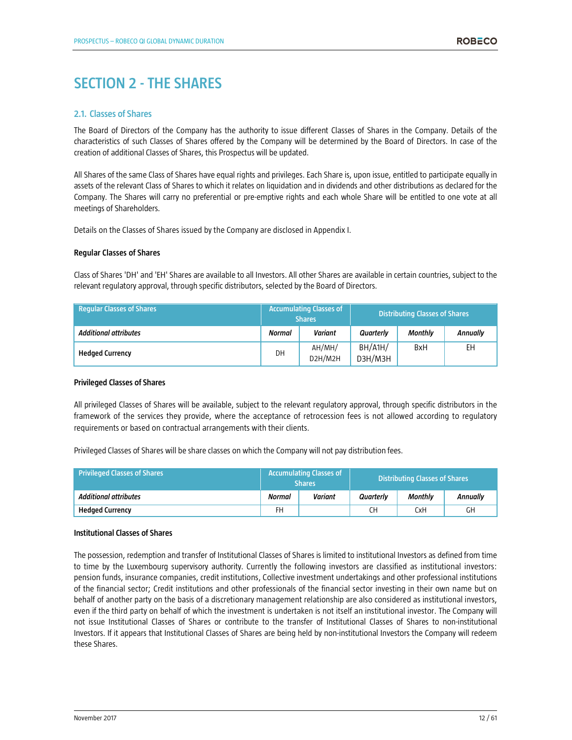# SECTION 2 - THE SHARES

## 2.1. Classes of Shares

The Board of Directors of the Company has the authority to issue different Classes of Shares in the Company. Details of the characteristics of such Classes of Shares offered by the Company will be determined by the Board of Directors. In case of the creation of additional Classes of Shares, this Prospectus will be updated.

All Shares of the same Class of Shares have equal rights and privileges. Each Share is, upon issue, entitled to participate equally in assets of the relevant Class of Shares to which it relates on liquidation and in dividends and other distributions as declared for the Company. The Shares will carry no preferential or pre-emptive rights and each whole Share will be entitled to one vote at all meetings of Shareholders.

Details on the Classes of Shares issued by the Company are disclosed in Appendix I.

**Regular Classes of Shares**

Class of Shares 'DH' and 'EH' Shares are available to all Investors. All other Shares are available in certain countries, subject to the relevant regulatory approval, through specific distributors, selected by the Board of Directors.

| Regular Classes of Shares | Accumulating Classes of Shares | | Distributing Classes of Shares | | |
|---|---|---|---|---|---|
| ***Additional attributes*** | ***Normal*** | ***Variant*** | ***Quarterly*** | ***Monthly*** | ***Annually*** |
| **Hedged Currency** | DH | AH/MH/ D2H/M2H | BH/A1H/ D3H/M3H | BxH | EH |

**Privileged Classes of Shares**

All privileged Classes of Shares will be available, subject to the relevant regulatory approval, through specific distributors in the framework of the services they provide, where the acceptance of retrocession fees is not allowed according to regulatory requirements or based on contractual arrangements with their clients.

Privileged Classes of Shares will be share classes on which the Company will not pay distribution fees.

| Privileged Classes of Shares | Accumulating Classes of Shares | | Distributing Classes of Shares | | |
|---|---|---|---|---|---|
| ***Additional attributes*** | ***Normal*** | ***Variant*** | ***Quarterly*** | ***Monthly*** | ***Annually*** |
| **Hedged Currency** | FH | | CH | CxH | GH |

**Institutional Classes of Shares**

The possession, redemption and transfer of Institutional Classes of Shares is limited to institutional Investors as defined from time to time by the Luxembourg supervisory authority. Currently the following investors are classified as institutional investors: pension funds, insurance companies, credit institutions, Collective investment undertakings and other professional institutions of the financial sector; Credit institutions and other professionals of the financial sector investing in their own name but on behalf of another party on the basis of a discretionary management relationship are also considered as institutional investors, even if the third party on behalf of which the investment is undertaken is not itself an institutional investor. The Company will not issue Institutional Classes of Shares or contribute to the transfer of Institutional Classes of Shares to non-institutional Investors. If it appears that Institutional Classes of Shares are being held by non-institutional Investors the Company will redeem these Shares.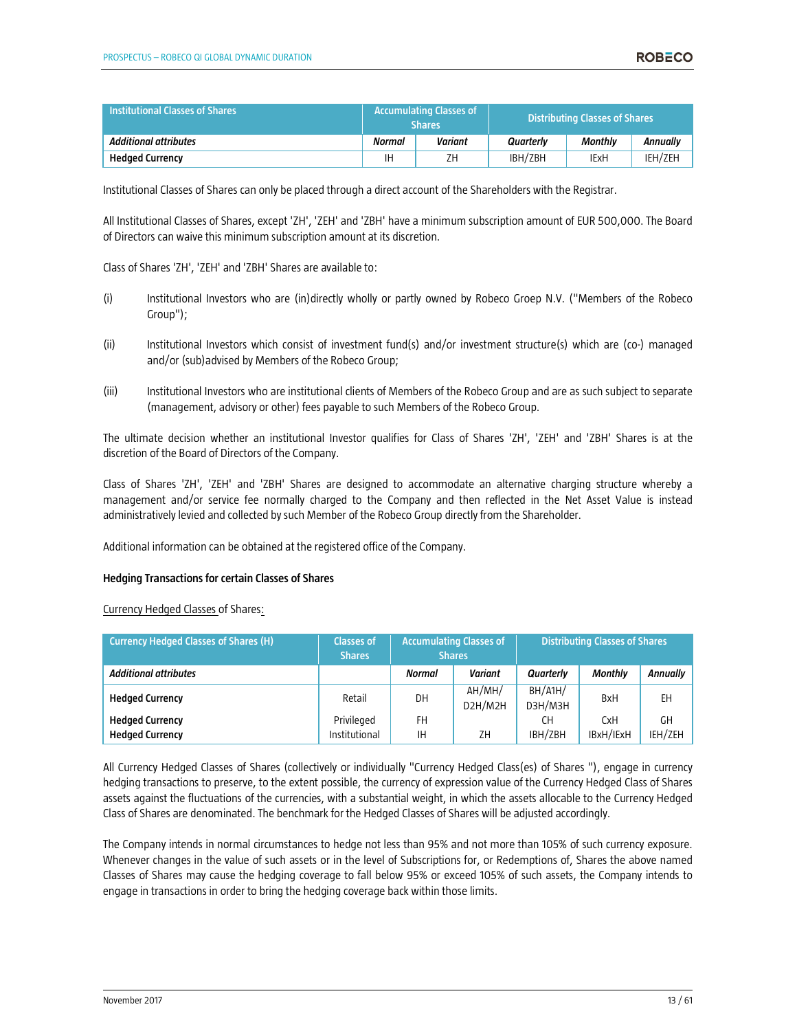| Institutional Classes of Shares | Accumulating Classes of Shares | | Distributing Classes of Shares | | |
|---|---|---|---|---|---|
| ***Additional attributes*** | ***Normal*** | ***Variant*** | ***Quarterly*** | ***Monthly*** | ***Annually*** |
| **Hedged Currency** | IH | ZH | IBH/ZBH | IExH | IEH/ZEH |

Institutional Classes of Shares can only be placed through a direct account of the Shareholders with the Registrar.

All Institutional Classes of Shares, except 'ZH', 'ZEH' and 'ZBH' have a minimum subscription amount of EUR 500,000. The Board of Directors can waive this minimum subscription amount at its discretion.

Class of Shares 'ZH', 'ZEH' and 'ZBH' Shares are available to:

(i) Institutional Investors who are (in)directly wholly or partly owned by Robeco Groep N.V. ("Members of the Robeco Group");

(ii) Institutional Investors which consist of investment fund(s) and/or investment structure(s) which are (co-) managed and/or (sub)advised by Members of the Robeco Group;

(iii) Institutional Investors who are institutional clients of Members of the Robeco Group and are as such subject to separate (management, advisory or other) fees payable to such Members of the Robeco Group.

The ultimate decision whether an institutional Investor qualifies for Class of Shares 'ZH', 'ZEH' and 'ZBH' Shares is at the discretion of the Board of Directors of the Company.

Class of Shares 'ZH', 'ZEH' and 'ZBH' Shares are designed to accommodate an alternative charging structure whereby a management and/or service fee normally charged to the Company and then reflected in the Net Asset Value is instead administratively levied and collected by such Member of the Robeco Group directly from the Shareholder.

Additional information can be obtained at the registered office of the Company.

**Hedging Transactions for certain Classes of Shares**

Currency Hedged Classes of Shares:

| Currency Hedged Classes of Shares (H) | Classes of Shares | Accumulating Classes of Shares | | Distributing Classes of Shares | | |
|---|---|---|---|---|---|---|
| ***Additional attributes*** | | ***Normal*** | ***Variant*** | ***Quarterly*** | ***Monthly*** | ***Annually*** |
| **Hedged Currency** | Retail | DH | AH/MH/ D2H/M2H | BH/A1H/ D3H/M3H | BxH | EH |
| **Hedged Currency** | Privileged | FH | | CH | CxH | GH |
| **Hedged Currency** | Institutional | IH | ZH | IBH/ZBH | IBxH/IExH | IEH/ZEH |

All Currency Hedged Classes of Shares (collectively or individually "Currency Hedged Class(es) of Shares "), engage in currency hedging transactions to preserve, to the extent possible, the currency of expression value of the Currency Hedged Class of Shares assets against the fluctuations of the currencies, with a substantial weight, in which the assets allocable to the Currency Hedged Class of Shares are denominated. The benchmark for the Hedged Classes of Shares will be adjusted accordingly.

The Company intends in normal circumstances to hedge not less than 95% and not more than 105% of such currency exposure. Whenever changes in the value of such assets or in the level of Subscriptions for, or Redemptions of, Shares the above named Classes of Shares may cause the hedging coverage to fall below 95% or exceed 105% of such assets, the Company intends to engage in transactions in order to bring the hedging coverage back within those limits.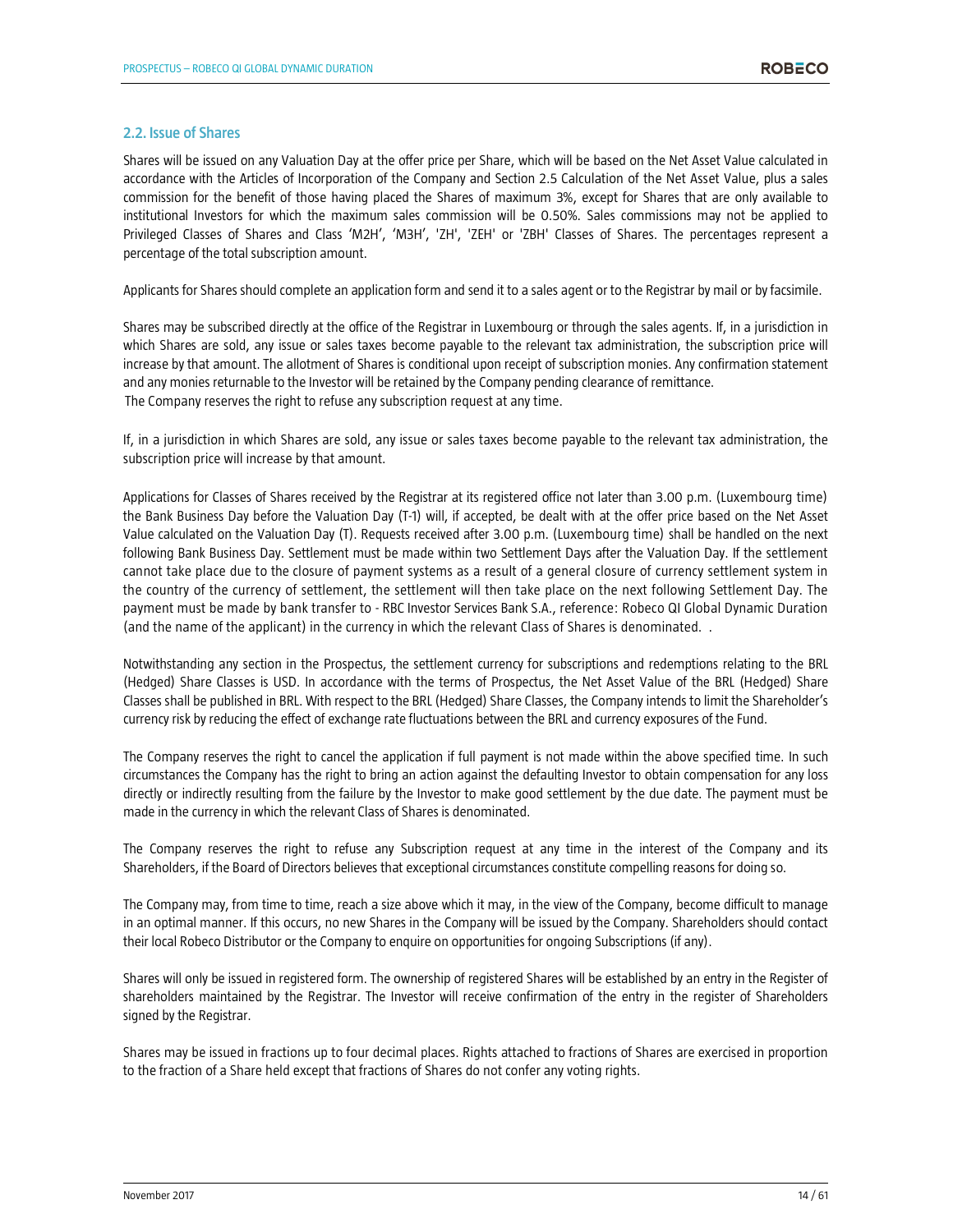## 2.2. Issue of Shares

Shares will be issued on any Valuation Day at the offer price per Share, which will be based on the Net Asset Value calculated in accordance with the Articles of Incorporation of the Company and Section 2.5 Calculation of the Net Asset Value, plus a sales commission for the benefit of those having placed the Shares of maximum 3%, except for Shares that are only available to institutional Investors for which the maximum sales commission will be 0.50%. Sales commissions may not be applied to Privileged Classes of Shares and Class 'M2H', 'M3H', 'ZH', 'ZEH' or 'ZBH' Classes of Shares. The percentages represent a percentage of the total subscription amount.

Applicants for Shares should complete an application form and send it to a sales agent or to the Registrar by mail or by facsimile.

Shares may be subscribed directly at the office of the Registrar in Luxembourg or through the sales agents. If, in a jurisdiction in which Shares are sold, any issue or sales taxes become payable to the relevant tax administration, the subscription price will increase by that amount. The allotment of Shares is conditional upon receipt of subscription monies. Any confirmation statement and any monies returnable to the Investor will be retained by the Company pending clearance of remittance.
The Company reserves the right to refuse any subscription request at any time.

If, in a jurisdiction in which Shares are sold, any issue or sales taxes become payable to the relevant tax administration, the subscription price will increase by that amount.

Applications for Classes of Shares received by the Registrar at its registered office not later than 3.00 p.m. (Luxembourg time) the Bank Business Day before the Valuation Day (T-1) will, if accepted, be dealt with at the offer price based on the Net Asset Value calculated on the Valuation Day (T). Requests received after 3.00 p.m. (Luxembourg time) shall be handled on the next following Bank Business Day. Settlement must be made within two Settlement Days after the Valuation Day. If the settlement cannot take place due to the closure of payment systems as a result of a general closure of currency settlement system in the country of the currency of settlement, the settlement will then take place on the next following Settlement Day. The payment must be made by bank transfer to - RBC Investor Services Bank S.A., reference: Robeco QI Global Dynamic Duration (and the name of the applicant) in the currency in which the relevant Class of Shares is denominated. .

Notwithstanding any section in the Prospectus, the settlement currency for subscriptions and redemptions relating to the BRL (Hedged) Share Classes is USD. In accordance with the terms of Prospectus, the Net Asset Value of the BRL (Hedged) Share Classes shall be published in BRL. With respect to the BRL (Hedged) Share Classes, the Company intends to limit the Shareholder's currency risk by reducing the effect of exchange rate fluctuations between the BRL and currency exposures of the Fund.

The Company reserves the right to cancel the application if full payment is not made within the above specified time. In such circumstances the Company has the right to bring an action against the defaulting Investor to obtain compensation for any loss directly or indirectly resulting from the failure by the Investor to make good settlement by the due date. The payment must be made in the currency in which the relevant Class of Shares is denominated.

The Company reserves the right to refuse any Subscription request at any time in the interest of the Company and its Shareholders, if the Board of Directors believes that exceptional circumstances constitute compelling reasons for doing so.

The Company may, from time to time, reach a size above which it may, in the view of the Company, become difficult to manage in an optimal manner. If this occurs, no new Shares in the Company will be issued by the Company. Shareholders should contact their local Robeco Distributor or the Company to enquire on opportunities for ongoing Subscriptions (if any).

Shares will only be issued in registered form. The ownership of registered Shares will be established by an entry in the Register of shareholders maintained by the Registrar. The Investor will receive confirmation of the entry in the register of Shareholders signed by the Registrar.

Shares may be issued in fractions up to four decimal places. Rights attached to fractions of Shares are exercised in proportion to the fraction of a Share held except that fractions of Shares do not confer any voting rights.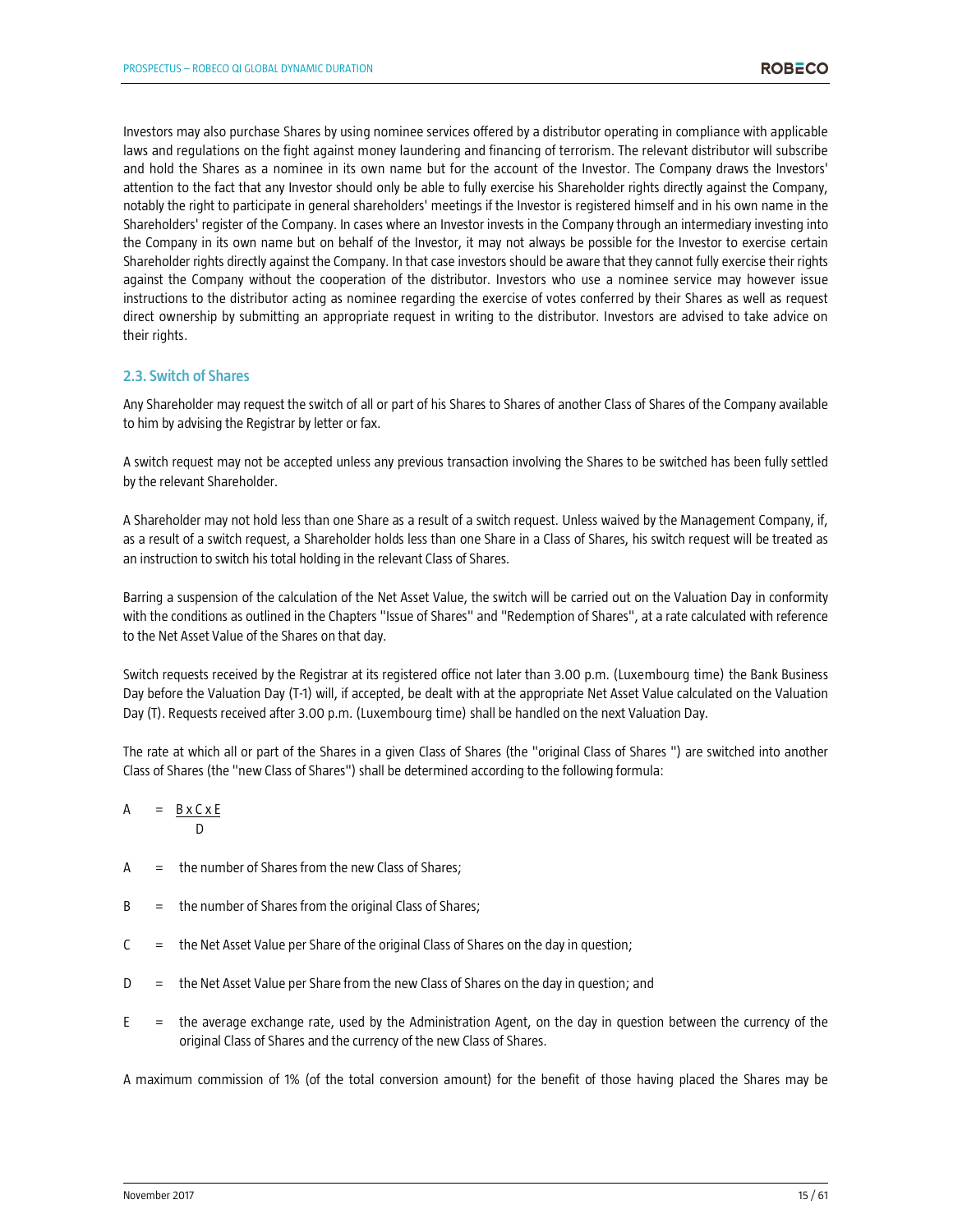Investors may also purchase Shares by using nominee services offered by a distributor operating in compliance with applicable laws and regulations on the fight against money laundering and financing of terrorism. The relevant distributor will subscribe and hold the Shares as a nominee in its own name but for the account of the Investor. The Company draws the Investors' attention to the fact that any Investor should only be able to fully exercise his Shareholder rights directly against the Company, notably the right to participate in general shareholders' meetings if the Investor is registered himself and in his own name in the Shareholders' register of the Company. In cases where an Investor invests in the Company through an intermediary investing into the Company in its own name but on behalf of the Investor, it may not always be possible for the Investor to exercise certain Shareholder rights directly against the Company. In that case investors should be aware that they cannot fully exercise their rights against the Company without the cooperation of the distributor. Investors who use a nominee service may however issue instructions to the distributor acting as nominee regarding the exercise of votes conferred by their Shares as well as request direct ownership by submitting an appropriate request in writing to the distributor. Investors are advised to take advice on their rights.

## 2.3. Switch of Shares

Any Shareholder may request the switch of all or part of his Shares to Shares of another Class of Shares of the Company available to him by advising the Registrar by letter or fax.

A switch request may not be accepted unless any previous transaction involving the Shares to be switched has been fully settled by the relevant Shareholder.

A Shareholder may not hold less than one Share as a result of a switch request. Unless waived by the Management Company, if, as a result of a switch request, a Shareholder holds less than one Share in a Class of Shares, his switch request will be treated as an instruction to switch his total holding in the relevant Class of Shares.

Barring a suspension of the calculation of the Net Asset Value, the switch will be carried out on the Valuation Day in conformity with the conditions as outlined in the Chapters "Issue of Shares" and "Redemption of Shares", at a rate calculated with reference to the Net Asset Value of the Shares on that day.

Switch requests received by the Registrar at its registered office not later than 3.00 p.m. (Luxembourg time) the Bank Business Day before the Valuation Day (T-1) will, if accepted, be dealt with at the appropriate Net Asset Value calculated on the Valuation Day (T). Requests received after 3.00 p.m. (Luxembourg time) shall be handled on the next Valuation Day.

The rate at which all or part of the Shares in a given Class of Shares (the "original Class of Shares ") are switched into another Class of Shares (the "new Class of Shares") shall be determined according to the following formula:

$$A = \frac{B \times C \times E}{D}$$

A = the number of Shares from the new Class of Shares;

B = the number of Shares from the original Class of Shares;

C = the Net Asset Value per Share of the original Class of Shares on the day in question;

D = the Net Asset Value per Share from the new Class of Shares on the day in question; and

E = the average exchange rate, used by the Administration Agent, on the day in question between the currency of the original Class of Shares and the currency of the new Class of Shares.

A maximum commission of 1% (of the total conversion amount) for the benefit of those having placed the Shares may be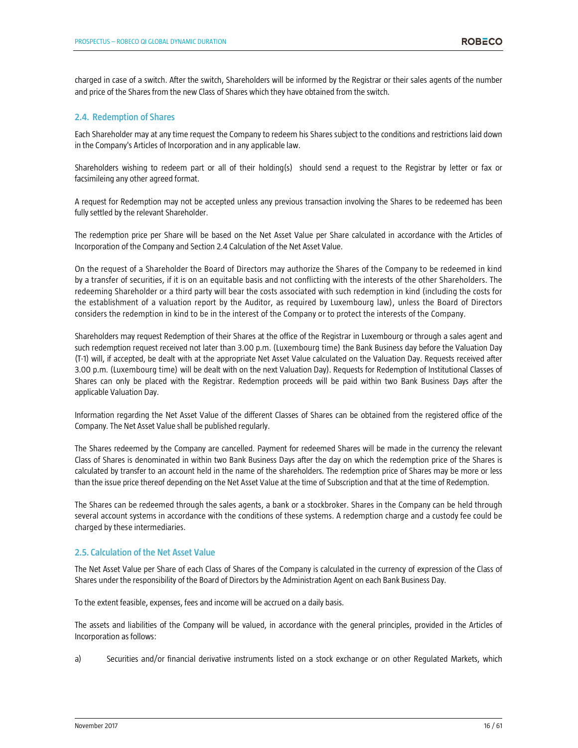charged in case of a switch. After the switch, Shareholders will be informed by the Registrar or their sales agents of the number and price of the Shares from the new Class of Shares which they have obtained from the switch.

## 2.4. Redemption of Shares

Each Shareholder may at any time request the Company to redeem his Shares subject to the conditions and restrictions laid down in the Company's Articles of Incorporation and in any applicable law.

Shareholders wishing to redeem part or all of their holding(s) should send a request to the Registrar by letter or fax or facsimileing any other agreed format.

A request for Redemption may not be accepted unless any previous transaction involving the Shares to be redeemed has been fully settled by the relevant Shareholder.

The redemption price per Share will be based on the Net Asset Value per Share calculated in accordance with the Articles of Incorporation of the Company and Section 2.4 Calculation of the Net Asset Value.

On the request of a Shareholder the Board of Directors may authorize the Shares of the Company to be redeemed in kind by a transfer of securities, if it is on an equitable basis and not conflicting with the interests of the other Shareholders. The redeeming Shareholder or a third party will bear the costs associated with such redemption in kind (including the costs for the establishment of a valuation report by the Auditor, as required by Luxembourg law), unless the Board of Directors considers the redemption in kind to be in the interest of the Company or to protect the interests of the Company.

Shareholders may request Redemption of their Shares at the office of the Registrar in Luxembourg or through a sales agent and such redemption request received not later than 3.00 p.m. (Luxembourg time) the Bank Business day before the Valuation Day (T-1) will, if accepted, be dealt with at the appropriate Net Asset Value calculated on the Valuation Day. Requests received after 3.00 p.m. (Luxembourg time) will be dealt with on the next Valuation Day). Requests for Redemption of Institutional Classes of Shares can only be placed with the Registrar. Redemption proceeds will be paid within two Bank Business Days after the applicable Valuation Day.

Information regarding the Net Asset Value of the different Classes of Shares can be obtained from the registered office of the Company. The Net Asset Value shall be published regularly.

The Shares redeemed by the Company are cancelled. Payment for redeemed Shares will be made in the currency the relevant Class of Shares is denominated in within two Bank Business Days after the day on which the redemption price of the Shares is calculated by transfer to an account held in the name of the shareholders. The redemption price of Shares may be more or less than the issue price thereof depending on the Net Asset Value at the time of Subscription and that at the time of Redemption.

The Shares can be redeemed through the sales agents, a bank or a stockbroker. Shares in the Company can be held through several account systems in accordance with the conditions of these systems. A redemption charge and a custody fee could be charged by these intermediaries.

## 2.5. Calculation of the Net Asset Value

The Net Asset Value per Share of each Class of Shares of the Company is calculated in the currency of expression of the Class of Shares under the responsibility of the Board of Directors by the Administration Agent on each Bank Business Day.

To the extent feasible, expenses, fees and income will be accrued on a daily basis.

The assets and liabilities of the Company will be valued, in accordance with the general principles, provided in the Articles of Incorporation as follows:

a) Securities and/or financial derivative instruments listed on a stock exchange or on other Regulated Markets, which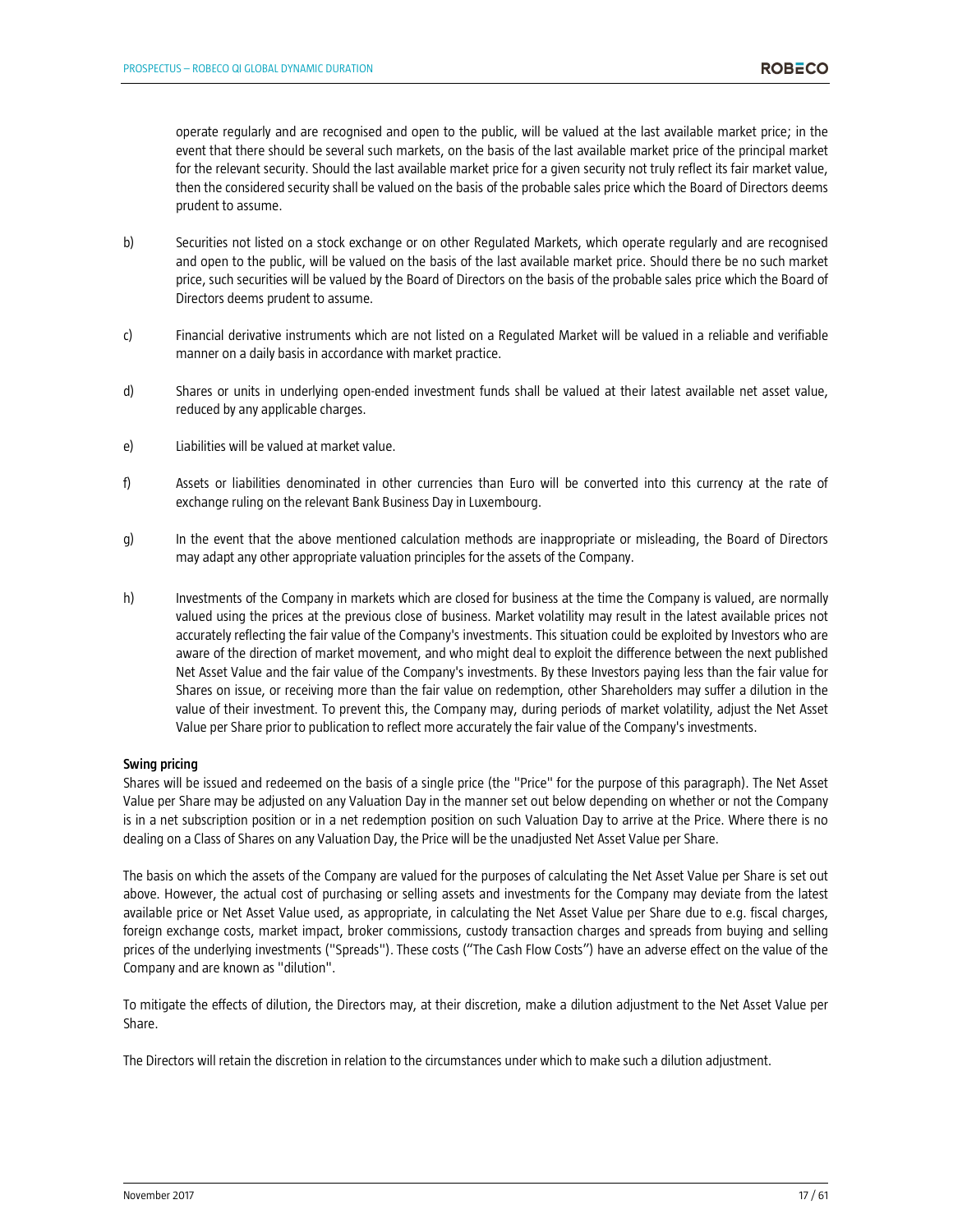operate regularly and are recognised and open to the public, will be valued at the last available market price; in the event that there should be several such markets, on the basis of the last available market price of the principal market for the relevant security. Should the last available market price for a given security not truly reflect its fair market value, then the considered security shall be valued on the basis of the probable sales price which the Board of Directors deems prudent to assume.

b) Securities not listed on a stock exchange or on other Regulated Markets, which operate regularly and are recognised and open to the public, will be valued on the basis of the last available market price. Should there be no such market price, such securities will be valued by the Board of Directors on the basis of the probable sales price which the Board of Directors deems prudent to assume.

c) Financial derivative instruments which are not listed on a Regulated Market will be valued in a reliable and verifiable manner on a daily basis in accordance with market practice.

d) Shares or units in underlying open-ended investment funds shall be valued at their latest available net asset value, reduced by any applicable charges.

e) Liabilities will be valued at market value.

f) Assets or liabilities denominated in other currencies than Euro will be converted into this currency at the rate of exchange ruling on the relevant Bank Business Day in Luxembourg.

g) In the event that the above mentioned calculation methods are inappropriate or misleading, the Board of Directors may adapt any other appropriate valuation principles for the assets of the Company.

h) Investments of the Company in markets which are closed for business at the time the Company is valued, are normally valued using the prices at the previous close of business. Market volatility may result in the latest available prices not accurately reflecting the fair value of the Company's investments. This situation could be exploited by Investors who are aware of the direction of market movement, and who might deal to exploit the difference between the next published Net Asset Value and the fair value of the Company's investments. By these Investors paying less than the fair value for Shares on issue, or receiving more than the fair value on redemption, other Shareholders may suffer a dilution in the value of their investment. To prevent this, the Company may, during periods of market volatility, adjust the Net Asset Value per Share prior to publication to reflect more accurately the fair value of the Company's investments.

**Swing pricing**

Shares will be issued and redeemed on the basis of a single price (the "Price" for the purpose of this paragraph). The Net Asset Value per Share may be adjusted on any Valuation Day in the manner set out below depending on whether or not the Company is in a net subscription position or in a net redemption position on such Valuation Day to arrive at the Price. Where there is no dealing on a Class of Shares on any Valuation Day, the Price will be the unadjusted Net Asset Value per Share.

The basis on which the assets of the Company are valued for the purposes of calculating the Net Asset Value per Share is set out above. However, the actual cost of purchasing or selling assets and investments for the Company may deviate from the latest available price or Net Asset Value used, as appropriate, in calculating the Net Asset Value per Share due to e.g. fiscal charges, foreign exchange costs, market impact, broker commissions, custody transaction charges and spreads from buying and selling prices of the underlying investments ("Spreads"). These costs ("The Cash Flow Costs") have an adverse effect on the value of the Company and are known as "dilution".

To mitigate the effects of dilution, the Directors may, at their discretion, make a dilution adjustment to the Net Asset Value per Share.

The Directors will retain the discretion in relation to the circumstances under which to make such a dilution adjustment.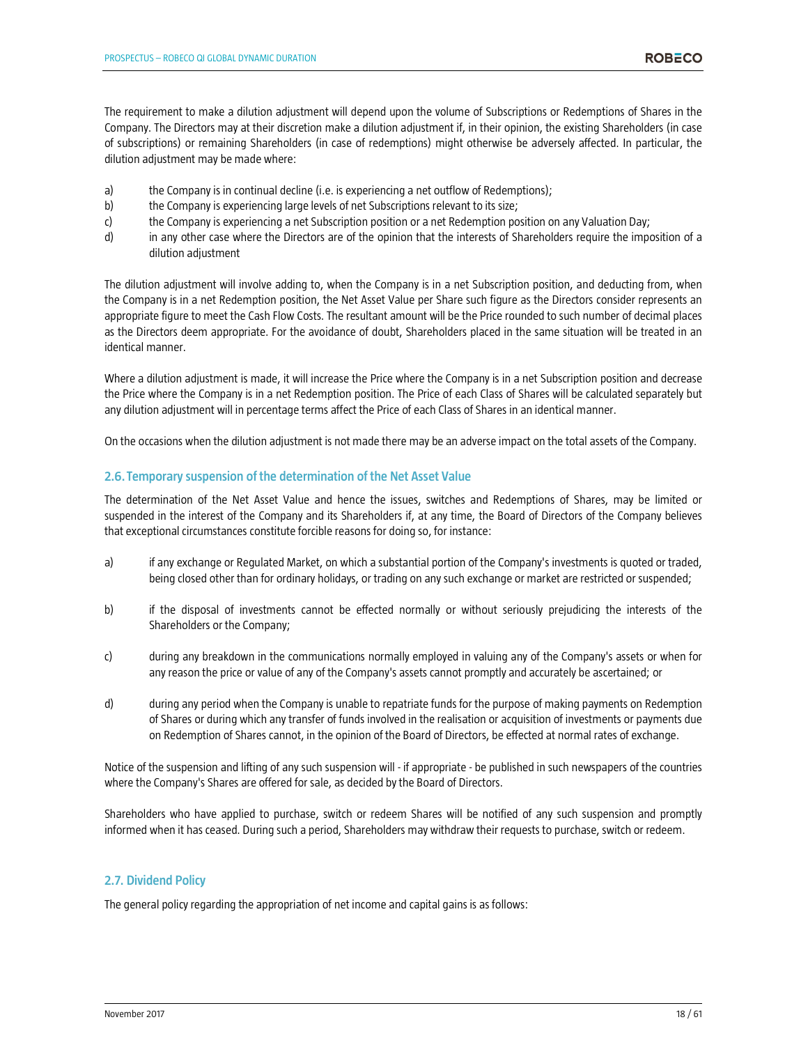The requirement to make a dilution adjustment will depend upon the volume of Subscriptions or Redemptions of Shares in the Company. The Directors may at their discretion make a dilution adjustment if, in their opinion, the existing Shareholders (in case of subscriptions) or remaining Shareholders (in case of redemptions) might otherwise be adversely affected. In particular, the dilution adjustment may be made where:

a) the Company is in continual decline (i.e. is experiencing a net outflow of Redemptions);
b) the Company is experiencing large levels of net Subscriptions relevant to its size;
c) the Company is experiencing a net Subscription position or a net Redemption position on any Valuation Day;
d) in any other case where the Directors are of the opinion that the interests of Shareholders require the imposition of a dilution adjustment

The dilution adjustment will involve adding to, when the Company is in a net Subscription position, and deducting from, when the Company is in a net Redemption position, the Net Asset Value per Share such figure as the Directors consider represents an appropriate figure to meet the Cash Flow Costs. The resultant amount will be the Price rounded to such number of decimal places as the Directors deem appropriate. For the avoidance of doubt, Shareholders placed in the same situation will be treated in an identical manner.

Where a dilution adjustment is made, it will increase the Price where the Company is in a net Subscription position and decrease the Price where the Company is in a net Redemption position. The Price of each Class of Shares will be calculated separately but any dilution adjustment will in percentage terms affect the Price of each Class of Shares in an identical manner.

On the occasions when the dilution adjustment is not made there may be an adverse impact on the total assets of the Company.

### 2.6. Temporary suspension of the determination of the Net Asset Value

The determination of the Net Asset Value and hence the issues, switches and Redemptions of Shares, may be limited or suspended in the interest of the Company and its Shareholders if, at any time, the Board of Directors of the Company believes that exceptional circumstances constitute forcible reasons for doing so, for instance:

a) if any exchange or Regulated Market, on which a substantial portion of the Company's investments is quoted or traded, being closed other than for ordinary holidays, or trading on any such exchange or market are restricted or suspended;

b) if the disposal of investments cannot be effected normally or without seriously prejudicing the interests of the Shareholders or the Company;

c) during any breakdown in the communications normally employed in valuing any of the Company's assets or when for any reason the price or value of any of the Company's assets cannot promptly and accurately be ascertained; or

d) during any period when the Company is unable to repatriate funds for the purpose of making payments on Redemption of Shares or during which any transfer of funds involved in the realisation or acquisition of investments or payments due on Redemption of Shares cannot, in the opinion of the Board of Directors, be effected at normal rates of exchange.

Notice of the suspension and lifting of any such suspension will - if appropriate - be published in such newspapers of the countries where the Company's Shares are offered for sale, as decided by the Board of Directors.

Shareholders who have applied to purchase, switch or redeem Shares will be notified of any such suspension and promptly informed when it has ceased. During such a period, Shareholders may withdraw their requests to purchase, switch or redeem.

### 2.7. Dividend Policy

The general policy regarding the appropriation of net income and capital gains is as follows: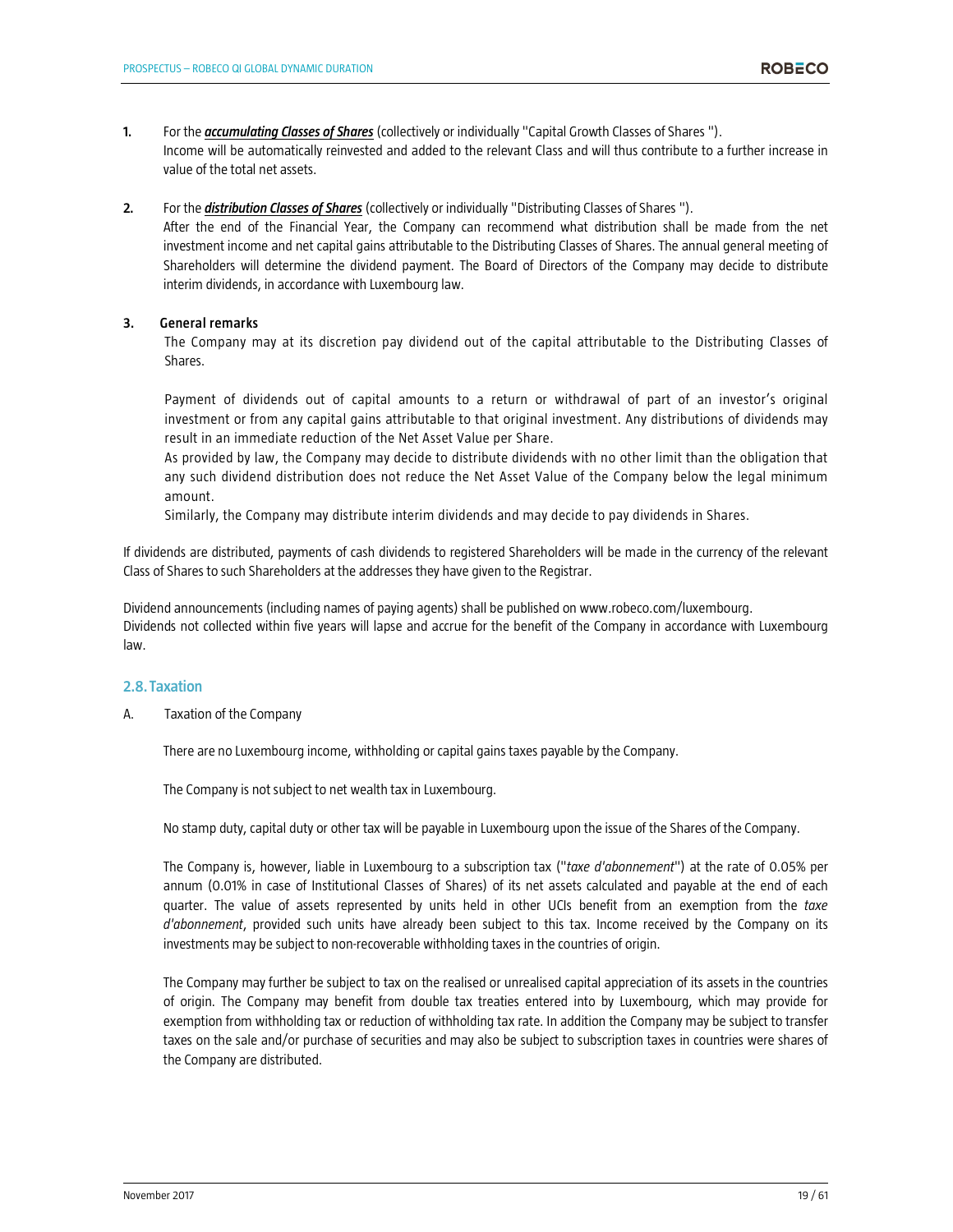1. For the ***accumulating Classes of Shares*** (collectively or individually "Capital Growth Classes of Shares ").
   Income will be automatically reinvested and added to the relevant Class and will thus contribute to a further increase in value of the total net assets.

2. For the ***distribution Classes of Shares*** (collectively or individually "Distributing Classes of Shares ").
   After the end of the Financial Year, the Company can recommend what distribution shall be made from the net investment income and net capital gains attributable to the Distributing Classes of Shares. The annual general meeting of Shareholders will determine the dividend payment. The Board of Directors of the Company may decide to distribute interim dividends, in accordance with Luxembourg law.

3. **General remarks**
   The Company may at its discretion pay dividend out of the capital attributable to the Distributing Classes of Shares.

   Payment of dividends out of capital amounts to a return or withdrawal of part of an investor's original investment or from any capital gains attributable to that original investment. Any distributions of dividends may result in an immediate reduction of the Net Asset Value per Share.
   As provided by law, the Company may decide to distribute dividends with no other limit than the obligation that any such dividend distribution does not reduce the Net Asset Value of the Company below the legal minimum amount.
   Similarly, the Company may distribute interim dividends and may decide to pay dividends in Shares.

If dividends are distributed, payments of cash dividends to registered Shareholders will be made in the currency of the relevant Class of Shares to such Shareholders at the addresses they have given to the Registrar.

Dividend announcements (including names of paying agents) shall be published on www.robeco.com/luxembourg.
Dividends not collected within five years will lapse and accrue for the benefit of the Company in accordance with Luxembourg law.

## 2.8. Taxation

A. Taxation of the Company

There are no Luxembourg income, withholding or capital gains taxes payable by the Company.

The Company is not subject to net wealth tax in Luxembourg.

No stamp duty, capital duty or other tax will be payable in Luxembourg upon the issue of the Shares of the Company.

The Company is, however, liable in Luxembourg to a subscription tax ("*taxe d'abonnement*") at the rate of 0.05% per annum (0.01% in case of Institutional Classes of Shares) of its net assets calculated and payable at the end of each quarter. The value of assets represented by units held in other UCIs benefit from an exemption from the *taxe d'abonnement*, provided such units have already been subject to this tax. Income received by the Company on its investments may be subject to non-recoverable withholding taxes in the countries of origin.

The Company may further be subject to tax on the realised or unrealised capital appreciation of its assets in the countries of origin. The Company may benefit from double tax treaties entered into by Luxembourg, which may provide for exemption from withholding tax or reduction of withholding tax rate. In addition the Company may be subject to transfer taxes on the sale and/or purchase of securities and may also be subject to subscription taxes in countries were shares of the Company are distributed.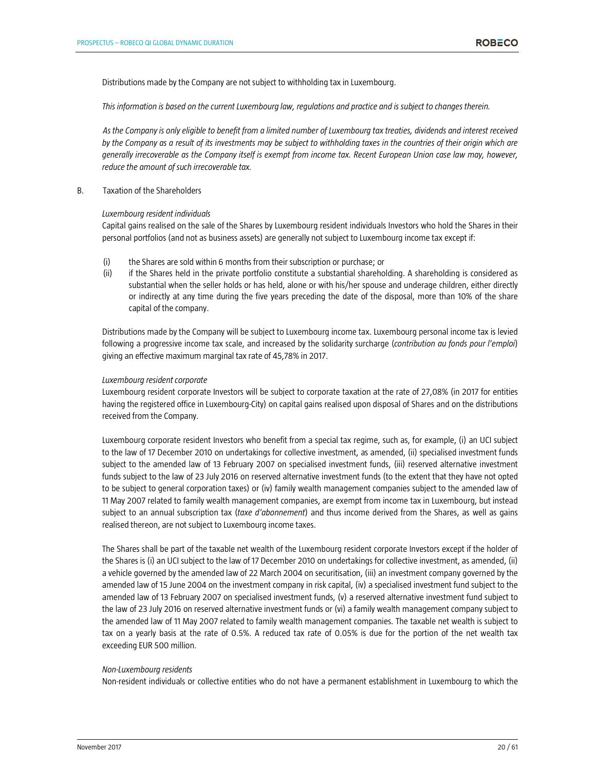Distributions made by the Company are not subject to withholding tax in Luxembourg.

*This information is based on the current Luxembourg law, regulations and practice and is subject to changes therein.*

*As the Company is only eligible to benefit from a limited number of Luxembourg tax treaties, dividends and interest received by the Company as a result of its investments may be subject to withholding taxes in the countries of their origin which are generally irrecoverable as the Company itself is exempt from income tax. Recent European Union case law may, however, reduce the amount of such irrecoverable tax.*

B. Taxation of the Shareholders

*Luxembourg resident individuals*

Capital gains realised on the sale of the Shares by Luxembourg resident individuals Investors who hold the Shares in their personal portfolios (and not as business assets) are generally not subject to Luxembourg income tax except if:

(i) the Shares are sold within 6 months from their subscription or purchase; or

(ii) if the Shares held in the private portfolio constitute a substantial shareholding. A shareholding is considered as substantial when the seller holds or has held, alone or with his/her spouse and underage children, either directly or indirectly at any time during the five years preceding the date of the disposal, more than 10% of the share capital of the company.

Distributions made by the Company will be subject to Luxembourg income tax. Luxembourg personal income tax is levied following a progressive income tax scale, and increased by the solidarity surcharge (*contribution au fonds pour l'emploi*) giving an effective maximum marginal tax rate of 45,78% in 2017.

*Luxembourg resident corporate*

Luxembourg resident corporate Investors will be subject to corporate taxation at the rate of 27,08% (in 2017 for entities having the registered office in Luxembourg-City) on capital gains realised upon disposal of Shares and on the distributions received from the Company.

Luxembourg corporate resident Investors who benefit from a special tax regime, such as, for example, (i) an UCI subject to the law of 17 December 2010 on undertakings for collective investment, as amended, (ii) specialised investment funds subject to the amended law of 13 February 2007 on specialised investment funds, (iii) reserved alternative investment funds subject to the law of 23 July 2016 on reserved alternative investment funds (to the extent that they have not opted to be subject to general corporation taxes) or (iv) family wealth management companies subject to the amended law of 11 May 2007 related to family wealth management companies, are exempt from income tax in Luxembourg, but instead subject to an annual subscription tax (*taxe d'abonnement*) and thus income derived from the Shares, as well as gains realised thereon, are not subject to Luxembourg income taxes.

The Shares shall be part of the taxable net wealth of the Luxembourg resident corporate Investors except if the holder of the Shares is (i) an UCI subject to the law of 17 December 2010 on undertakings for collective investment, as amended, (ii) a vehicle governed by the amended law of 22 March 2004 on securitisation, (iii) an investment company governed by the amended law of 15 June 2004 on the investment company in risk capital, (iv) a specialised investment fund subject to the amended law of 13 February 2007 on specialised investment funds, (v) a reserved alternative investment fund subject to the law of 23 July 2016 on reserved alternative investment funds or (vi) a family wealth management company subject to the amended law of 11 May 2007 related to family wealth management companies. The taxable net wealth is subject to tax on a yearly basis at the rate of 0.5%. A reduced tax rate of 0.05% is due for the portion of the net wealth tax exceeding EUR 500 million.

*Non-Luxembourg residents*

Non-resident individuals or collective entities who do not have a permanent establishment in Luxembourg to which the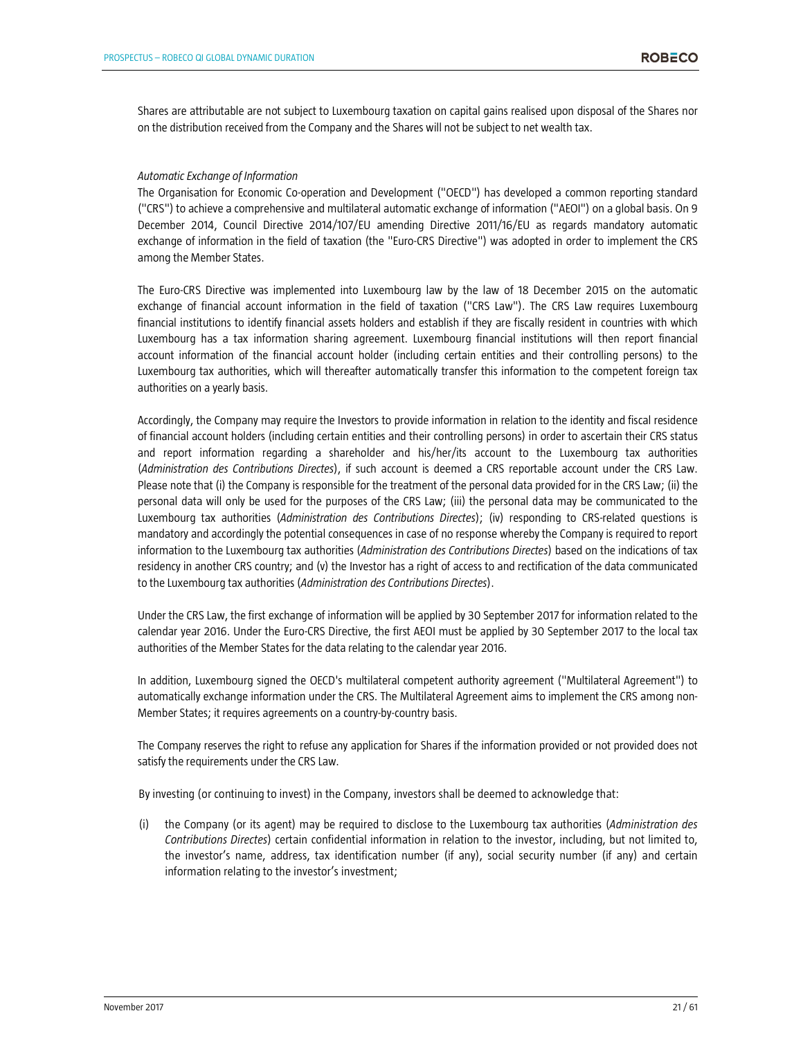Shares are attributable are not subject to Luxembourg taxation on capital gains realised upon disposal of the Shares nor on the distribution received from the Company and the Shares will not be subject to net wealth tax.

*Automatic Exchange of Information*

The Organisation for Economic Co-operation and Development ("OECD") has developed a common reporting standard ("CRS") to achieve a comprehensive and multilateral automatic exchange of information ("AEOI") on a global basis. On 9 December 2014, Council Directive 2014/107/EU amending Directive 2011/16/EU as regards mandatory automatic exchange of information in the field of taxation (the "Euro-CRS Directive") was adopted in order to implement the CRS among the Member States.

The Euro-CRS Directive was implemented into Luxembourg law by the law of 18 December 2015 on the automatic exchange of financial account information in the field of taxation ("CRS Law"). The CRS Law requires Luxembourg financial institutions to identify financial assets holders and establish if they are fiscally resident in countries with which Luxembourg has a tax information sharing agreement. Luxembourg financial institutions will then report financial account information of the financial account holder (including certain entities and their controlling persons) to the Luxembourg tax authorities, which will thereafter automatically transfer this information to the competent foreign tax authorities on a yearly basis.

Accordingly, the Company may require the Investors to provide information in relation to the identity and fiscal residence of financial account holders (including certain entities and their controlling persons) in order to ascertain their CRS status and report information regarding a shareholder and his/her/its account to the Luxembourg tax authorities (*Administration des Contributions Directes*), if such account is deemed a CRS reportable account under the CRS Law. Please note that (i) the Company is responsible for the treatment of the personal data provided for in the CRS Law; (ii) the personal data will only be used for the purposes of the CRS Law; (iii) the personal data may be communicated to the Luxembourg tax authorities (*Administration des Contributions Directes*); (iv) responding to CRS-related questions is mandatory and accordingly the potential consequences in case of no response whereby the Company is required to report information to the Luxembourg tax authorities (*Administration des Contributions Directes*) based on the indications of tax residency in another CRS country; and (v) the Investor has a right of access to and rectification of the data communicated to the Luxembourg tax authorities (*Administration des Contributions Directes*).

Under the CRS Law, the first exchange of information will be applied by 30 September 2017 for information related to the calendar year 2016. Under the Euro-CRS Directive, the first AEOI must be applied by 30 September 2017 to the local tax authorities of the Member States for the data relating to the calendar year 2016.

In addition, Luxembourg signed the OECD's multilateral competent authority agreement ("Multilateral Agreement") to automatically exchange information under the CRS. The Multilateral Agreement aims to implement the CRS among non-Member States; it requires agreements on a country-by-country basis.

The Company reserves the right to refuse any application for Shares if the information provided or not provided does not satisfy the requirements under the CRS Law.

By investing (or continuing to invest) in the Company, investors shall be deemed to acknowledge that:

(i) the Company (or its agent) may be required to disclose to the Luxembourg tax authorities (*Administration des Contributions Directes*) certain confidential information in relation to the investor, including, but not limited to, the investor's name, address, tax identification number (if any), social security number (if any) and certain information relating to the investor's investment;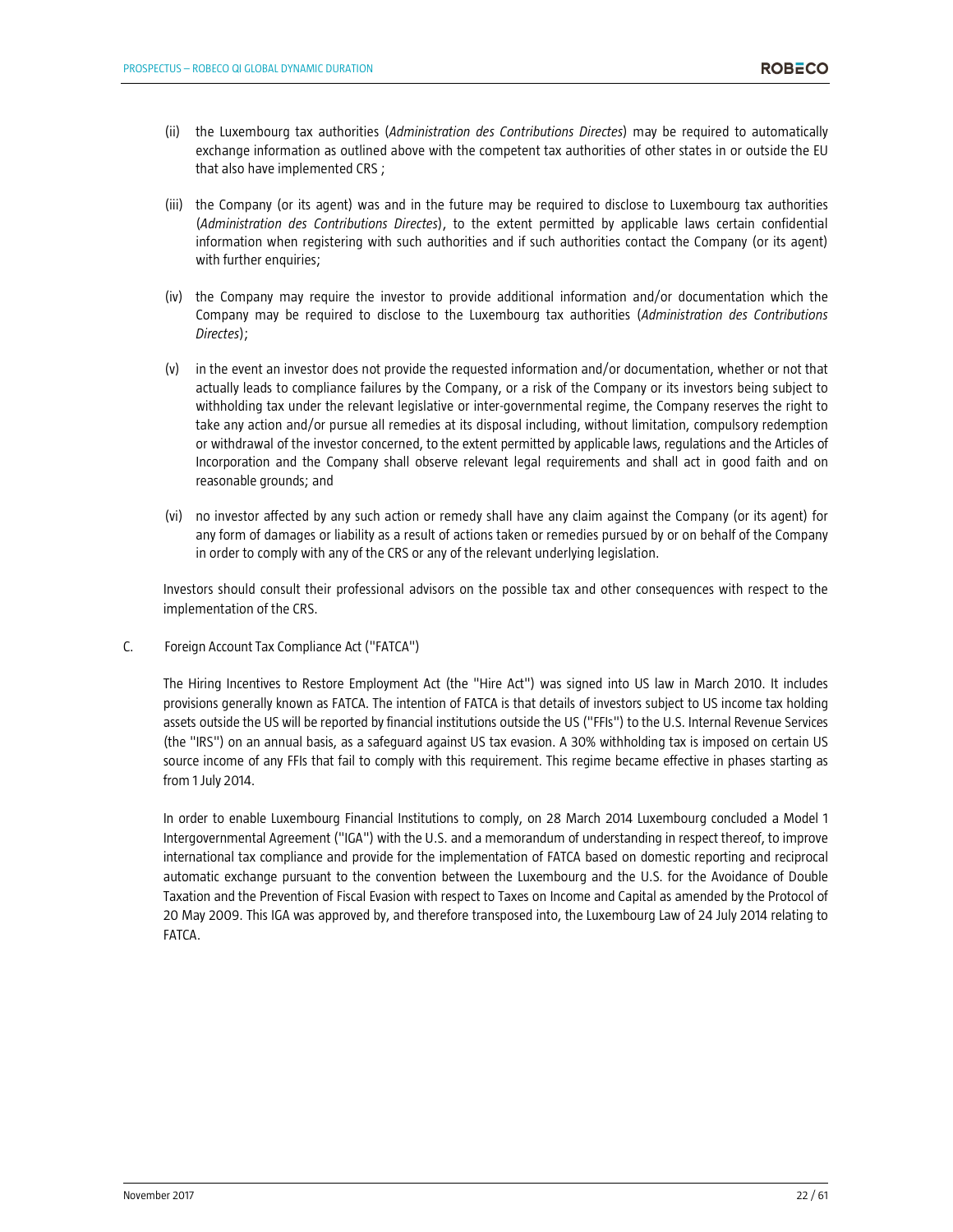(ii) the Luxembourg tax authorities (*Administration des Contributions Directes*) may be required to automatically exchange information as outlined above with the competent tax authorities of other states in or outside the EU that also have implemented CRS ;

(iii) the Company (or its agent) was and in the future may be required to disclose to Luxembourg tax authorities (*Administration des Contributions Directes*), to the extent permitted by applicable laws certain confidential information when registering with such authorities and if such authorities contact the Company (or its agent) with further enquiries;

(iv) the Company may require the investor to provide additional information and/or documentation which the Company may be required to disclose to the Luxembourg tax authorities (*Administration des Contributions Directes*);

(v) in the event an investor does not provide the requested information and/or documentation, whether or not that actually leads to compliance failures by the Company, or a risk of the Company or its investors being subject to withholding tax under the relevant legislative or inter-governmental regime, the Company reserves the right to take any action and/or pursue all remedies at its disposal including, without limitation, compulsory redemption or withdrawal of the investor concerned, to the extent permitted by applicable laws, regulations and the Articles of Incorporation and the Company shall observe relevant legal requirements and shall act in good faith and on reasonable grounds; and

(vi) no investor affected by any such action or remedy shall have any claim against the Company (or its agent) for any form of damages or liability as a result of actions taken or remedies pursued by or on behalf of the Company in order to comply with any of the CRS or any of the relevant underlying legislation.

Investors should consult their professional advisors on the possible tax and other consequences with respect to the implementation of the CRS.

C. Foreign Account Tax Compliance Act ("FATCA")

The Hiring Incentives to Restore Employment Act (the "Hire Act") was signed into US law in March 2010. It includes provisions generally known as FATCA. The intention of FATCA is that details of investors subject to US income tax holding assets outside the US will be reported by financial institutions outside the US ("FFIs") to the U.S. Internal Revenue Services (the "IRS") on an annual basis, as a safeguard against US tax evasion. A 30% withholding tax is imposed on certain US source income of any FFIs that fail to comply with this requirement. This regime became effective in phases starting as from 1 July 2014.

In order to enable Luxembourg Financial Institutions to comply, on 28 March 2014 Luxembourg concluded a Model 1 Intergovernmental Agreement ("IGA") with the U.S. and a memorandum of understanding in respect thereof, to improve international tax compliance and provide for the implementation of FATCA based on domestic reporting and reciprocal automatic exchange pursuant to the convention between the Luxembourg and the U.S. for the Avoidance of Double Taxation and the Prevention of Fiscal Evasion with respect to Taxes on Income and Capital as amended by the Protocol of 20 May 2009. This IGA was approved by, and therefore transposed into, the Luxembourg Law of 24 July 2014 relating to FATCA.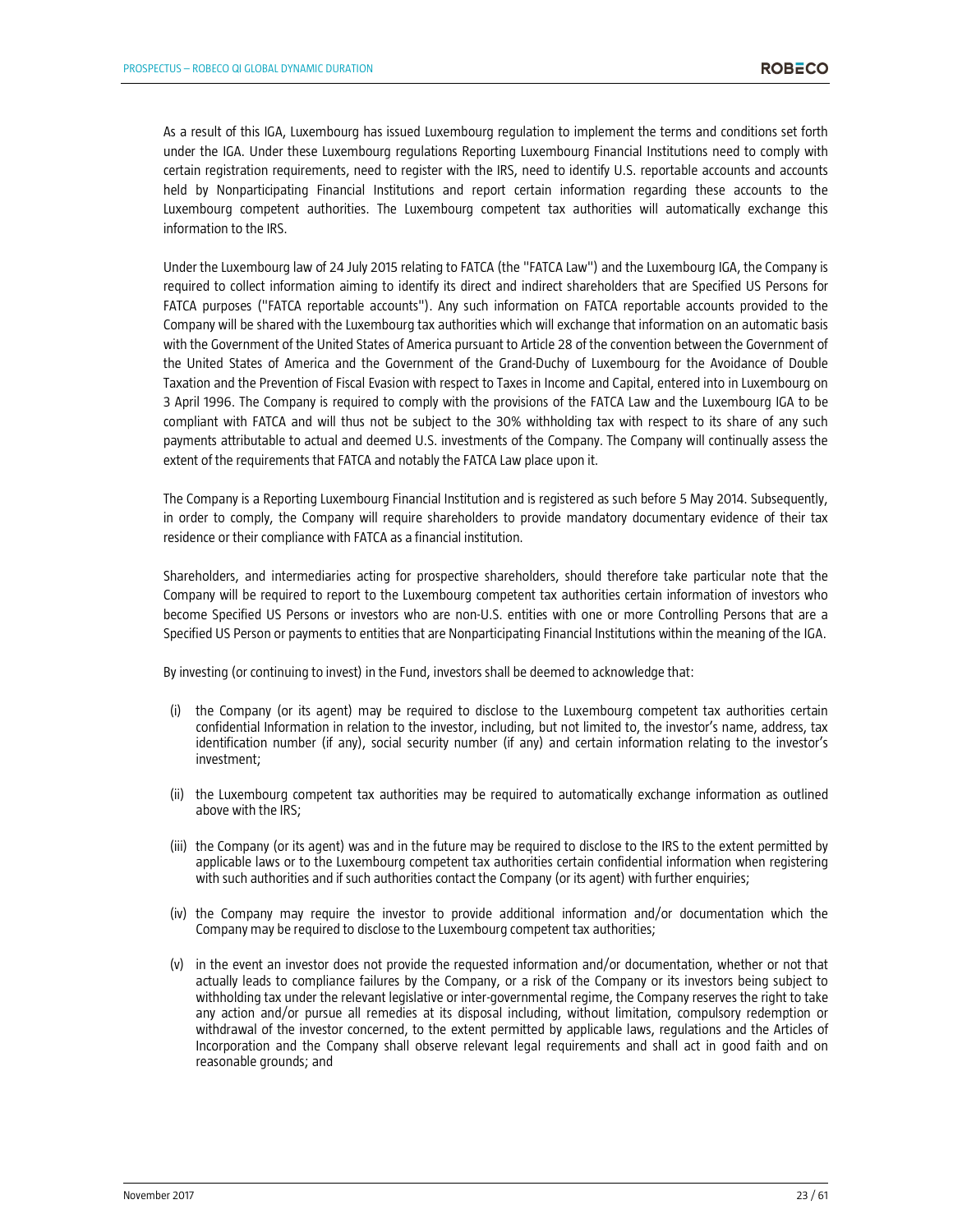As a result of this IGA, Luxembourg has issued Luxembourg regulation to implement the terms and conditions set forth under the IGA. Under these Luxembourg regulations Reporting Luxembourg Financial Institutions need to comply with certain registration requirements, need to register with the IRS, need to identify U.S. reportable accounts and accounts held by Nonparticipating Financial Institutions and report certain information regarding these accounts to the Luxembourg competent authorities. The Luxembourg competent tax authorities will automatically exchange this information to the IRS.

Under the Luxembourg law of 24 July 2015 relating to FATCA (the "FATCA Law") and the Luxembourg IGA, the Company is required to collect information aiming to identify its direct and indirect shareholders that are Specified US Persons for FATCA purposes ("FATCA reportable accounts"). Any such information on FATCA reportable accounts provided to the Company will be shared with the Luxembourg tax authorities which will exchange that information on an automatic basis with the Government of the United States of America pursuant to Article 28 of the convention between the Government of the United States of America and the Government of the Grand-Duchy of Luxembourg for the Avoidance of Double Taxation and the Prevention of Fiscal Evasion with respect to Taxes in Income and Capital, entered into in Luxembourg on 3 April 1996. The Company is required to comply with the provisions of the FATCA Law and the Luxembourg IGA to be compliant with FATCA and will thus not be subject to the 30% withholding tax with respect to its share of any such payments attributable to actual and deemed U.S. investments of the Company. The Company will continually assess the extent of the requirements that FATCA and notably the FATCA Law place upon it.

The Company is a Reporting Luxembourg Financial Institution and is registered as such before 5 May 2014. Subsequently, in order to comply, the Company will require shareholders to provide mandatory documentary evidence of their tax residence or their compliance with FATCA as a financial institution.

Shareholders, and intermediaries acting for prospective shareholders, should therefore take particular note that the Company will be required to report to the Luxembourg competent tax authorities certain information of investors who become Specified US Persons or investors who are non-U.S. entities with one or more Controlling Persons that are a Specified US Person or payments to entities that are Nonparticipating Financial Institutions within the meaning of the IGA.

By investing (or continuing to invest) in the Fund, investors shall be deemed to acknowledge that:

(i) the Company (or its agent) may be required to disclose to the Luxembourg competent tax authorities certain confidential Information in relation to the investor, including, but not limited to, the investor's name, address, tax identification number (if any), social security number (if any) and certain information relating to the investor's investment;

(ii) the Luxembourg competent tax authorities may be required to automatically exchange information as outlined above with the IRS;

(iii) the Company (or its agent) was and in the future may be required to disclose to the IRS to the extent permitted by applicable laws or to the Luxembourg competent tax authorities certain confidential information when registering with such authorities and if such authorities contact the Company (or its agent) with further enquiries;

(iv) the Company may require the investor to provide additional information and/or documentation which the Company may be required to disclose to the Luxembourg competent tax authorities;

(v) in the event an investor does not provide the requested information and/or documentation, whether or not that actually leads to compliance failures by the Company, or a risk of the Company or its investors being subject to withholding tax under the relevant legislative or inter-governmental regime, the Company reserves the right to take any action and/or pursue all remedies at its disposal including, without limitation, compulsory redemption or withdrawal of the investor concerned, to the extent permitted by applicable laws, regulations and the Articles of Incorporation and the Company shall observe relevant legal requirements and shall act in good faith and on reasonable grounds; and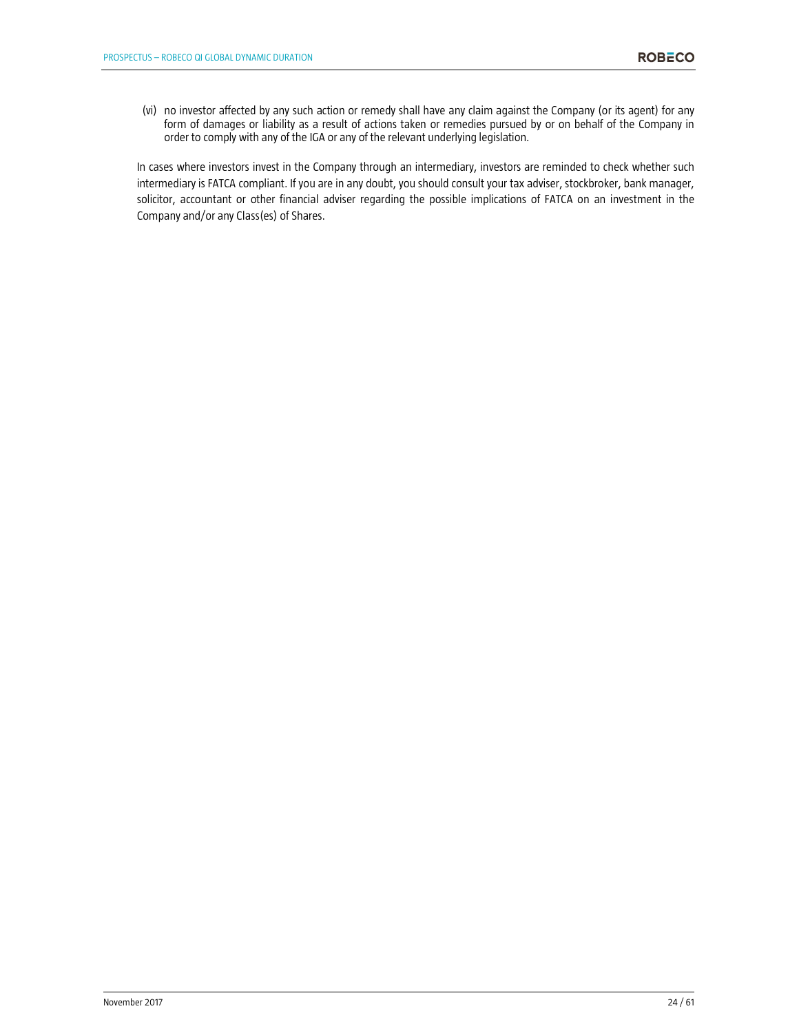(vi) no investor affected by any such action or remedy shall have any claim against the Company (or its agent) for any form of damages or liability as a result of actions taken or remedies pursued by or on behalf of the Company in order to comply with any of the IGA or any of the relevant underlying legislation.

In cases where investors invest in the Company through an intermediary, investors are reminded to check whether such intermediary is FATCA compliant. If you are in any doubt, you should consult your tax adviser, stockbroker, bank manager, solicitor, accountant or other financial adviser regarding the possible implications of FATCA on an investment in the Company and/or any Class(es) of Shares.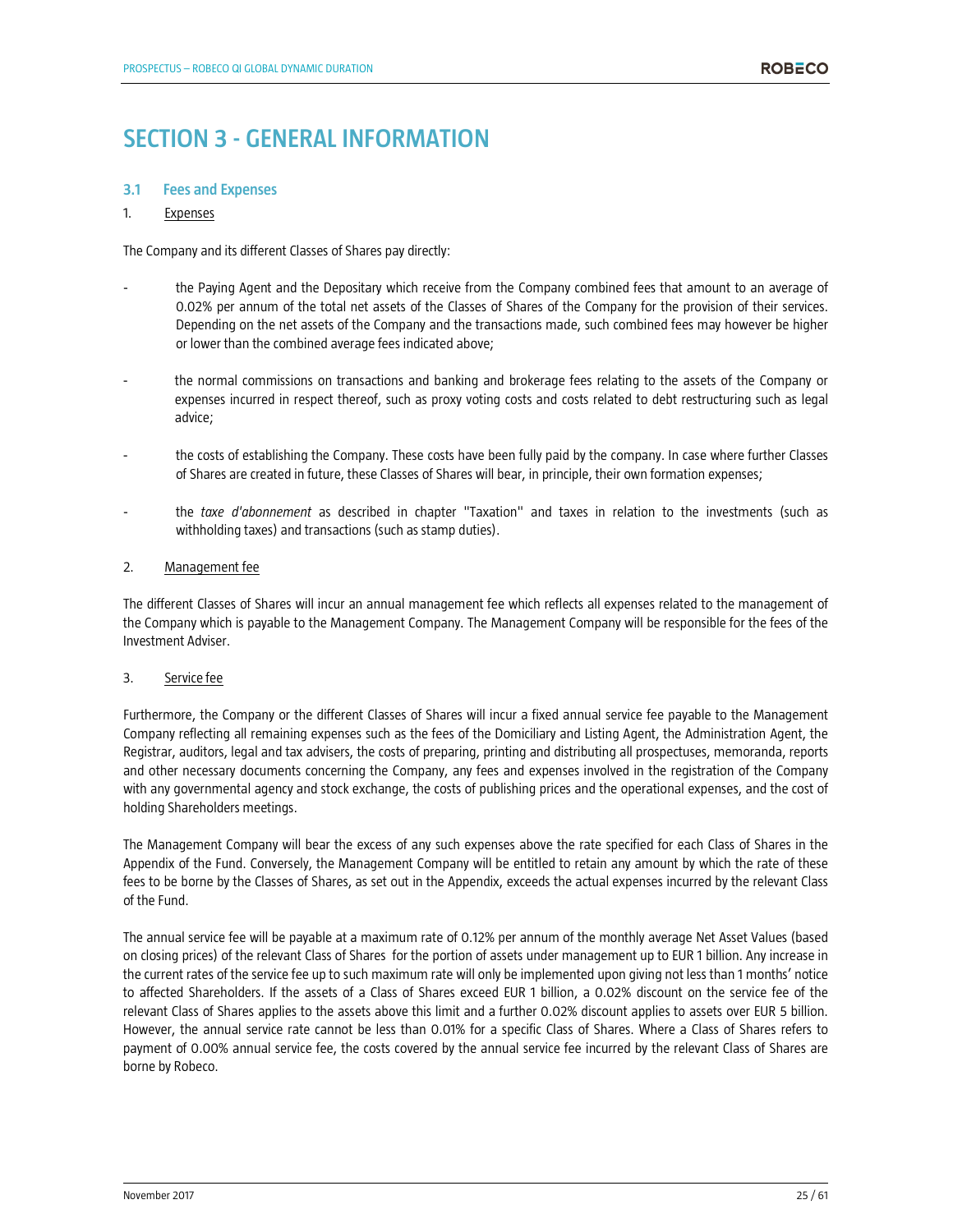# SECTION 3 - GENERAL INFORMATION

## 3.1 Fees and Expenses

1. Expenses

The Company and its different Classes of Shares pay directly:

- the Paying Agent and the Depositary which receive from the Company combined fees that amount to an average of 0.02% per annum of the total net assets of the Classes of Shares of the Company for the provision of their services. Depending on the net assets of the Company and the transactions made, such combined fees may however be higher or lower than the combined average fees indicated above;
- the normal commissions on transactions and banking and brokerage fees relating to the assets of the Company or expenses incurred in respect thereof, such as proxy voting costs and costs related to debt restructuring such as legal advice;
- the costs of establishing the Company. These costs have been fully paid by the company. In case where further Classes of Shares are created in future, these Classes of Shares will bear, in principle, their own formation expenses;
- the *taxe d'abonnement* as described in chapter "Taxation" and taxes in relation to the investments (such as withholding taxes) and transactions (such as stamp duties).

2. Management fee

The different Classes of Shares will incur an annual management fee which reflects all expenses related to the management of the Company which is payable to the Management Company. The Management Company will be responsible for the fees of the Investment Adviser.

3. Service fee

Furthermore, the Company or the different Classes of Shares will incur a fixed annual service fee payable to the Management Company reflecting all remaining expenses such as the fees of the Domiciliary and Listing Agent, the Administration Agent, the Registrar, auditors, legal and tax advisers, the costs of preparing, printing and distributing all prospectuses, memoranda, reports and other necessary documents concerning the Company, any fees and expenses involved in the registration of the Company with any governmental agency and stock exchange, the costs of publishing prices and the operational expenses, and the cost of holding Shareholders meetings.

The Management Company will bear the excess of any such expenses above the rate specified for each Class of Shares in the Appendix of the Fund. Conversely, the Management Company will be entitled to retain any amount by which the rate of these fees to be borne by the Classes of Shares, as set out in the Appendix, exceeds the actual expenses incurred by the relevant Class of the Fund.

The annual service fee will be payable at a maximum rate of 0.12% per annum of the monthly average Net Asset Values (based on closing prices) of the relevant Class of Shares for the portion of assets under management up to EUR 1 billion. Any increase in the current rates of the service fee up to such maximum rate will only be implemented upon giving not less than 1 months' notice to affected Shareholders. If the assets of a Class of Shares exceed EUR 1 billion, a 0.02% discount on the service fee of the relevant Class of Shares applies to the assets above this limit and a further 0.02% discount applies to assets over EUR 5 billion. However, the annual service rate cannot be less than 0.01% for a specific Class of Shares. Where a Class of Shares refers to payment of 0.00% annual service fee, the costs covered by the annual service fee incurred by the relevant Class of Shares are borne by Robeco.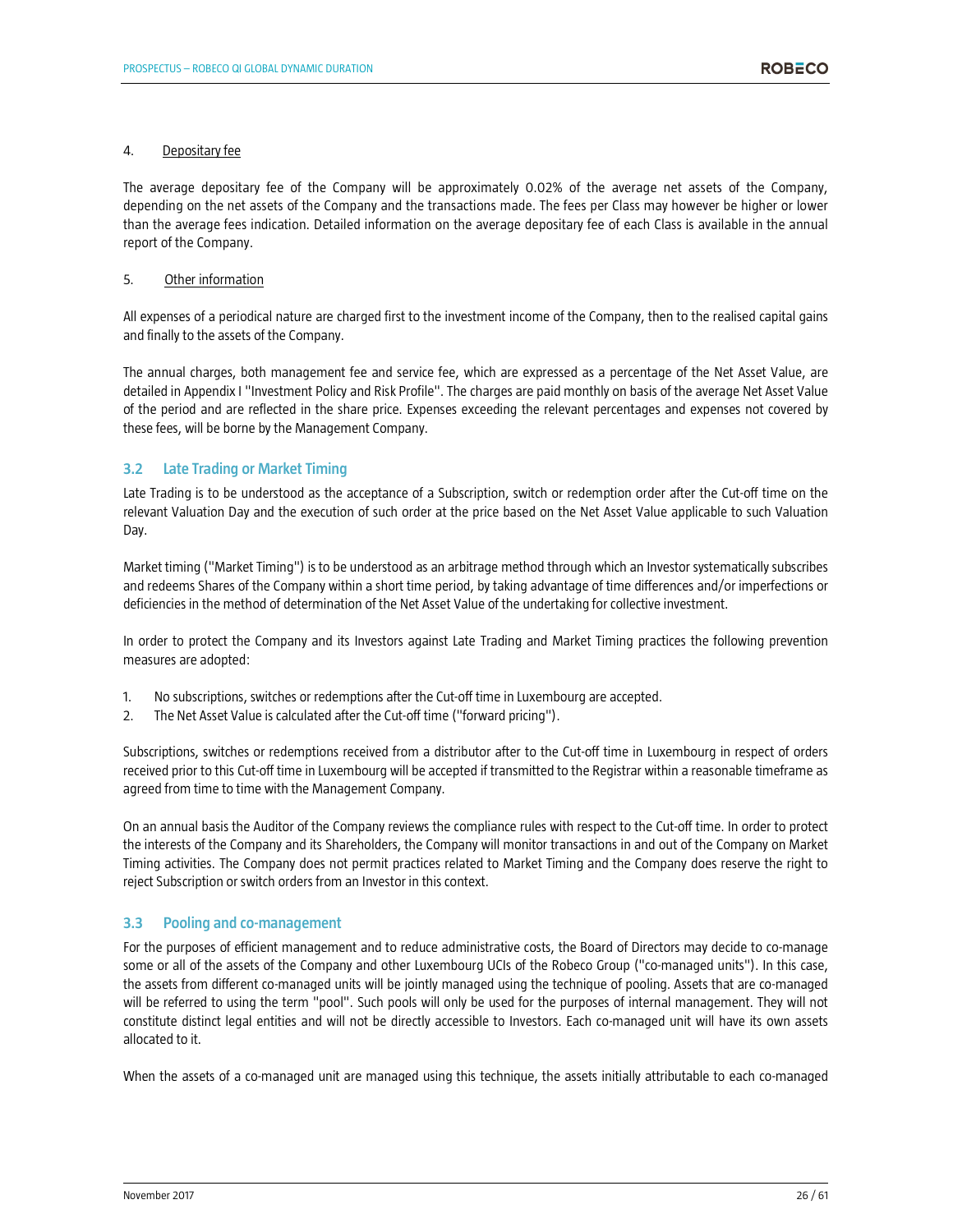4. Depositary fee

The average depositary fee of the Company will be approximately 0.02% of the average net assets of the Company, depending on the net assets of the Company and the transactions made. The fees per Class may however be higher or lower than the average fees indication. Detailed information on the average depositary fee of each Class is available in the annual report of the Company.

5. Other information

All expenses of a periodical nature are charged first to the investment income of the Company, then to the realised capital gains and finally to the assets of the Company.

The annual charges, both management fee and service fee, which are expressed as a percentage of the Net Asset Value, are detailed in Appendix I "Investment Policy and Risk Profile". The charges are paid monthly on basis of the average Net Asset Value of the period and are reflected in the share price. Expenses exceeding the relevant percentages and expenses not covered by these fees, will be borne by the Management Company.

## 3.2 Late Trading or Market Timing

Late Trading is to be understood as the acceptance of a Subscription, switch or redemption order after the Cut-off time on the relevant Valuation Day and the execution of such order at the price based on the Net Asset Value applicable to such Valuation Day.

Market timing ("Market Timing") is to be understood as an arbitrage method through which an Investor systematically subscribes and redeems Shares of the Company within a short time period, by taking advantage of time differences and/or imperfections or deficiencies in the method of determination of the Net Asset Value of the undertaking for collective investment.

In order to protect the Company and its Investors against Late Trading and Market Timing practices the following prevention measures are adopted:

1. No subscriptions, switches or redemptions after the Cut-off time in Luxembourg are accepted.
2. The Net Asset Value is calculated after the Cut-off time ("forward pricing").

Subscriptions, switches or redemptions received from a distributor after to the Cut-off time in Luxembourg in respect of orders received prior to this Cut-off time in Luxembourg will be accepted if transmitted to the Registrar within a reasonable timeframe as agreed from time to time with the Management Company.

On an annual basis the Auditor of the Company reviews the compliance rules with respect to the Cut-off time. In order to protect the interests of the Company and its Shareholders, the Company will monitor transactions in and out of the Company on Market Timing activities. The Company does not permit practices related to Market Timing and the Company does reserve the right to reject Subscription or switch orders from an Investor in this context.

## 3.3 Pooling and co-management

For the purposes of efficient management and to reduce administrative costs, the Board of Directors may decide to co-manage some or all of the assets of the Company and other Luxembourg UCIs of the Robeco Group ("co-managed units"). In this case, the assets from different co-managed units will be jointly managed using the technique of pooling. Assets that are co-managed will be referred to using the term "pool". Such pools will only be used for the purposes of internal management. They will not constitute distinct legal entities and will not be directly accessible to Investors. Each co-managed unit will have its own assets allocated to it.

When the assets of a co-managed unit are managed using this technique, the assets initially attributable to each co-managed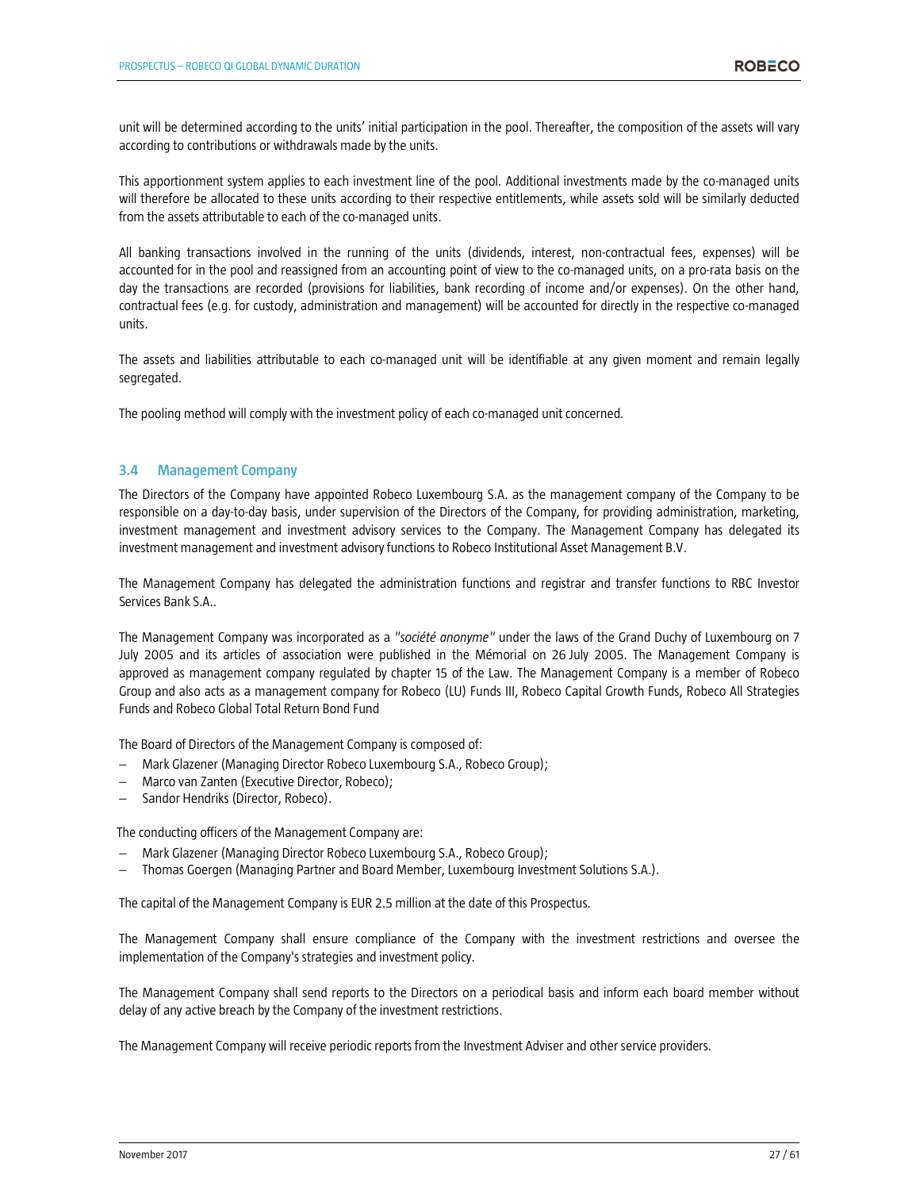unit will be determined according to the units' initial participation in the pool. Thereafter, the composition of the assets will vary according to contributions or withdrawals made by the units.

This apportionment system applies to each investment line of the pool. Additional investments made by the co-managed units will therefore be allocated to these units according to their respective entitlements, while assets sold will be similarly deducted from the assets attributable to each of the co-managed units.

All banking transactions involved in the running of the units (dividends, interest, non-contractual fees, expenses) will be accounted for in the pool and reassigned from an accounting point of view to the co-managed units, on a pro-rata basis on the day the transactions are recorded (provisions for liabilities, bank recording of income and/or expenses). On the other hand, contractual fees (e.g. for custody, administration and management) will be accounted for directly in the respective co-managed units.

The assets and liabilities attributable to each co-managed unit will be identifiable at any given moment and remain legally segregated.

The pooling method will comply with the investment policy of each co-managed unit concerned.

### 3.4 Management Company

The Directors of the Company have appointed Robeco Luxembourg S.A. as the management company of the Company to be responsible on a day-to-day basis, under supervision of the Directors of the Company, for providing administration, marketing, investment management and investment advisory services to the Company. The Management Company has delegated its investment management and investment advisory functions to Robeco Institutional Asset Management B.V.

The Management Company has delegated the administration functions and registrar and transfer functions to RBC Investor Services Bank S.A..

The Management Company was incorporated as a "*société anonyme*" under the laws of the Grand Duchy of Luxembourg on 7 July 2005 and its articles of association were published in the Mémorial on 26 July 2005. The Management Company is approved as management company regulated by chapter 15 of the Law. The Management Company is a member of Robeco Group and also acts as a management company for Robeco (LU) Funds III, Robeco Capital Growth Funds, Robeco All Strategies Funds and Robeco Global Total Return Bond Fund

The Board of Directors of the Management Company is composed of:

- Mark Glazener (Managing Director Robeco Luxembourg S.A., Robeco Group);
- Marco van Zanten (Executive Director, Robeco);
- Sandor Hendriks (Director, Robeco).

The conducting officers of the Management Company are:

- Mark Glazener (Managing Director Robeco Luxembourg S.A., Robeco Group);
- Thomas Goergen (Managing Partner and Board Member, Luxembourg Investment Solutions S.A.).

The capital of the Management Company is EUR 2.5 million at the date of this Prospectus.

The Management Company shall ensure compliance of the Company with the investment restrictions and oversee the implementation of the Company's strategies and investment policy.

The Management Company shall send reports to the Directors on a periodical basis and inform each board member without delay of any active breach by the Company of the investment restrictions.

The Management Company will receive periodic reports from the Investment Adviser and other service providers.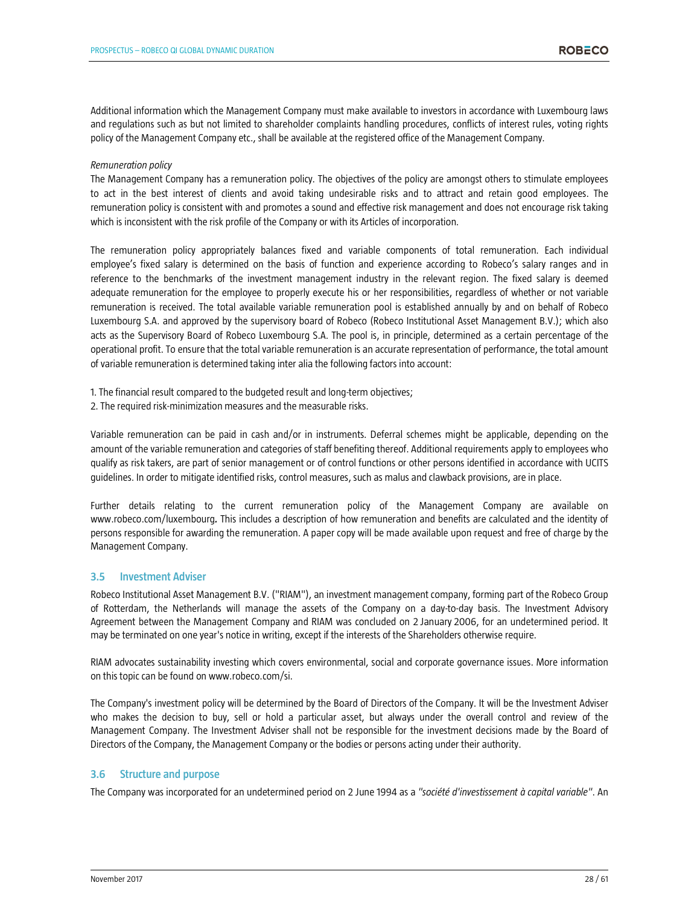Additional information which the Management Company must make available to investors in accordance with Luxembourg laws and regulations such as but not limited to shareholder complaints handling procedures, conflicts of interest rules, voting rights policy of the Management Company etc., shall be available at the registered office of the Management Company.

*Remuneration policy*

The Management Company has a remuneration policy. The objectives of the policy are amongst others to stimulate employees to act in the best interest of clients and avoid taking undesirable risks and to attract and retain good employees. The remuneration policy is consistent with and promotes a sound and effective risk management and does not encourage risk taking which is inconsistent with the risk profile of the Company or with its Articles of incorporation.

The remuneration policy appropriately balances fixed and variable components of total remuneration. Each individual employee's fixed salary is determined on the basis of function and experience according to Robeco's salary ranges and in reference to the benchmarks of the investment management industry in the relevant region. The fixed salary is deemed adequate remuneration for the employee to properly execute his or her responsibilities, regardless of whether or not variable remuneration is received. The total available variable remuneration pool is established annually by and on behalf of Robeco Luxembourg S.A. and approved by the supervisory board of Robeco (Robeco Institutional Asset Management B.V.); which also acts as the Supervisory Board of Robeco Luxembourg S.A. The pool is, in principle, determined as a certain percentage of the operational profit. To ensure that the total variable remuneration is an accurate representation of performance, the total amount of variable remuneration is determined taking inter alia the following factors into account:

1. The financial result compared to the budgeted result and long-term objectives;
2. The required risk-minimization measures and the measurable risks.

Variable remuneration can be paid in cash and/or in instruments. Deferral schemes might be applicable, depending on the amount of the variable remuneration and categories of staff benefiting thereof. Additional requirements apply to employees who qualify as risk takers, are part of senior management or of control functions or other persons identified in accordance with UCITS guidelines. In order to mitigate identified risks, control measures, such as malus and clawback provisions, are in place.

Further details relating to the current remuneration policy of the Management Company are available on www.robeco.com/luxembourg**.** This includes a description of how remuneration and benefits are calculated and the identity of persons responsible for awarding the remuneration. A paper copy will be made available upon request and free of charge by the Management Company.

## 3.5 Investment Adviser

Robeco Institutional Asset Management B.V. ("RIAM"), an investment management company, forming part of the Robeco Group of Rotterdam, the Netherlands will manage the assets of the Company on a day-to-day basis. The Investment Advisory Agreement between the Management Company and RIAM was concluded on 2 January 2006, for an undetermined period. It may be terminated on one year's notice in writing, except if the interests of the Shareholders otherwise require.

RIAM advocates sustainability investing which covers environmental, social and corporate governance issues. More information on this topic can be found on www.robeco.com/si.

The Company's investment policy will be determined by the Board of Directors of the Company. It will be the Investment Adviser who makes the decision to buy, sell or hold a particular asset, but always under the overall control and review of the Management Company. The Investment Adviser shall not be responsible for the investment decisions made by the Board of Directors of the Company, the Management Company or the bodies or persons acting under their authority.

## 3.6 Structure and purpose

The Company was incorporated for an undetermined period on 2 June 1994 as a *"société d'investissement à capital variable"*. An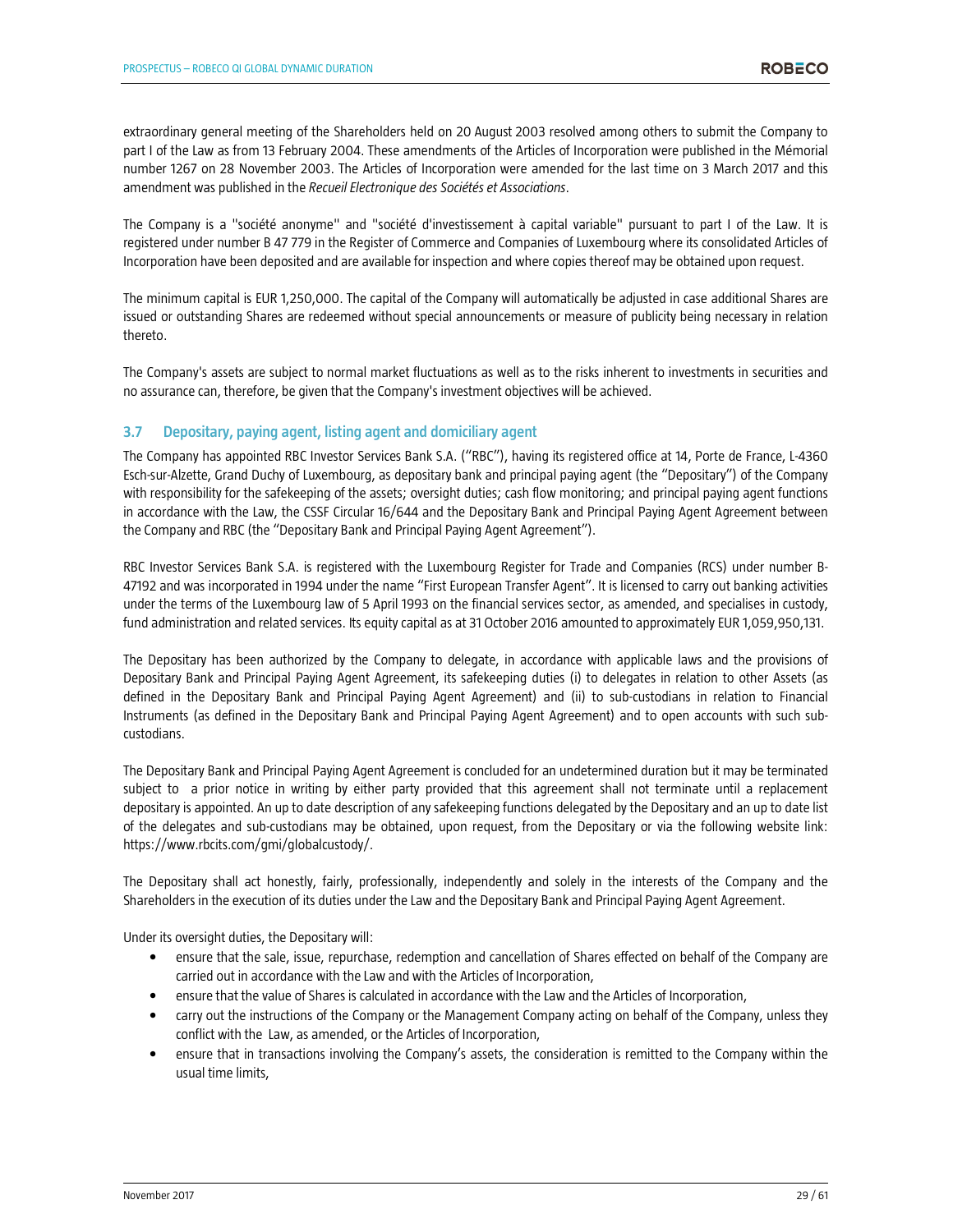extraordinary general meeting of the Shareholders held on 20 August 2003 resolved among others to submit the Company to part I of the Law as from 13 February 2004. These amendments of the Articles of Incorporation were published in the Mémorial number 1267 on 28 November 2003. The Articles of Incorporation were amended for the last time on 3 March 2017 and this amendment was published in the *Recueil Electronique des Sociétés et Associations*.

The Company is a "société anonyme" and "société d'investissement à capital variable" pursuant to part I of the Law. It is registered under number B 47 779 in the Register of Commerce and Companies of Luxembourg where its consolidated Articles of Incorporation have been deposited and are available for inspection and where copies thereof may be obtained upon request.

The minimum capital is EUR 1,250,000. The capital of the Company will automatically be adjusted in case additional Shares are issued or outstanding Shares are redeemed without special announcements or measure of publicity being necessary in relation thereto.

The Company's assets are subject to normal market fluctuations as well as to the risks inherent to investments in securities and no assurance can, therefore, be given that the Company's investment objectives will be achieved.

### 3.7 Depositary, paying agent, listing agent and domiciliary agent

The Company has appointed RBC Investor Services Bank S.A. ("RBC"), having its registered office at 14, Porte de France, L-4360 Esch-sur-Alzette, Grand Duchy of Luxembourg, as depositary bank and principal paying agent (the "Depositary") of the Company with responsibility for the safekeeping of the assets; oversight duties; cash flow monitoring; and principal paying agent functions in accordance with the Law, the CSSF Circular 16/644 and the Depositary Bank and Principal Paying Agent Agreement between the Company and RBC (the "Depositary Bank and Principal Paying Agent Agreement").

RBC Investor Services Bank S.A. is registered with the Luxembourg Register for Trade and Companies (RCS) under number B-47192 and was incorporated in 1994 under the name "First European Transfer Agent". It is licensed to carry out banking activities under the terms of the Luxembourg law of 5 April 1993 on the financial services sector, as amended, and specialises in custody, fund administration and related services. Its equity capital as at 31 October 2016 amounted to approximately EUR 1,059,950,131.

The Depositary has been authorized by the Company to delegate, in accordance with applicable laws and the provisions of Depositary Bank and Principal Paying Agent Agreement, its safekeeping duties (i) to delegates in relation to other Assets (as defined in the Depositary Bank and Principal Paying Agent Agreement) and (ii) to sub-custodians in relation to Financial Instruments (as defined in the Depositary Bank and Principal Paying Agent Agreement) and to open accounts with such sub-custodians.

The Depositary Bank and Principal Paying Agent Agreement is concluded for an undetermined duration but it may be terminated subject to a prior notice in writing by either party provided that this agreement shall not terminate until a replacement depositary is appointed. An up to date description of any safekeeping functions delegated by the Depositary and an up to date list of the delegates and sub-custodians may be obtained, upon request, from the Depositary or via the following website link: https://www.rbcits.com/gmi/globalcustody/.

The Depositary shall act honestly, fairly, professionally, independently and solely in the interests of the Company and the Shareholders in the execution of its duties under the Law and the Depositary Bank and Principal Paying Agent Agreement.

Under its oversight duties, the Depositary will:

- ensure that the sale, issue, repurchase, redemption and cancellation of Shares effected on behalf of the Company are carried out in accordance with the Law and with the Articles of Incorporation,
- ensure that the value of Shares is calculated in accordance with the Law and the Articles of Incorporation,
- carry out the instructions of the Company or the Management Company acting on behalf of the Company, unless they conflict with the Law, as amended, or the Articles of Incorporation,
- ensure that in transactions involving the Company's assets, the consideration is remitted to the Company within the usual time limits,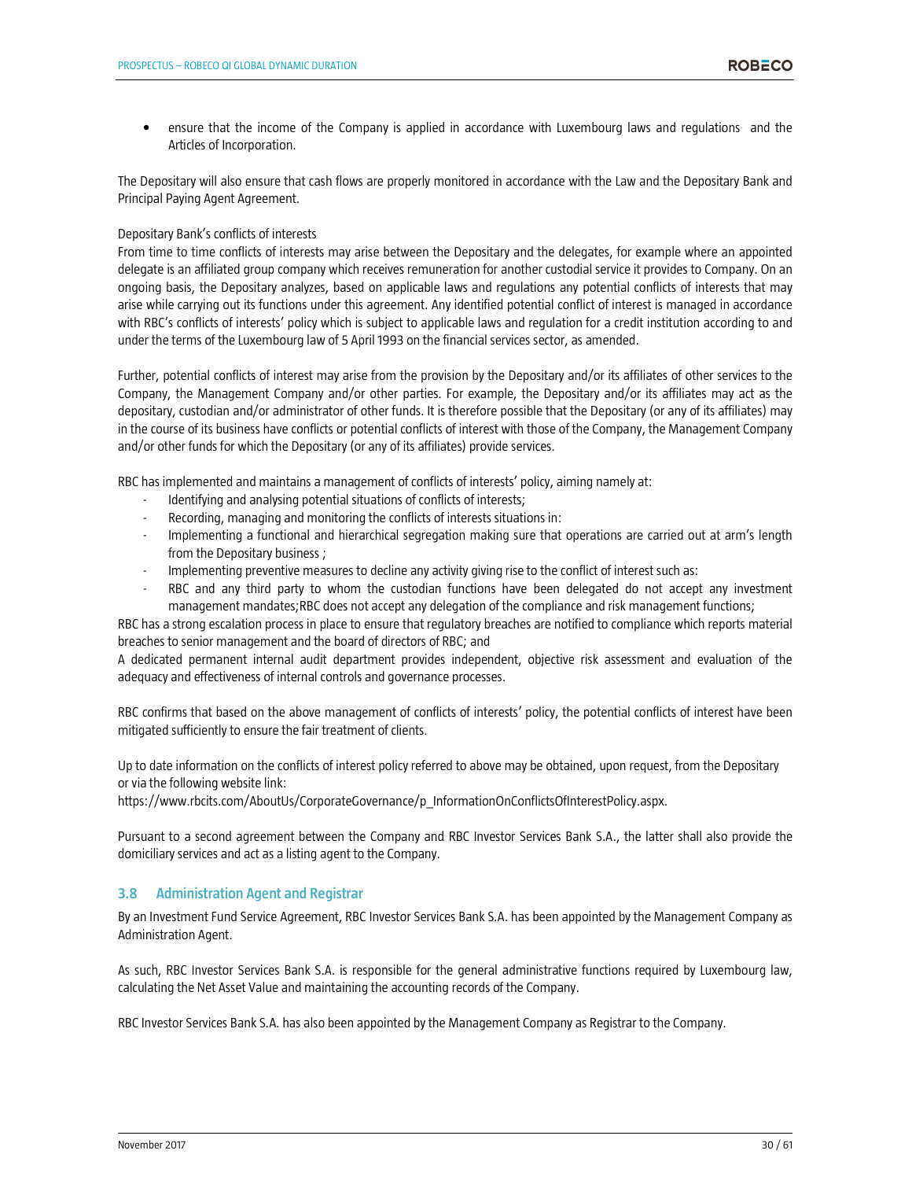- ensure that the income of the Company is applied in accordance with Luxembourg laws and regulations and the Articles of Incorporation.

The Depositary will also ensure that cash flows are properly monitored in accordance with the Law and the Depositary Bank and Principal Paying Agent Agreement.

Depositary Bank's conflicts of interests

From time to time conflicts of interests may arise between the Depositary and the delegates, for example where an appointed delegate is an affiliated group company which receives remuneration for another custodial service it provides to Company. On an ongoing basis, the Depositary analyzes, based on applicable laws and regulations any potential conflicts of interests that may arise while carrying out its functions under this agreement. Any identified potential conflict of interest is managed in accordance with RBC's conflicts of interests' policy which is subject to applicable laws and regulation for a credit institution according to and under the terms of the Luxembourg law of 5 April 1993 on the financial services sector, as amended.

Further, potential conflicts of interest may arise from the provision by the Depositary and/or its affiliates of other services to the Company, the Management Company and/or other parties. For example, the Depositary and/or its affiliates may act as the depositary, custodian and/or administrator of other funds. It is therefore possible that the Depositary (or any of its affiliates) may in the course of its business have conflicts or potential conflicts of interest with those of the Company, the Management Company and/or other funds for which the Depositary (or any of its affiliates) provide services.

RBC has implemented and maintains a management of conflicts of interests' policy, aiming namely at:

- Identifying and analysing potential situations of conflicts of interests;
- Recording, managing and monitoring the conflicts of interests situations in:
- Implementing a functional and hierarchical segregation making sure that operations are carried out at arm's length from the Depositary business ;
- Implementing preventive measures to decline any activity giving rise to the conflict of interest such as:
- RBC and any third party to whom the custodian functions have been delegated do not accept any investment management mandates;RBC does not accept any delegation of the compliance and risk management functions;

RBC has a strong escalation process in place to ensure that regulatory breaches are notified to compliance which reports material breaches to senior management and the board of directors of RBC; and

A dedicated permanent internal audit department provides independent, objective risk assessment and evaluation of the adequacy and effectiveness of internal controls and governance processes.

RBC confirms that based on the above management of conflicts of interests' policy, the potential conflicts of interest have been mitigated sufficiently to ensure the fair treatment of clients.

Up to date information on the conflicts of interest policy referred to above may be obtained, upon request, from the Depositary or via the following website link:
https://www.rbcits.com/AboutUs/CorporateGovernance/p_InformationOnConflictsOfInterestPolicy.aspx.

Pursuant to a second agreement between the Company and RBC Investor Services Bank S.A., the latter shall also provide the domiciliary services and act as a listing agent to the Company.

## 3.8 Administration Agent and Registrar

By an Investment Fund Service Agreement, RBC Investor Services Bank S.A. has been appointed by the Management Company as Administration Agent.

As such, RBC Investor Services Bank S.A. is responsible for the general administrative functions required by Luxembourg law, calculating the Net Asset Value and maintaining the accounting records of the Company.

RBC Investor Services Bank S.A. has also been appointed by the Management Company as Registrar to the Company.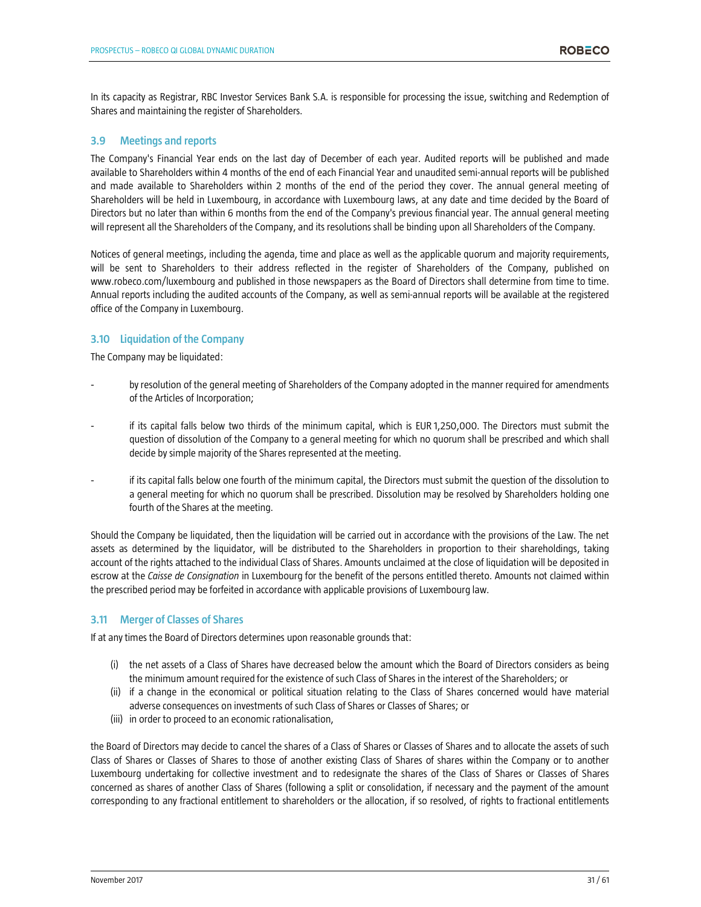In its capacity as Registrar, RBC Investor Services Bank S.A. is responsible for processing the issue, switching and Redemption of Shares and maintaining the register of Shareholders.

### 3.9 Meetings and reports

The Company's Financial Year ends on the last day of December of each year. Audited reports will be published and made available to Shareholders within 4 months of the end of each Financial Year and unaudited semi-annual reports will be published and made available to Shareholders within 2 months of the end of the period they cover. The annual general meeting of Shareholders will be held in Luxembourg, in accordance with Luxembourg laws, at any date and time decided by the Board of Directors but no later than within 6 months from the end of the Company's previous financial year. The annual general meeting will represent all the Shareholders of the Company, and its resolutions shall be binding upon all Shareholders of the Company.

Notices of general meetings, including the agenda, time and place as well as the applicable quorum and majority requirements, will be sent to Shareholders to their address reflected in the register of Shareholders of the Company, published on www.robeco.com/luxembourg and published in those newspapers as the Board of Directors shall determine from time to time. Annual reports including the audited accounts of the Company, as well as semi-annual reports will be available at the registered office of the Company in Luxembourg.

### 3.10 Liquidation of the Company

The Company may be liquidated:

- by resolution of the general meeting of Shareholders of the Company adopted in the manner required for amendments of the Articles of Incorporation;
- if its capital falls below two thirds of the minimum capital, which is EUR 1,250,000. The Directors must submit the question of dissolution of the Company to a general meeting for which no quorum shall be prescribed and which shall decide by simple majority of the Shares represented at the meeting.
- if its capital falls below one fourth of the minimum capital, the Directors must submit the question of the dissolution to a general meeting for which no quorum shall be prescribed. Dissolution may be resolved by Shareholders holding one fourth of the Shares at the meeting.

Should the Company be liquidated, then the liquidation will be carried out in accordance with the provisions of the Law. The net assets as determined by the liquidator, will be distributed to the Shareholders in proportion to their shareholdings, taking account of the rights attached to the individual Class of Shares. Amounts unclaimed at the close of liquidation will be deposited in escrow at the *Caisse de Consignation* in Luxembourg for the benefit of the persons entitled thereto. Amounts not claimed within the prescribed period may be forfeited in accordance with applicable provisions of Luxembourg law.

### 3.11 Merger of Classes of Shares

If at any times the Board of Directors determines upon reasonable grounds that:

(i) the net assets of a Class of Shares have decreased below the amount which the Board of Directors considers as being the minimum amount required for the existence of such Class of Shares in the interest of the Shareholders; or
(ii) if a change in the economical or political situation relating to the Class of Shares concerned would have material adverse consequences on investments of such Class of Shares or Classes of Shares; or
(iii) in order to proceed to an economic rationalisation,

the Board of Directors may decide to cancel the shares of a Class of Shares or Classes of Shares and to allocate the assets of such Class of Shares or Classes of Shares to those of another existing Class of Shares of shares within the Company or to another Luxembourg undertaking for collective investment and to redesignate the shares of the Class of Shares or Classes of Shares concerned as shares of another Class of Shares (following a split or consolidation, if necessary and the payment of the amount corresponding to any fractional entitlement to shareholders or the allocation, if so resolved, of rights to fractional entitlements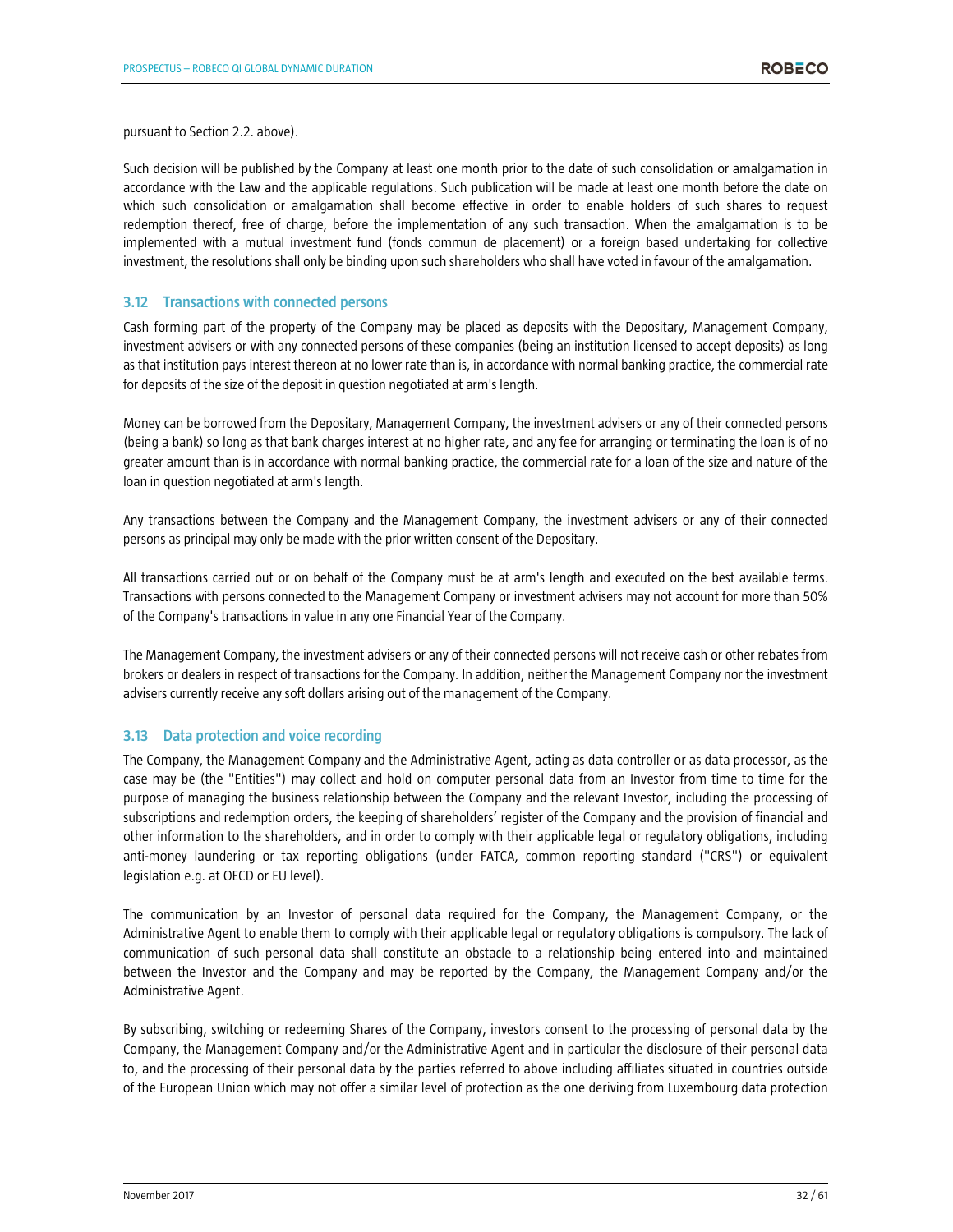pursuant to Section 2.2. above).

Such decision will be published by the Company at least one month prior to the date of such consolidation or amalgamation in accordance with the Law and the applicable regulations. Such publication will be made at least one month before the date on which such consolidation or amalgamation shall become effective in order to enable holders of such shares to request redemption thereof, free of charge, before the implementation of any such transaction. When the amalgamation is to be implemented with a mutual investment fund (fonds commun de placement) or a foreign based undertaking for collective investment, the resolutions shall only be binding upon such shareholders who shall have voted in favour of the amalgamation.

### 3.12 Transactions with connected persons

Cash forming part of the property of the Company may be placed as deposits with the Depositary, Management Company, investment advisers or with any connected persons of these companies (being an institution licensed to accept deposits) as long as that institution pays interest thereon at no lower rate than is, in accordance with normal banking practice, the commercial rate for deposits of the size of the deposit in question negotiated at arm's length.

Money can be borrowed from the Depositary, Management Company, the investment advisers or any of their connected persons (being a bank) so long as that bank charges interest at no higher rate, and any fee for arranging or terminating the loan is of no greater amount than is in accordance with normal banking practice, the commercial rate for a loan of the size and nature of the loan in question negotiated at arm's length.

Any transactions between the Company and the Management Company, the investment advisers or any of their connected persons as principal may only be made with the prior written consent of the Depositary.

All transactions carried out or on behalf of the Company must be at arm's length and executed on the best available terms. Transactions with persons connected to the Management Company or investment advisers may not account for more than 50% of the Company's transactions in value in any one Financial Year of the Company.

The Management Company, the investment advisers or any of their connected persons will not receive cash or other rebates from brokers or dealers in respect of transactions for the Company. In addition, neither the Management Company nor the investment advisers currently receive any soft dollars arising out of the management of the Company.

### 3.13 Data protection and voice recording

The Company, the Management Company and the Administrative Agent, acting as data controller or as data processor, as the case may be (the "Entities") may collect and hold on computer personal data from an Investor from time to time for the purpose of managing the business relationship between the Company and the relevant Investor, including the processing of subscriptions and redemption orders, the keeping of shareholders' register of the Company and the provision of financial and other information to the shareholders, and in order to comply with their applicable legal or regulatory obligations, including anti-money laundering or tax reporting obligations (under FATCA, common reporting standard ("CRS") or equivalent legislation e.g. at OECD or EU level).

The communication by an Investor of personal data required for the Company, the Management Company, or the Administrative Agent to enable them to comply with their applicable legal or regulatory obligations is compulsory. The lack of communication of such personal data shall constitute an obstacle to a relationship being entered into and maintained between the Investor and the Company and may be reported by the Company, the Management Company and/or the Administrative Agent.

By subscribing, switching or redeeming Shares of the Company, investors consent to the processing of personal data by the Company, the Management Company and/or the Administrative Agent and in particular the disclosure of their personal data to, and the processing of their personal data by the parties referred to above including affiliates situated in countries outside of the European Union which may not offer a similar level of protection as the one deriving from Luxembourg data protection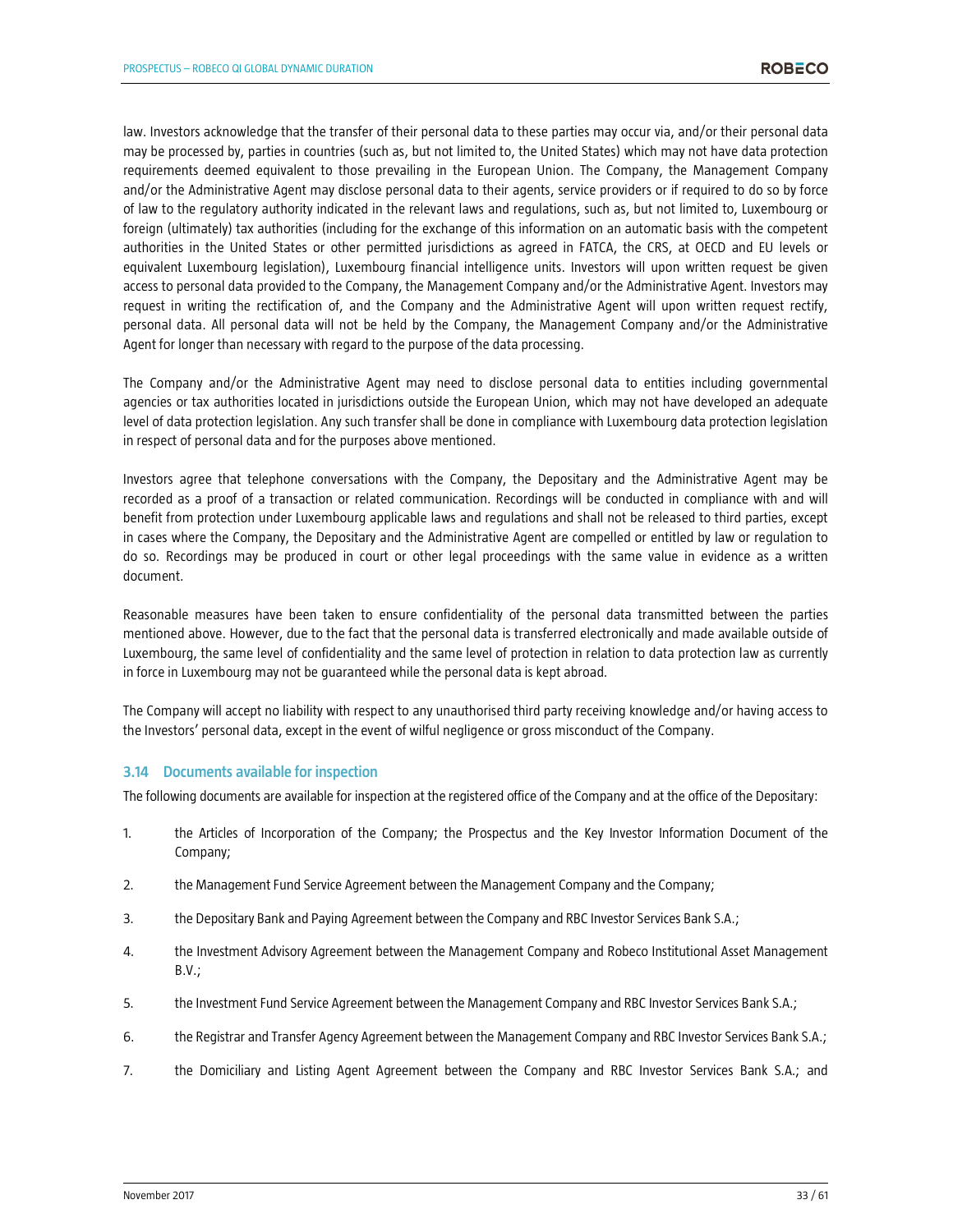law. Investors acknowledge that the transfer of their personal data to these parties may occur via, and/or their personal data may be processed by, parties in countries (such as, but not limited to, the United States) which may not have data protection requirements deemed equivalent to those prevailing in the European Union. The Company, the Management Company and/or the Administrative Agent may disclose personal data to their agents, service providers or if required to do so by force of law to the regulatory authority indicated in the relevant laws and regulations, such as, but not limited to, Luxembourg or foreign (ultimately) tax authorities (including for the exchange of this information on an automatic basis with the competent authorities in the United States or other permitted jurisdictions as agreed in FATCA, the CRS, at OECD and EU levels or equivalent Luxembourg legislation), Luxembourg financial intelligence units. Investors will upon written request be given access to personal data provided to the Company, the Management Company and/or the Administrative Agent. Investors may request in writing the rectification of, and the Company and the Administrative Agent will upon written request rectify, personal data. All personal data will not be held by the Company, the Management Company and/or the Administrative Agent for longer than necessary with regard to the purpose of the data processing.

The Company and/or the Administrative Agent may need to disclose personal data to entities including governmental agencies or tax authorities located in jurisdictions outside the European Union, which may not have developed an adequate level of data protection legislation. Any such transfer shall be done in compliance with Luxembourg data protection legislation in respect of personal data and for the purposes above mentioned.

Investors agree that telephone conversations with the Company, the Depositary and the Administrative Agent may be recorded as a proof of a transaction or related communication. Recordings will be conducted in compliance with and will benefit from protection under Luxembourg applicable laws and regulations and shall not be released to third parties, except in cases where the Company, the Depositary and the Administrative Agent are compelled or entitled by law or regulation to do so. Recordings may be produced in court or other legal proceedings with the same value in evidence as a written document.

Reasonable measures have been taken to ensure confidentiality of the personal data transmitted between the parties mentioned above. However, due to the fact that the personal data is transferred electronically and made available outside of Luxembourg, the same level of confidentiality and the same level of protection in relation to data protection law as currently in force in Luxembourg may not be guaranteed while the personal data is kept abroad.

The Company will accept no liability with respect to any unauthorised third party receiving knowledge and/or having access to the Investors' personal data, except in the event of wilful negligence or gross misconduct of the Company.

### 3.14 Documents available for inspection

The following documents are available for inspection at the registered office of the Company and at the office of the Depositary:

1. the Articles of Incorporation of the Company; the Prospectus and the Key Investor Information Document of the Company;
2. the Management Fund Service Agreement between the Management Company and the Company;
3. the Depositary Bank and Paying Agreement between the Company and RBC Investor Services Bank S.A.;
4. the Investment Advisory Agreement between the Management Company and Robeco Institutional Asset Management B.V.;
5. the Investment Fund Service Agreement between the Management Company and RBC Investor Services Bank S.A.;
6. the Registrar and Transfer Agency Agreement between the Management Company and RBC Investor Services Bank S.A.;
7. the Domiciliary and Listing Agent Agreement between the Company and RBC Investor Services Bank S.A.; and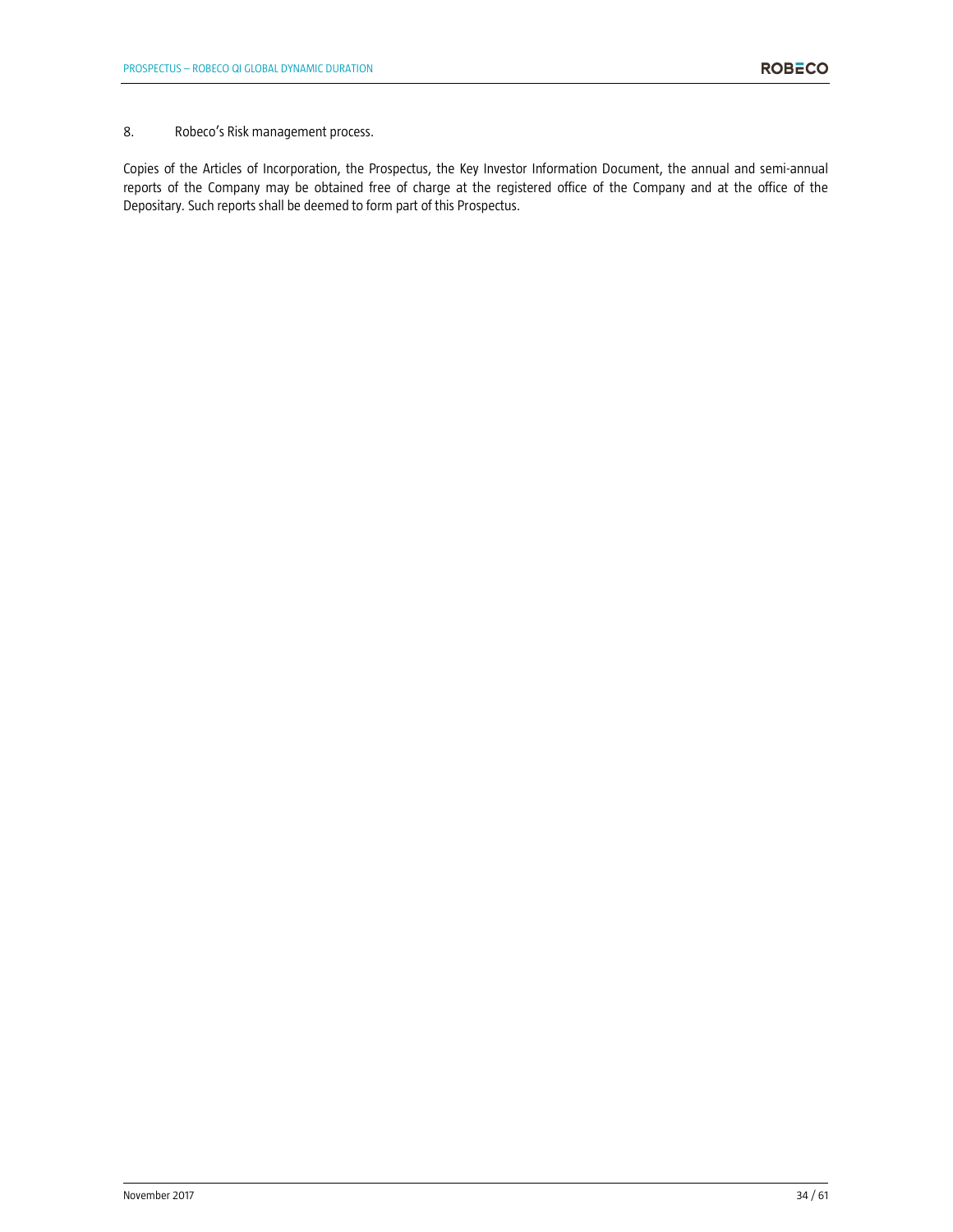8. Robeco's Risk management process.

Copies of the Articles of Incorporation, the Prospectus, the Key Investor Information Document, the annual and semi-annual reports of the Company may be obtained free of charge at the registered office of the Company and at the office of the Depositary. Such reports shall be deemed to form part of this Prospectus.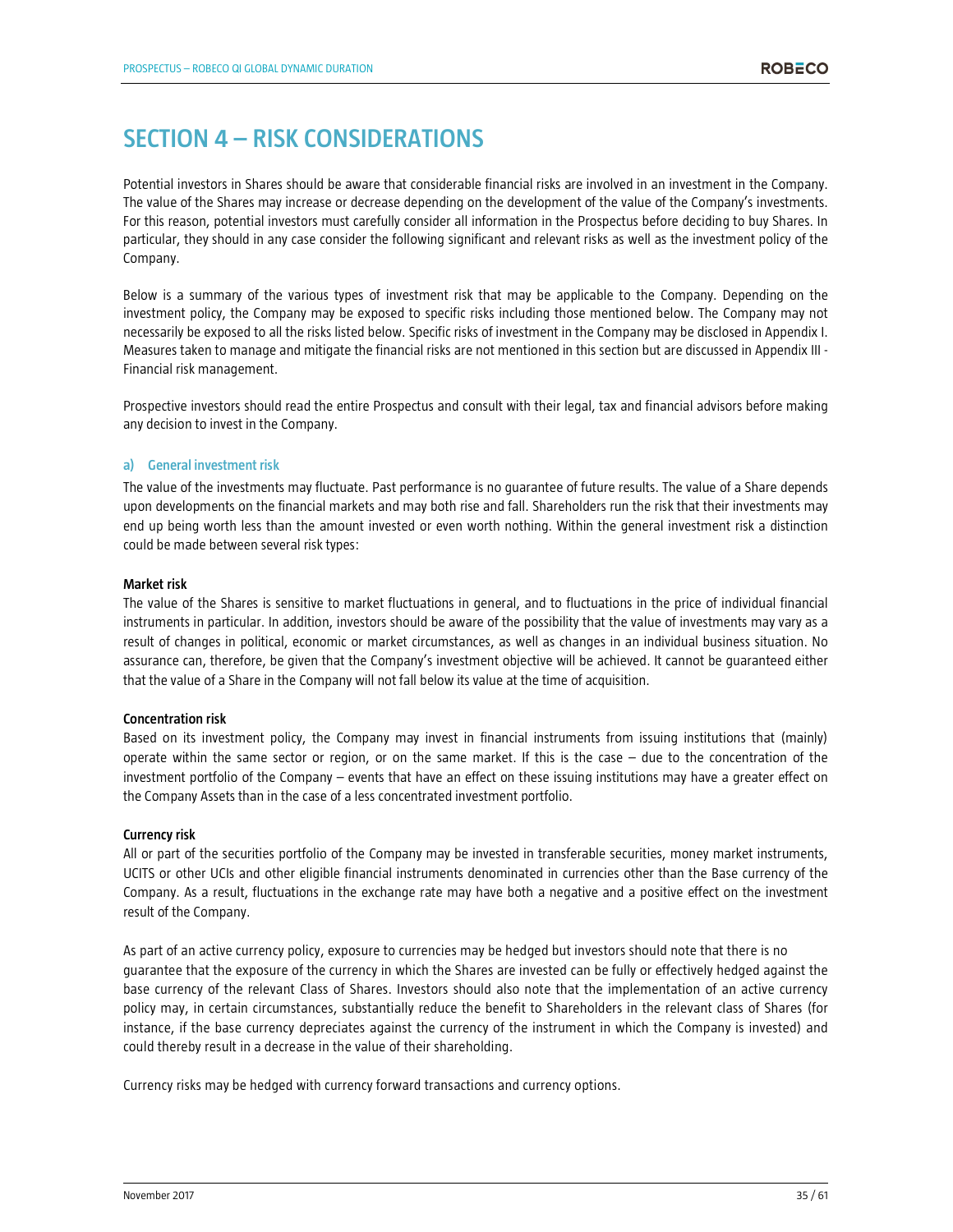# SECTION 4 – RISK CONSIDERATIONS

Potential investors in Shares should be aware that considerable financial risks are involved in an investment in the Company. The value of the Shares may increase or decrease depending on the development of the value of the Company's investments. For this reason, potential investors must carefully consider all information in the Prospectus before deciding to buy Shares. In particular, they should in any case consider the following significant and relevant risks as well as the investment policy of the Company.

Below is a summary of the various types of investment risk that may be applicable to the Company. Depending on the investment policy, the Company may be exposed to specific risks including those mentioned below. The Company may not necessarily be exposed to all the risks listed below. Specific risks of investment in the Company may be disclosed in Appendix I. Measures taken to manage and mitigate the financial risks are not mentioned in this section but are discussed in Appendix III - Financial risk management.

Prospective investors should read the entire Prospectus and consult with their legal, tax and financial advisors before making any decision to invest in the Company.

## a) General investment risk

The value of the investments may fluctuate. Past performance is no guarantee of future results. The value of a Share depends upon developments on the financial markets and may both rise and fall. Shareholders run the risk that their investments may end up being worth less than the amount invested or even worth nothing. Within the general investment risk a distinction could be made between several risk types:

**Market risk**

The value of the Shares is sensitive to market fluctuations in general, and to fluctuations in the price of individual financial instruments in particular. In addition, investors should be aware of the possibility that the value of investments may vary as a result of changes in political, economic or market circumstances, as well as changes in an individual business situation. No assurance can, therefore, be given that the Company's investment objective will be achieved. It cannot be guaranteed either that the value of a Share in the Company will not fall below its value at the time of acquisition.

**Concentration risk**

Based on its investment policy, the Company may invest in financial instruments from issuing institutions that (mainly) operate within the same sector or region, or on the same market. If this is the case – due to the concentration of the investment portfolio of the Company – events that have an effect on these issuing institutions may have a greater effect on the Company Assets than in the case of a less concentrated investment portfolio.

**Currency risk**

All or part of the securities portfolio of the Company may be invested in transferable securities, money market instruments, UCITS or other UCIs and other eligible financial instruments denominated in currencies other than the Base currency of the Company. As a result, fluctuations in the exchange rate may have both a negative and a positive effect on the investment result of the Company.

As part of an active currency policy, exposure to currencies may be hedged but investors should note that there is no guarantee that the exposure of the currency in which the Shares are invested can be fully or effectively hedged against the base currency of the relevant Class of Shares. Investors should also note that the implementation of an active currency policy may, in certain circumstances, substantially reduce the benefit to Shareholders in the relevant class of Shares (for instance, if the base currency depreciates against the currency of the instrument in which the Company is invested) and could thereby result in a decrease in the value of their shareholding.

Currency risks may be hedged with currency forward transactions and currency options.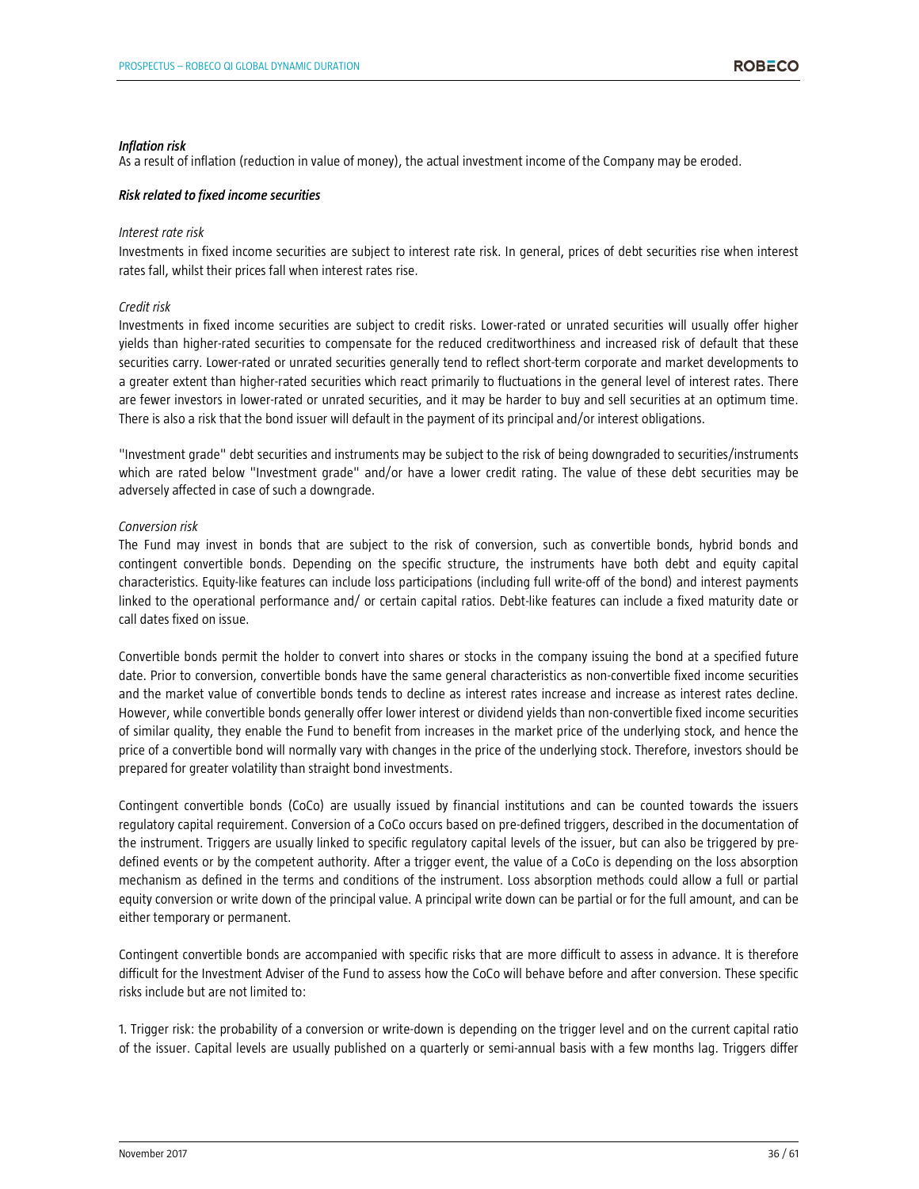***Inflation risk***
As a result of inflation (reduction in value of money), the actual investment income of the Company may be eroded.

***Risk related to fixed income securities***

*Interest rate risk*
Investments in fixed income securities are subject to interest rate risk. In general, prices of debt securities rise when interest rates fall, whilst their prices fall when interest rates rise.

*Credit risk*
Investments in fixed income securities are subject to credit risks. Lower-rated or unrated securities will usually offer higher yields than higher-rated securities to compensate for the reduced creditworthiness and increased risk of default that these securities carry. Lower-rated or unrated securities generally tend to reflect short-term corporate and market developments to a greater extent than higher-rated securities which react primarily to fluctuations in the general level of interest rates. There are fewer investors in lower-rated or unrated securities, and it may be harder to buy and sell securities at an optimum time. There is also a risk that the bond issuer will default in the payment of its principal and/or interest obligations.

"Investment grade" debt securities and instruments may be subject to the risk of being downgraded to securities/instruments which are rated below "Investment grade" and/or have a lower credit rating. The value of these debt securities may be adversely affected in case of such a downgrade.

*Conversion risk*
The Fund may invest in bonds that are subject to the risk of conversion, such as convertible bonds, hybrid bonds and contingent convertible bonds. Depending on the specific structure, the instruments have both debt and equity capital characteristics. Equity-like features can include loss participations (including full write-off of the bond) and interest payments linked to the operational performance and/ or certain capital ratios. Debt-like features can include a fixed maturity date or call dates fixed on issue.

Convertible bonds permit the holder to convert into shares or stocks in the company issuing the bond at a specified future date. Prior to conversion, convertible bonds have the same general characteristics as non-convertible fixed income securities and the market value of convertible bonds tends to decline as interest rates increase and increase as interest rates decline. However, while convertible bonds generally offer lower interest or dividend yields than non-convertible fixed income securities of similar quality, they enable the Fund to benefit from increases in the market price of the underlying stock, and hence the price of a convertible bond will normally vary with changes in the price of the underlying stock. Therefore, investors should be prepared for greater volatility than straight bond investments.

Contingent convertible bonds (CoCo) are usually issued by financial institutions and can be counted towards the issuers regulatory capital requirement. Conversion of a CoCo occurs based on pre-defined triggers, described in the documentation of the instrument. Triggers are usually linked to specific regulatory capital levels of the issuer, but can also be triggered by pre-defined events or by the competent authority. After a trigger event, the value of a CoCo is depending on the loss absorption mechanism as defined in the terms and conditions of the instrument. Loss absorption methods could allow a full or partial equity conversion or write down of the principal value. A principal write down can be partial or for the full amount, and can be either temporary or permanent.

Contingent convertible bonds are accompanied with specific risks that are more difficult to assess in advance. It is therefore difficult for the Investment Adviser of the Fund to assess how the CoCo will behave before and after conversion. These specific risks include but are not limited to:

1. Trigger risk: the probability of a conversion or write-down is depending on the trigger level and on the current capital ratio of the issuer. Capital levels are usually published on a quarterly or semi-annual basis with a few months lag. Triggers differ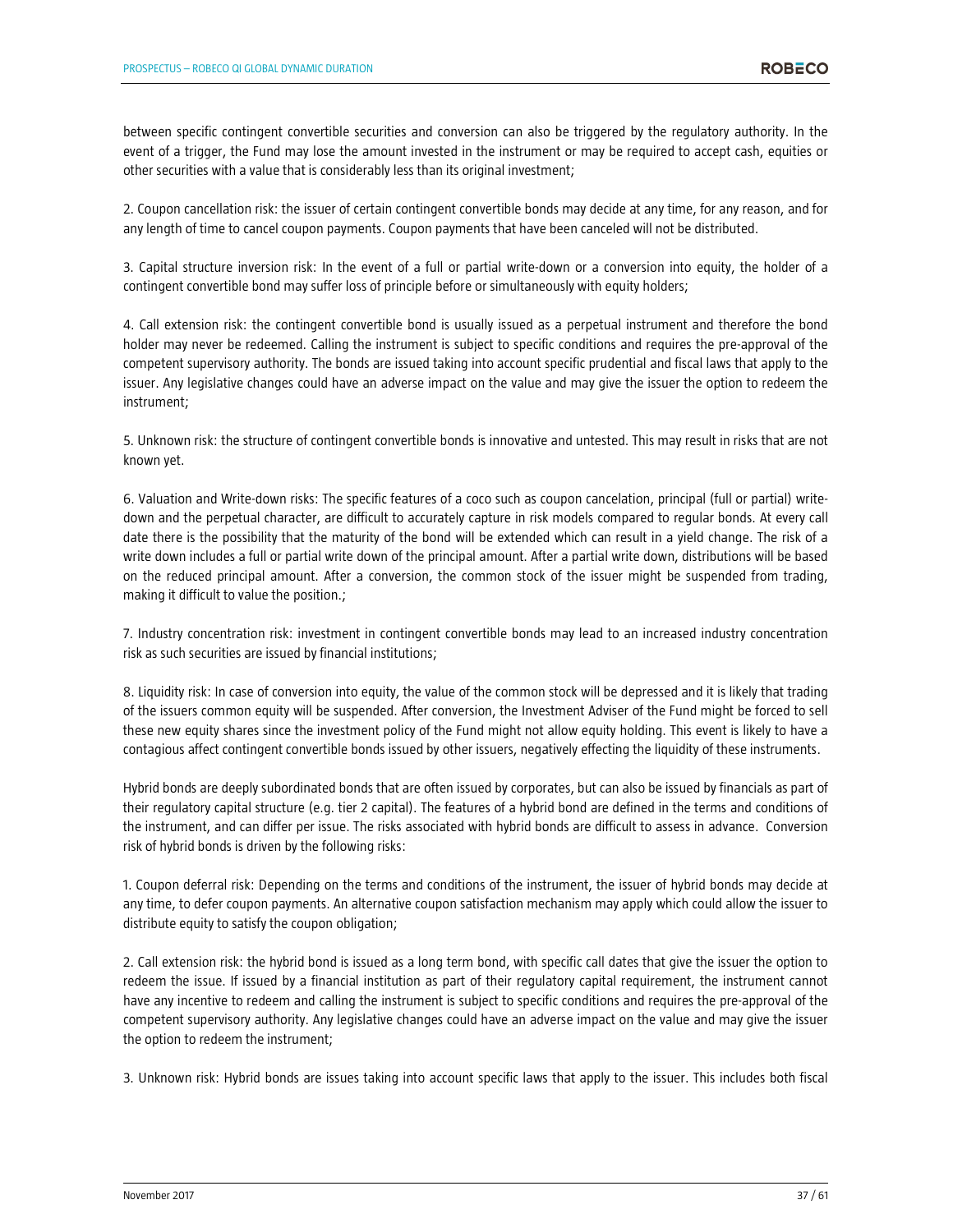between specific contingent convertible securities and conversion can also be triggered by the regulatory authority. In the event of a trigger, the Fund may lose the amount invested in the instrument or may be required to accept cash, equities or other securities with a value that is considerably less than its original investment;

2. Coupon cancellation risk: the issuer of certain contingent convertible bonds may decide at any time, for any reason, and for any length of time to cancel coupon payments. Coupon payments that have been canceled will not be distributed.

3. Capital structure inversion risk: In the event of a full or partial write-down or a conversion into equity, the holder of a contingent convertible bond may suffer loss of principle before or simultaneously with equity holders;

4. Call extension risk: the contingent convertible bond is usually issued as a perpetual instrument and therefore the bond holder may never be redeemed. Calling the instrument is subject to specific conditions and requires the pre-approval of the competent supervisory authority. The bonds are issued taking into account specific prudential and fiscal laws that apply to the issuer. Any legislative changes could have an adverse impact on the value and may give the issuer the option to redeem the instrument;

5. Unknown risk: the structure of contingent convertible bonds is innovative and untested. This may result in risks that are not known yet.

6. Valuation and Write-down risks: The specific features of a coco such as coupon cancelation, principal (full or partial) write-down and the perpetual character, are difficult to accurately capture in risk models compared to regular bonds. At every call date there is the possibility that the maturity of the bond will be extended which can result in a yield change. The risk of a write down includes a full or partial write down of the principal amount. After a partial write down, distributions will be based on the reduced principal amount. After a conversion, the common stock of the issuer might be suspended from trading, making it difficult to value the position.;

7. Industry concentration risk: investment in contingent convertible bonds may lead to an increased industry concentration risk as such securities are issued by financial institutions;

8. Liquidity risk: In case of conversion into equity, the value of the common stock will be depressed and it is likely that trading of the issuers common equity will be suspended. After conversion, the Investment Adviser of the Fund might be forced to sell these new equity shares since the investment policy of the Fund might not allow equity holding. This event is likely to have a contagious affect contingent convertible bonds issued by other issuers, negatively effecting the liquidity of these instruments.

Hybrid bonds are deeply subordinated bonds that are often issued by corporates, but can also be issued by financials as part of their regulatory capital structure (e.g. tier 2 capital). The features of a hybrid bond are defined in the terms and conditions of the instrument, and can differ per issue. The risks associated with hybrid bonds are difficult to assess in advance. Conversion risk of hybrid bonds is driven by the following risks:

1. Coupon deferral risk: Depending on the terms and conditions of the instrument, the issuer of hybrid bonds may decide at any time, to defer coupon payments. An alternative coupon satisfaction mechanism may apply which could allow the issuer to distribute equity to satisfy the coupon obligation;

2. Call extension risk: the hybrid bond is issued as a long term bond, with specific call dates that give the issuer the option to redeem the issue. If issued by a financial institution as part of their regulatory capital requirement, the instrument cannot have any incentive to redeem and calling the instrument is subject to specific conditions and requires the pre-approval of the competent supervisory authority. Any legislative changes could have an adverse impact on the value and may give the issuer the option to redeem the instrument;

3. Unknown risk: Hybrid bonds are issues taking into account specific laws that apply to the issuer. This includes both fiscal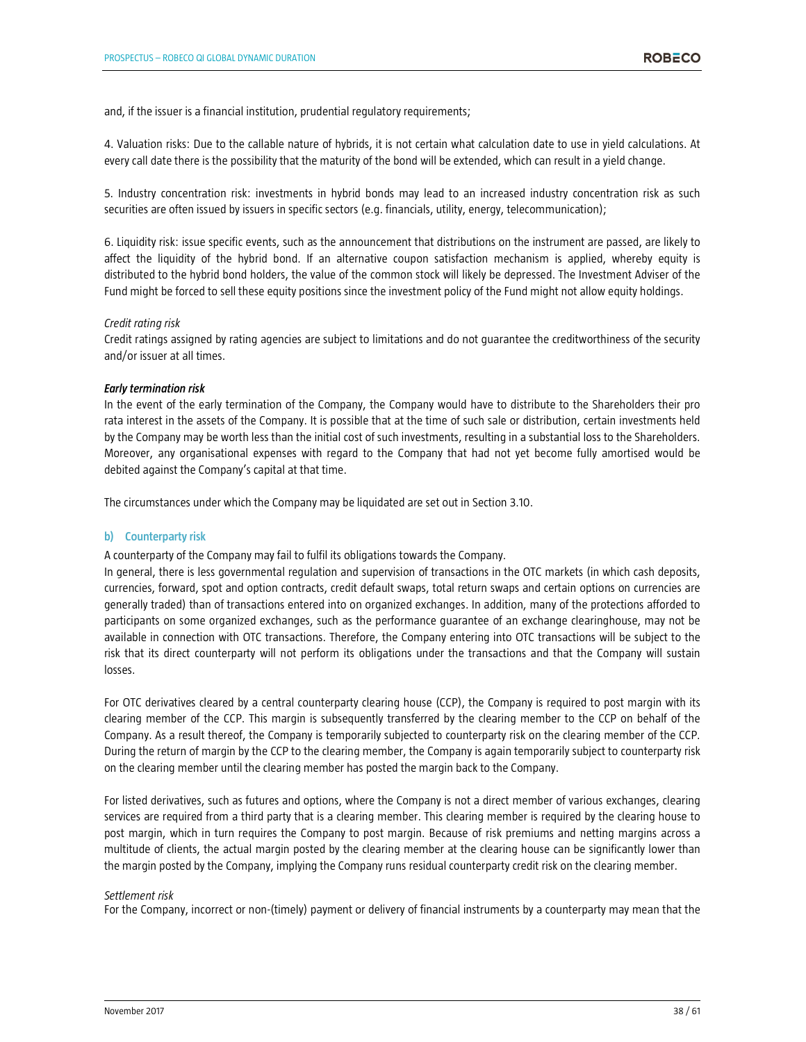and, if the issuer is a financial institution, prudential regulatory requirements;

4. Valuation risks: Due to the callable nature of hybrids, it is not certain what calculation date to use in yield calculations. At every call date there is the possibility that the maturity of the bond will be extended, which can result in a yield change.

5. Industry concentration risk: investments in hybrid bonds may lead to an increased industry concentration risk as such securities are often issued by issuers in specific sectors (e.g. financials, utility, energy, telecommunication);

6. Liquidity risk: issue specific events, such as the announcement that distributions on the instrument are passed, are likely to affect the liquidity of the hybrid bond. If an alternative coupon satisfaction mechanism is applied, whereby equity is distributed to the hybrid bond holders, the value of the common stock will likely be depressed. The Investment Adviser of the Fund might be forced to sell these equity positions since the investment policy of the Fund might not allow equity holdings.

*Credit rating risk*
Credit ratings assigned by rating agencies are subject to limitations and do not guarantee the creditworthiness of the security and/or issuer at all times.

***Early termination risk***
In the event of the early termination of the Company, the Company would have to distribute to the Shareholders their pro rata interest in the assets of the Company. It is possible that at the time of such sale or distribution, certain investments held by the Company may be worth less than the initial cost of such investments, resulting in a substantial loss to the Shareholders. Moreover, any organisational expenses with regard to the Company that had not yet become fully amortised would be debited against the Company's capital at that time.

The circumstances under which the Company may be liquidated are set out in Section 3.10.

### b) Counterparty risk

A counterparty of the Company may fail to fulfil its obligations towards the Company.
In general, there is less governmental regulation and supervision of transactions in the OTC markets (in which cash deposits, currencies, forward, spot and option contracts, credit default swaps, total return swaps and certain options on currencies are generally traded) than of transactions entered into on organized exchanges. In addition, many of the protections afforded to participants on some organized exchanges, such as the performance guarantee of an exchange clearinghouse, may not be available in connection with OTC transactions. Therefore, the Company entering into OTC transactions will be subject to the risk that its direct counterparty will not perform its obligations under the transactions and that the Company will sustain losses.

For OTC derivatives cleared by a central counterparty clearing house (CCP), the Company is required to post margin with its clearing member of the CCP. This margin is subsequently transferred by the clearing member to the CCP on behalf of the Company. As a result thereof, the Company is temporarily subjected to counterparty risk on the clearing member of the CCP. During the return of margin by the CCP to the clearing member, the Company is again temporarily subject to counterparty risk on the clearing member until the clearing member has posted the margin back to the Company.

For listed derivatives, such as futures and options, where the Company is not a direct member of various exchanges, clearing services are required from a third party that is a clearing member. This clearing member is required by the clearing house to post margin, which in turn requires the Company to post margin. Because of risk premiums and netting margins across a multitude of clients, the actual margin posted by the clearing member at the clearing house can be significantly lower than the margin posted by the Company, implying the Company runs residual counterparty credit risk on the clearing member.

*Settlement risk*
For the Company, incorrect or non-(timely) payment or delivery of financial instruments by a counterparty may mean that the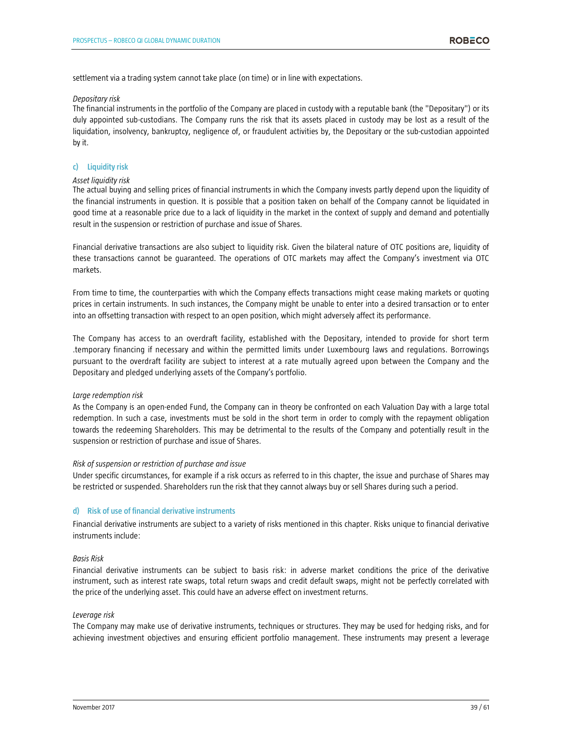settlement via a trading system cannot take place (on time) or in line with expectations.

*Depositary risk*
The financial instruments in the portfolio of the Company are placed in custody with a reputable bank (the "Depositary") or its duly appointed sub-custodians. The Company runs the risk that its assets placed in custody may be lost as a result of the liquidation, insolvency, bankruptcy, negligence of, or fraudulent activities by, the Depositary or the sub-custodian appointed by it.

### c) Liquidity risk

*Asset liquidity risk*
The actual buying and selling prices of financial instruments in which the Company invests partly depend upon the liquidity of the financial instruments in question. It is possible that a position taken on behalf of the Company cannot be liquidated in good time at a reasonable price due to a lack of liquidity in the market in the context of supply and demand and potentially result in the suspension or restriction of purchase and issue of Shares.

Financial derivative transactions are also subject to liquidity risk. Given the bilateral nature of OTC positions are, liquidity of these transactions cannot be guaranteed. The operations of OTC markets may affect the Company's investment via OTC markets.

From time to time, the counterparties with which the Company effects transactions might cease making markets or quoting prices in certain instruments. In such instances, the Company might be unable to enter into a desired transaction or to enter into an offsetting transaction with respect to an open position, which might adversely affect its performance.

The Company has access to an overdraft facility, established with the Depositary, intended to provide for short term .temporary financing if necessary and within the permitted limits under Luxembourg laws and regulations. Borrowings pursuant to the overdraft facility are subject to interest at a rate mutually agreed upon between the Company and the Depositary and pledged underlying assets of the Company's portfolio.

*Large redemption risk*
As the Company is an open-ended Fund, the Company can in theory be confronted on each Valuation Day with a large total redemption. In such a case, investments must be sold in the short term in order to comply with the repayment obligation towards the redeeming Shareholders. This may be detrimental to the results of the Company and potentially result in the suspension or restriction of purchase and issue of Shares.

*Risk of suspension or restriction of purchase and issue*
Under specific circumstances, for example if a risk occurs as referred to in this chapter, the issue and purchase of Shares may be restricted or suspended. Shareholders run the risk that they cannot always buy or sell Shares during such a period.

### d) Risk of use of financial derivative instruments

Financial derivative instruments are subject to a variety of risks mentioned in this chapter. Risks unique to financial derivative instruments include:

*Basis Risk*
Financial derivative instruments can be subject to basis risk: in adverse market conditions the price of the derivative instrument, such as interest rate swaps, total return swaps and credit default swaps, might not be perfectly correlated with the price of the underlying asset. This could have an adverse effect on investment returns.

*Leverage risk*
The Company may make use of derivative instruments, techniques or structures. They may be used for hedging risks, and for achieving investment objectives and ensuring efficient portfolio management. These instruments may present a leverage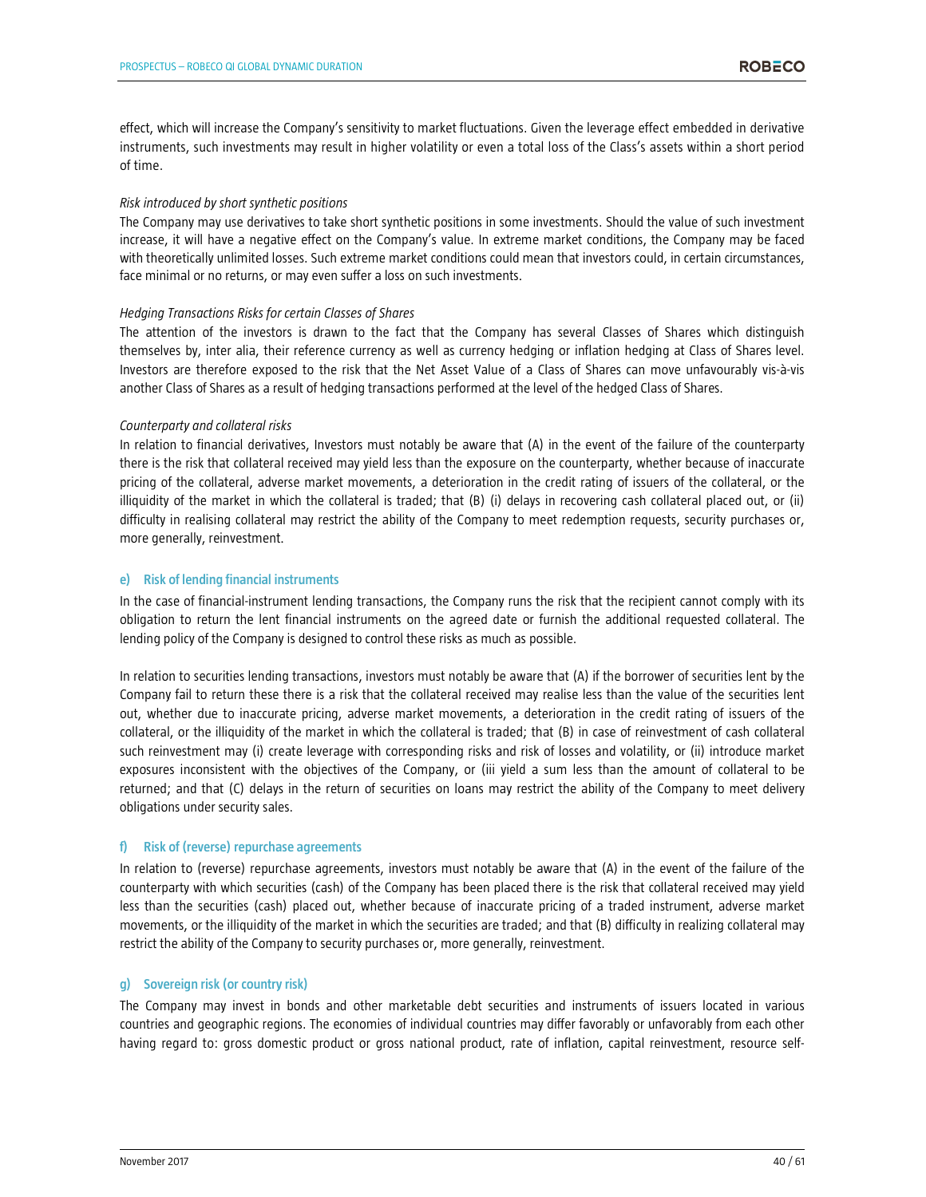effect, which will increase the Company's sensitivity to market fluctuations. Given the leverage effect embedded in derivative instruments, such investments may result in higher volatility or even a total loss of the Class's assets within a short period of time.

*Risk introduced by short synthetic positions*

The Company may use derivatives to take short synthetic positions in some investments. Should the value of such investment increase, it will have a negative effect on the Company's value. In extreme market conditions, the Company may be faced with theoretically unlimited losses. Such extreme market conditions could mean that investors could, in certain circumstances, face minimal or no returns, or may even suffer a loss on such investments.

*Hedging Transactions Risks for certain Classes of Shares*

The attention of the investors is drawn to the fact that the Company has several Classes of Shares which distinguish themselves by, inter alia, their reference currency as well as currency hedging or inflation hedging at Class of Shares level. Investors are therefore exposed to the risk that the Net Asset Value of a Class of Shares can move unfavourably vis-à-vis another Class of Shares as a result of hedging transactions performed at the level of the hedged Class of Shares.

*Counterparty and collateral risks*

In relation to financial derivatives, Investors must notably be aware that (A) in the event of the failure of the counterparty there is the risk that collateral received may yield less than the exposure on the counterparty, whether because of inaccurate pricing of the collateral, adverse market movements, a deterioration in the credit rating of issuers of the collateral, or the illiquidity of the market in which the collateral is traded; that (B) (i) delays in recovering cash collateral placed out, or (ii) difficulty in realising collateral may restrict the ability of the Company to meet redemption requests, security purchases or, more generally, reinvestment.

### e) Risk of lending financial instruments

In the case of financial-instrument lending transactions, the Company runs the risk that the recipient cannot comply with its obligation to return the lent financial instruments on the agreed date or furnish the additional requested collateral. The lending policy of the Company is designed to control these risks as much as possible.

In relation to securities lending transactions, investors must notably be aware that (A) if the borrower of securities lent by the Company fail to return these there is a risk that the collateral received may realise less than the value of the securities lent out, whether due to inaccurate pricing, adverse market movements, a deterioration in the credit rating of issuers of the collateral, or the illiquidity of the market in which the collateral is traded; that (B) in case of reinvestment of cash collateral such reinvestment may (i) create leverage with corresponding risks and risk of losses and volatility, or (ii) introduce market exposures inconsistent with the objectives of the Company, or (iii yield a sum less than the amount of collateral to be returned; and that (C) delays in the return of securities on loans may restrict the ability of the Company to meet delivery obligations under security sales.

### f) Risk of (reverse) repurchase agreements

In relation to (reverse) repurchase agreements, investors must notably be aware that (A) in the event of the failure of the counterparty with which securities (cash) of the Company has been placed there is the risk that collateral received may yield less than the securities (cash) placed out, whether because of inaccurate pricing of a traded instrument, adverse market movements, or the illiquidity of the market in which the securities are traded; and that (B) difficulty in realizing collateral may restrict the ability of the Company to security purchases or, more generally, reinvestment.

### g) Sovereign risk (or country risk)

The Company may invest in bonds and other marketable debt securities and instruments of issuers located in various countries and geographic regions. The economies of individual countries may differ favorably or unfavorably from each other having regard to: gross domestic product or gross national product, rate of inflation, capital reinvestment, resource self-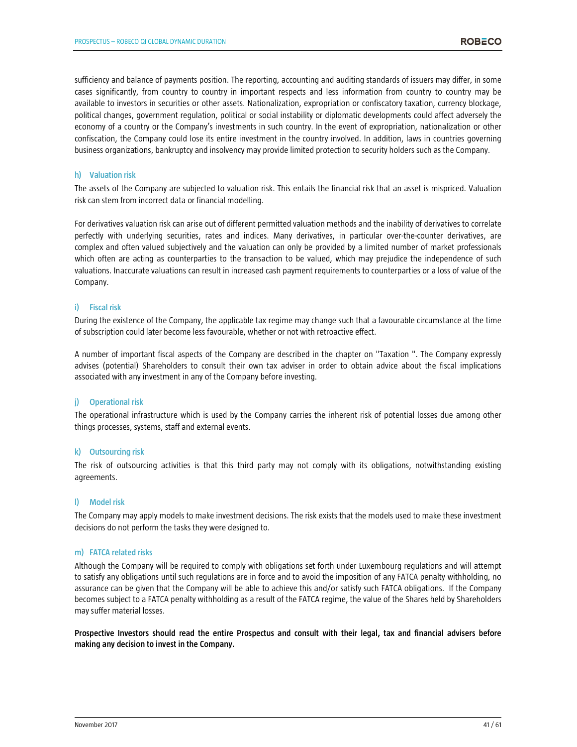sufficiency and balance of payments position. The reporting, accounting and auditing standards of issuers may differ, in some cases significantly, from country to country in important respects and less information from country to country may be available to investors in securities or other assets. Nationalization, expropriation or confiscatory taxation, currency blockage, political changes, government regulation, political or social instability or diplomatic developments could affect adversely the economy of a country or the Company's investments in such country. In the event of expropriation, nationalization or other confiscation, the Company could lose its entire investment in the country involved. In addition, laws in countries governing business organizations, bankruptcy and insolvency may provide limited protection to security holders such as the Company.

#### h) Valuation risk

The assets of the Company are subjected to valuation risk. This entails the financial risk that an asset is mispriced. Valuation risk can stem from incorrect data or financial modelling.

For derivatives valuation risk can arise out of different permitted valuation methods and the inability of derivatives to correlate perfectly with underlying securities, rates and indices. Many derivatives, in particular over-the-counter derivatives, are complex and often valued subjectively and the valuation can only be provided by a limited number of market professionals which often are acting as counterparties to the transaction to be valued, which may prejudice the independence of such valuations. Inaccurate valuations can result in increased cash payment requirements to counterparties or a loss of value of the Company.

#### i) Fiscal risk

During the existence of the Company, the applicable tax regime may change such that a favourable circumstance at the time of subscription could later become less favourable, whether or not with retroactive effect.

A number of important fiscal aspects of the Company are described in the chapter on "Taxation ". The Company expressly advises (potential) Shareholders to consult their own tax adviser in order to obtain advice about the fiscal implications associated with any investment in any of the Company before investing.

#### j) Operational risk

The operational infrastructure which is used by the Company carries the inherent risk of potential losses due among other things processes, systems, staff and external events.

#### k) Outsourcing risk

The risk of outsourcing activities is that this third party may not comply with its obligations, notwithstanding existing agreements.

#### l) Model risk

The Company may apply models to make investment decisions. The risk exists that the models used to make these investment decisions do not perform the tasks they were designed to.

#### m) FATCA related risks

Although the Company will be required to comply with obligations set forth under Luxembourg regulations and will attempt to satisfy any obligations until such regulations are in force and to avoid the imposition of any FATCA penalty withholding, no assurance can be given that the Company will be able to achieve this and/or satisfy such FATCA obligations. If the Company becomes subject to a FATCA penalty withholding as a result of the FATCA regime, the value of the Shares held by Shareholders may suffer material losses.

**Prospective Investors should read the entire Prospectus and consult with their legal, tax and financial advisers before making any decision to invest in the Company.**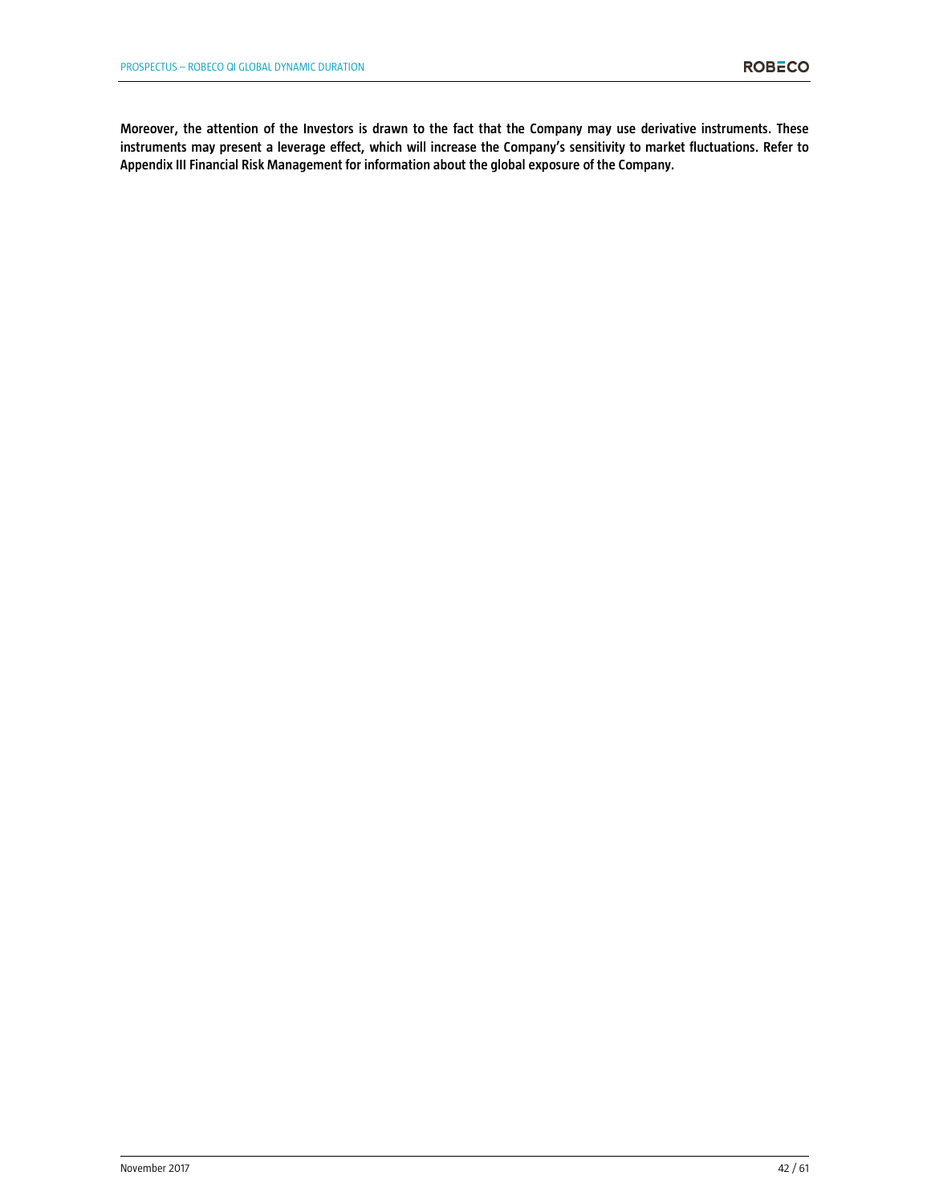**Moreover, the attention of the Investors is drawn to the fact that the Company may use derivative instruments. These instruments may present a leverage effect, which will increase the Company's sensitivity to market fluctuations. Refer to Appendix III Financial Risk Management for information about the global exposure of the Company.**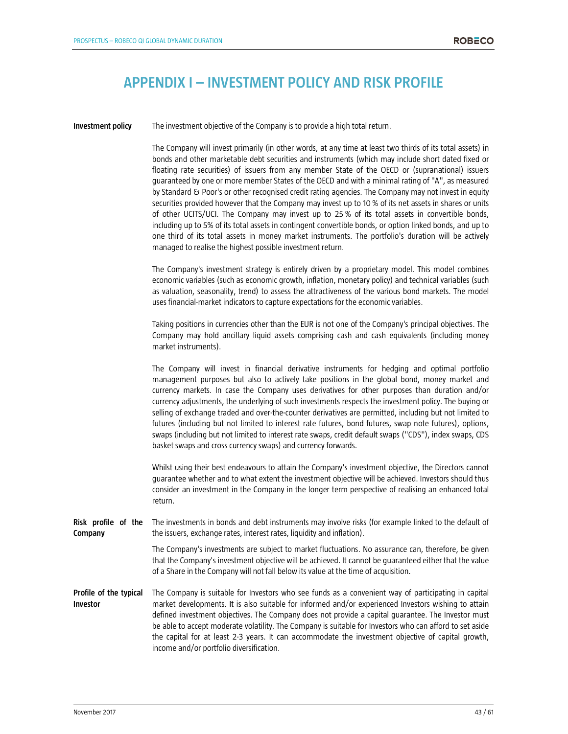# APPENDIX I – INVESTMENT POLICY AND RISK PROFILE

**Investment policy**

The investment objective of the Company is to provide a high total return.

The Company will invest primarily (in other words, at any time at least two thirds of its total assets) in bonds and other marketable debt securities and instruments (which may include short dated fixed or floating rate securities) of issuers from any member State of the OECD or (supranational) issuers guaranteed by one or more member States of the OECD and with a minimal rating of "A", as measured by Standard & Poor's or other recognised credit rating agencies. The Company may not invest in equity securities provided however that the Company may invest up to 10 % of its net assets in shares or units of other UCITS/UCI. The Company may invest up to 25 % of its total assets in convertible bonds, including up to 5% of its total assets in contingent convertible bonds, or option linked bonds, and up to one third of its total assets in money market instruments. The portfolio's duration will be actively managed to realise the highest possible investment return.

The Company's investment strategy is entirely driven by a proprietary model. This model combines economic variables (such as economic growth, inflation, monetary policy) and technical variables (such as valuation, seasonality, trend) to assess the attractiveness of the various bond markets. The model uses financial-market indicators to capture expectations for the economic variables.

Taking positions in currencies other than the EUR is not one of the Company's principal objectives. The Company may hold ancillary liquid assets comprising cash and cash equivalents (including money market instruments).

The Company will invest in financial derivative instruments for hedging and optimal portfolio management purposes but also to actively take positions in the global bond, money market and currency markets. In case the Company uses derivatives for other purposes than duration and/or currency adjustments, the underlying of such investments respects the investment policy. The buying or selling of exchange traded and over-the-counter derivatives are permitted, including but not limited to futures (including but not limited to interest rate futures, bond futures, swap note futures), options, swaps (including but not limited to interest rate swaps, credit default swaps ("CDS"), index swaps, CDS basket swaps and cross currency swaps) and currency forwards.

Whilst using their best endeavours to attain the Company's investment objective, the Directors cannot guarantee whether and to what extent the investment objective will be achieved. Investors should thus consider an investment in the Company in the longer term perspective of realising an enhanced total return.

**Risk profile of the Company**

The investments in bonds and debt instruments may involve risks (for example linked to the default of the issuers, exchange rates, interest rates, liquidity and inflation).

The Company's investments are subject to market fluctuations. No assurance can, therefore, be given that the Company's investment objective will be achieved. It cannot be guaranteed either that the value of a Share in the Company will not fall below its value at the time of acquisition.

**Profile of the typical Investor**

The Company is suitable for Investors who see funds as a convenient way of participating in capital market developments. It is also suitable for informed and/or experienced Investors wishing to attain defined investment objectives. The Company does not provide a capital guarantee. The Investor must be able to accept moderate volatility. The Company is suitable for Investors who can afford to set aside the capital for at least 2-3 years. It can accommodate the investment objective of capital growth, income and/or portfolio diversification.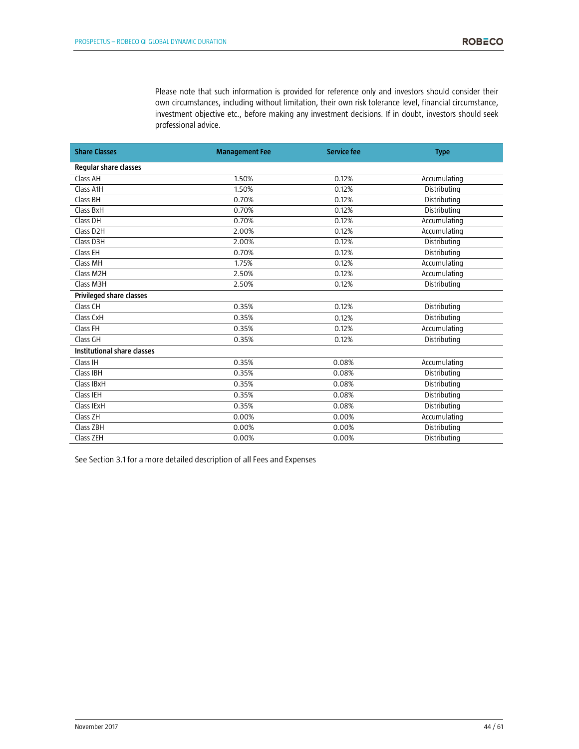Please note that such information is provided for reference only and investors should consider their own circumstances, including without limitation, their own risk tolerance level, financial circumstance, investment objective etc., before making any investment decisions. If in doubt, investors should seek professional advice.

| Share Classes | Management Fee | Service fee | Type |
|---|---|---|---|
| **Regular share classes** | | | |
| Class AH | 1.50% | 0.12% | Accumulating |
| Class A1H | 1.50% | 0.12% | Distributing |
| Class BH | 0.70% | 0.12% | Distributing |
| Class BxH | 0.70% | 0.12% | Distributing |
| Class DH | 0.70% | 0.12% | Accumulating |
| Class D2H | 2.00% | 0.12% | Accumulating |
| Class D3H | 2.00% | 0.12% | Distributing |
| Class EH | 0.70% | 0.12% | Distributing |
| Class MH | 1.75% | 0.12% | Accumulating |
| Class M2H | 2.50% | 0.12% | Accumulating |
| Class M3H | 2.50% | 0.12% | Distributing |
| **Privileged share classes** | | | |
| Class CH | 0.35% | 0.12% | Distributing |
| Class CxH | 0.35% | 0.12% | Distributing |
| Class FH | 0.35% | 0.12% | Accumulating |
| Class GH | 0.35% | 0.12% | Distributing |
| **Institutional share classes** | | | |
| Class IH | 0.35% | 0.08% | Accumulating |
| Class IBH | 0.35% | 0.08% | Distributing |
| Class IBxH | 0.35% | 0.08% | Distributing |
| Class IEH | 0.35% | 0.08% | Distributing |
| Class IExH | 0.35% | 0.08% | Distributing |
| Class ZH | 0.00% | 0.00% | Accumulating |
| Class ZBH | 0.00% | 0.00% | Distributing |
| Class ZEH | 0.00% | 0.00% | Distributing |

See Section 3.1 for a more detailed description of all Fees and Expenses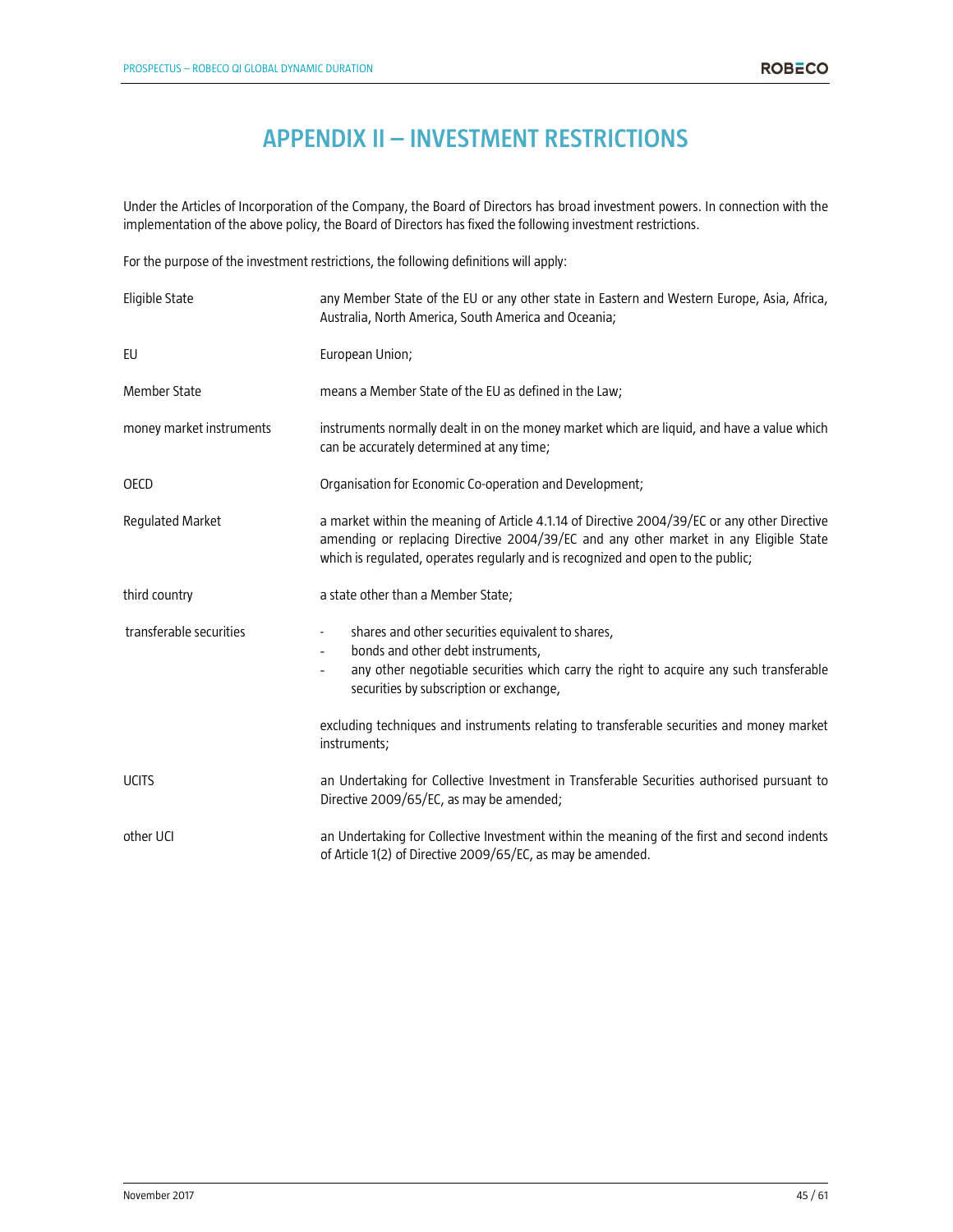# APPENDIX II – INVESTMENT RESTRICTIONS

Under the Articles of Incorporation of the Company, the Board of Directors has broad investment powers. In connection with the implementation of the above policy, the Board of Directors has fixed the following investment restrictions.

For the purpose of the investment restrictions, the following definitions will apply:

| | |
|---|---|
| Eligible State | any Member State of the EU or any other state in Eastern and Western Europe, Asia, Africa, Australia, North America, South America and Oceania; |
| EU | European Union; |
| Member State | means a Member State of the EU as defined in the Law; |
| money market instruments | instruments normally dealt in on the money market which are liquid, and have a value which can be accurately determined at any time; |
| OECD | Organisation for Economic Co-operation and Development; |
| Regulated Market | a market within the meaning of Article 4.1.14 of Directive 2004/39/EC or any other Directive amending or replacing Directive 2004/39/EC and any other market in any Eligible State which is regulated, operates regularly and is recognized and open to the public; |
| third country | a state other than a Member State; |
| transferable securities | - shares and other securities equivalent to shares,<br>- bonds and other debt instruments,<br>- any other negotiable securities which carry the right to acquire any such transferable securities by subscription or exchange,<br><br>excluding techniques and instruments relating to transferable securities and money market instruments; |
| UCITS | an Undertaking for Collective Investment in Transferable Securities authorised pursuant to Directive 2009/65/EC, as may be amended; |
| other UCI | an Undertaking for Collective Investment within the meaning of the first and second indents of Article 1(2) of Directive 2009/65/EC, as may be amended. |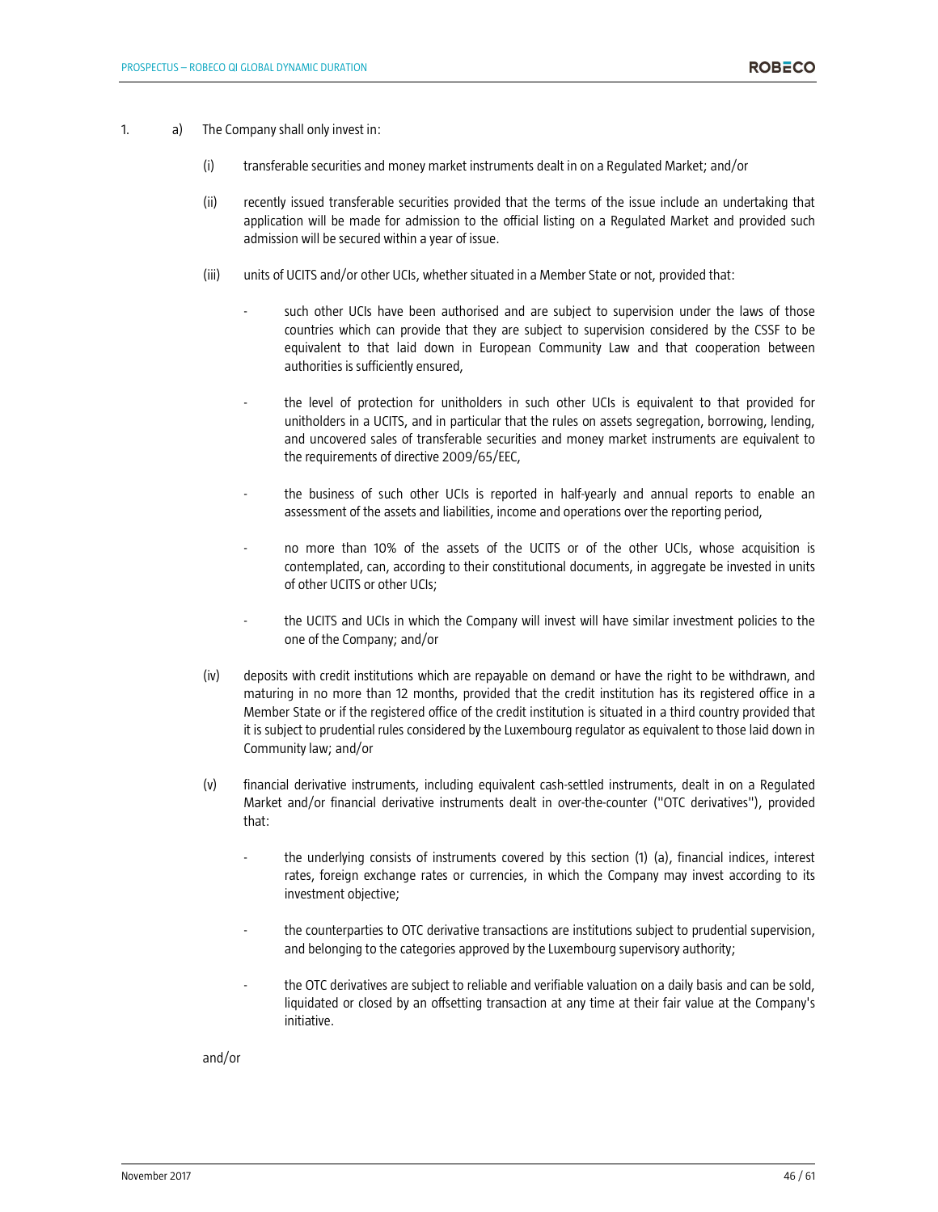1. a) The Company shall only invest in:

   (i) transferable securities and money market instruments dealt in on a Regulated Market; and/or

   (ii) recently issued transferable securities provided that the terms of the issue include an undertaking that application will be made for admission to the official listing on a Regulated Market and provided such admission will be secured within a year of issue.

   (iii) units of UCITS and/or other UCIs, whether situated in a Member State or not, provided that:

   - such other UCIs have been authorised and are subject to supervision under the laws of those countries which can provide that they are subject to supervision considered by the CSSF to be equivalent to that laid down in European Community Law and that cooperation between authorities is sufficiently ensured,
   - the level of protection for unitholders in such other UCIs is equivalent to that provided for unitholders in a UCITS, and in particular that the rules on assets segregation, borrowing, lending, and uncovered sales of transferable securities and money market instruments are equivalent to the requirements of directive 2009/65/EEC,
   - the business of such other UCIs is reported in half-yearly and annual reports to enable an assessment of the assets and liabilities, income and operations over the reporting period,
   - no more than 10% of the assets of the UCITS or of the other UCIs, whose acquisition is contemplated, can, according to their constitutional documents, in aggregate be invested in units of other UCITS or other UCIs;
   - the UCITS and UCIs in which the Company will invest will have similar investment policies to the one of the Company; and/or

   (iv) deposits with credit institutions which are repayable on demand or have the right to be withdrawn, and maturing in no more than 12 months, provided that the credit institution has its registered office in a Member State or if the registered office of the credit institution is situated in a third country provided that it is subject to prudential rules considered by the Luxembourg regulator as equivalent to those laid down in Community law; and/or

   (v) financial derivative instruments, including equivalent cash-settled instruments, dealt in on a Regulated Market and/or financial derivative instruments dealt in over-the-counter ("OTC derivatives"), provided that:

   - the underlying consists of instruments covered by this section (1) (a), financial indices, interest rates, foreign exchange rates or currencies, in which the Company may invest according to its investment objective;
   - the counterparties to OTC derivative transactions are institutions subject to prudential supervision, and belonging to the categories approved by the Luxembourg supervisory authority;
   - the OTC derivatives are subject to reliable and verifiable valuation on a daily basis and can be sold, liquidated or closed by an offsetting transaction at any time at their fair value at the Company's initiative.

   and/or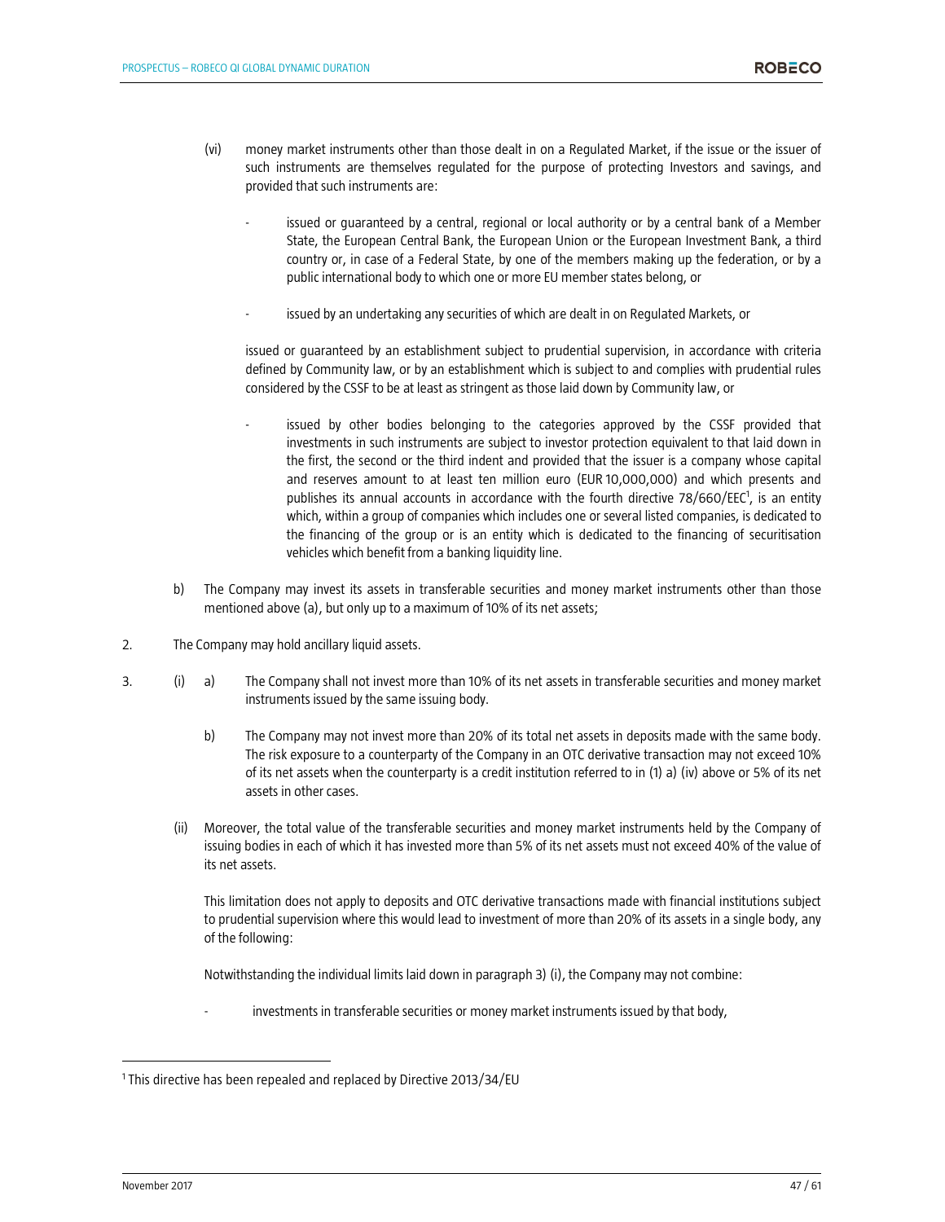(vi) money market instruments other than those dealt in on a Regulated Market, if the issue or the issuer of such instruments are themselves regulated for the purpose of protecting Investors and savings, and provided that such instruments are:

- issued or guaranteed by a central, regional or local authority or by a central bank of a Member State, the European Central Bank, the European Union or the European Investment Bank, a third country or, in case of a Federal State, by one of the members making up the federation, or by a public international body to which one or more EU member states belong, or

- issued by an undertaking any securities of which are dealt in on Regulated Markets, or

issued or guaranteed by an establishment subject to prudential supervision, in accordance with criteria defined by Community law, or by an establishment which is subject to and complies with prudential rules considered by the CSSF to be at least as stringent as those laid down by Community law, or

- issued by other bodies belonging to the categories approved by the CSSF provided that investments in such instruments are subject to investor protection equivalent to that laid down in the first, the second or the third indent and provided that the issuer is a company whose capital and reserves amount to at least ten million euro (EUR 10,000,000) and which presents and publishes its annual accounts in accordance with the fourth directive 78/660/EEC[1], is an entity which, within a group of companies which includes one or several listed companies, is dedicated to the financing of the group or is an entity which is dedicated to the financing of securitisation vehicles which benefit from a banking liquidity line.

b) The Company may invest its assets in transferable securities and money market instruments other than those mentioned above (a), but only up to a maximum of 10% of its net assets;

2. The Company may hold ancillary liquid assets.

3. (i) a) The Company shall not invest more than 10% of its net assets in transferable securities and money market instruments issued by the same issuing body.

b) The Company may not invest more than 20% of its total net assets in deposits made with the same body. The risk exposure to a counterparty of the Company in an OTC derivative transaction may not exceed 10% of its net assets when the counterparty is a credit institution referred to in (1) a) (iv) above or 5% of its net assets in other cases.

(ii) Moreover, the total value of the transferable securities and money market instruments held by the Company of issuing bodies in each of which it has invested more than 5% of its net assets must not exceed 40% of the value of its net assets.

This limitation does not apply to deposits and OTC derivative transactions made with financial institutions subject to prudential supervision where this would lead to investment of more than 20% of its assets in a single body, any of the following:

Notwithstanding the individual limits laid down in paragraph 3) (i), the Company may not combine:

- investments in transferable securities or money market instruments issued by that body,

---

[1] This directive has been repealed and replaced by Directive 2013/34/EU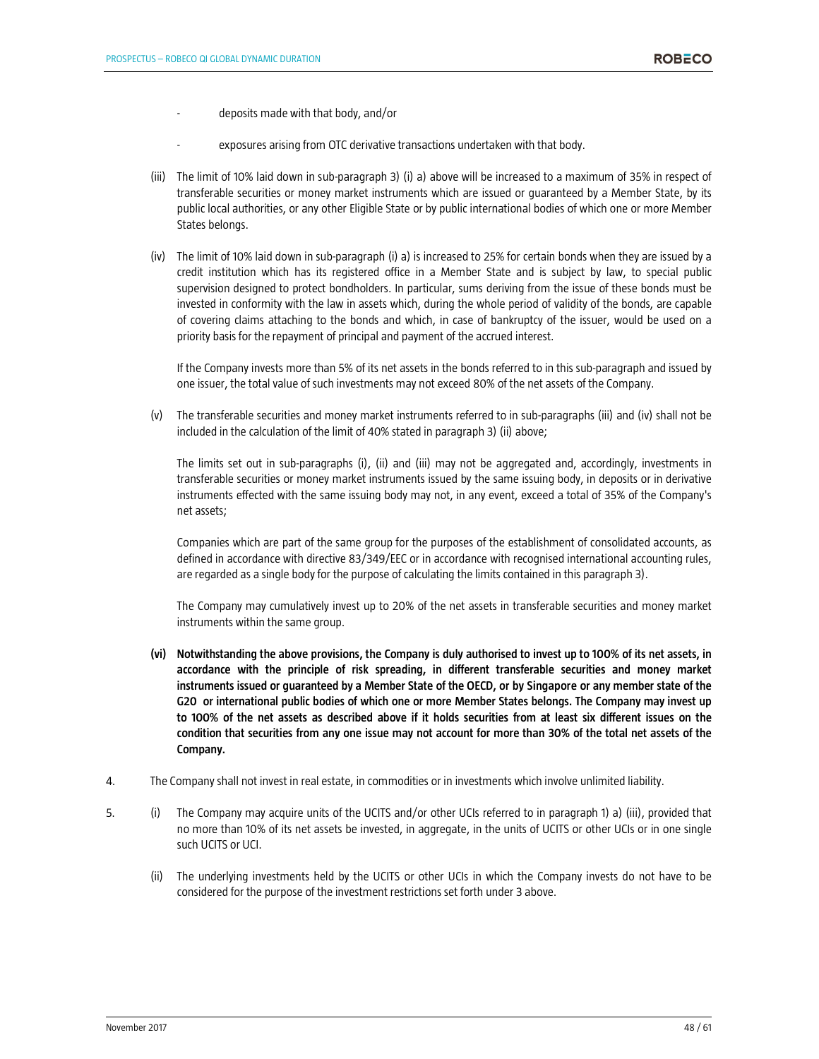- deposits made with that body, and/or

- exposures arising from OTC derivative transactions undertaken with that body.

(iii) The limit of 10% laid down in sub-paragraph 3) (i) a) above will be increased to a maximum of 35% in respect of transferable securities or money market instruments which are issued or guaranteed by a Member State, by its public local authorities, or any other Eligible State or by public international bodies of which one or more Member States belongs.

(iv) The limit of 10% laid down in sub-paragraph (i) a) is increased to 25% for certain bonds when they are issued by a credit institution which has its registered office in a Member State and is subject by law, to special public supervision designed to protect bondholders. In particular, sums deriving from the issue of these bonds must be invested in conformity with the law in assets which, during the whole period of validity of the bonds, are capable of covering claims attaching to the bonds and which, in case of bankruptcy of the issuer, would be used on a priority basis for the repayment of principal and payment of the accrued interest.

If the Company invests more than 5% of its net assets in the bonds referred to in this sub-paragraph and issued by one issuer, the total value of such investments may not exceed 80% of the net assets of the Company.

(v) The transferable securities and money market instruments referred to in sub-paragraphs (iii) and (iv) shall not be included in the calculation of the limit of 40% stated in paragraph 3) (ii) above;

The limits set out in sub-paragraphs (i), (ii) and (iii) may not be aggregated and, accordingly, investments in transferable securities or money market instruments issued by the same issuing body, in deposits or in derivative instruments effected with the same issuing body may not, in any event, exceed a total of 35% of the Company's net assets;

Companies which are part of the same group for the purposes of the establishment of consolidated accounts, as defined in accordance with directive 83/349/EEC or in accordance with recognised international accounting rules, are regarded as a single body for the purpose of calculating the limits contained in this paragraph 3).

The Company may cumulatively invest up to 20% of the net assets in transferable securities and money market instruments within the same group.

**(vi) Notwithstanding the above provisions, the Company is duly authorised to invest up to 100% of its net assets, in accordance with the principle of risk spreading, in different transferable securities and money market instruments issued or guaranteed by a Member State of the OECD, or by Singapore or any member state of the G20 or international public bodies of which one or more Member States belongs. The Company may invest up to 100% of the net assets as described above if it holds securities from at least six different issues on the condition that securities from any one issue may not account for more than 30% of the total net assets of the Company.**

4. The Company shall not invest in real estate, in commodities or in investments which involve unlimited liability.

5. (i) The Company may acquire units of the UCITS and/or other UCIs referred to in paragraph 1) a) (iii), provided that no more than 10% of its net assets be invested, in aggregate, in the units of UCITS or other UCIs or in one single such UCITS or UCI.

   (ii) The underlying investments held by the UCITS or other UCIs in which the Company invests do not have to be considered for the purpose of the investment restrictions set forth under 3 above.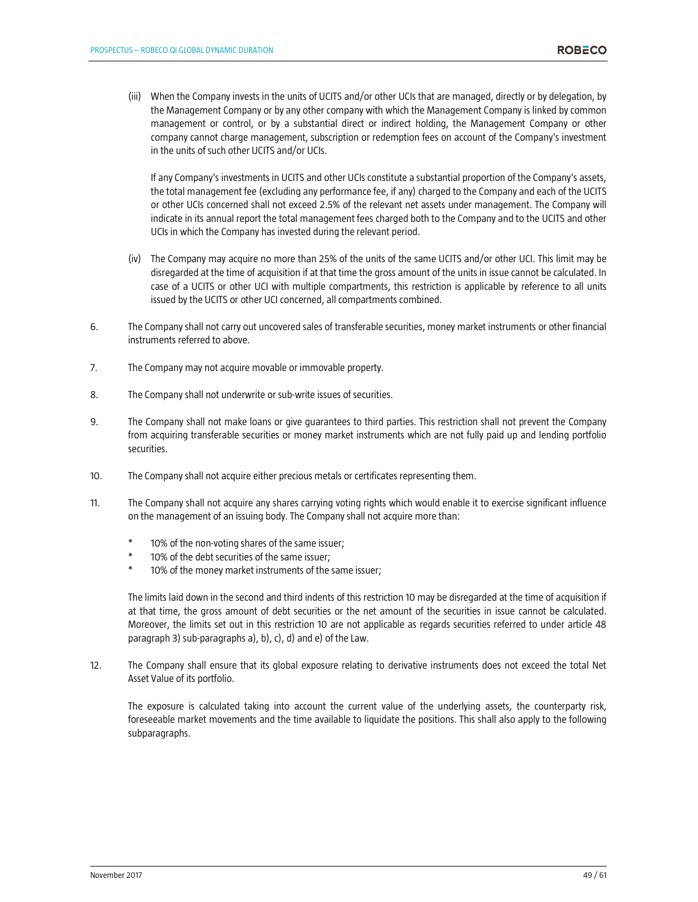(iii) When the Company invests in the units of UCITS and/or other UCIs that are managed, directly or by delegation, by the Management Company or by any other company with which the Management Company is linked by common management or control, or by a substantial direct or indirect holding, the Management Company or other company cannot charge management, subscription or redemption fees on account of the Company's investment in the units of such other UCITS and/or UCIs.

If any Company's investments in UCITS and other UCIs constitute a substantial proportion of the Company's assets, the total management fee (excluding any performance fee, if any) charged to the Company and each of the UCITS or other UCIs concerned shall not exceed 2.5% of the relevant net assets under management. The Company will indicate in its annual report the total management fees charged both to the Company and to the UCITS and other UCIs in which the Company has invested during the relevant period.

(iv) The Company may acquire no more than 25% of the units of the same UCITS and/or other UCI. This limit may be disregarded at the time of acquisition if at that time the gross amount of the units in issue cannot be calculated. In case of a UCITS or other UCI with multiple compartments, this restriction is applicable by reference to all units issued by the UCITS or other UCI concerned, all compartments combined.

6. The Company shall not carry out uncovered sales of transferable securities, money market instruments or other financial instruments referred to above.

7. The Company may not acquire movable or immovable property.

8. The Company shall not underwrite or sub-write issues of securities.

9. The Company shall not make loans or give guarantees to third parties. This restriction shall not prevent the Company from acquiring transferable securities or money market instruments which are not fully paid up and lending portfolio securities.

10. The Company shall not acquire either precious metals or certificates representing them.

11. The Company shall not acquire any shares carrying voting rights which would enable it to exercise significant influence on the management of an issuing body. The Company shall not acquire more than:

   * 10% of the non-voting shares of the same issuer;
   * 10% of the debt securities of the same issuer;
   * 10% of the money market instruments of the same issuer;

   The limits laid down in the second and third indents of this restriction 10 may be disregarded at the time of acquisition if at that time, the gross amount of debt securities or the net amount of the securities in issue cannot be calculated. Moreover, the limits set out in this restriction 10 are not applicable as regards securities referred to under article 48 paragraph 3) sub-paragraphs a), b), c), d) and e) of the Law.

12. The Company shall ensure that its global exposure relating to derivative instruments does not exceed the total Net Asset Value of its portfolio.

   The exposure is calculated taking into account the current value of the underlying assets, the counterparty risk, foreseeable market movements and the time available to liquidate the positions. This shall also apply to the following subparagraphs.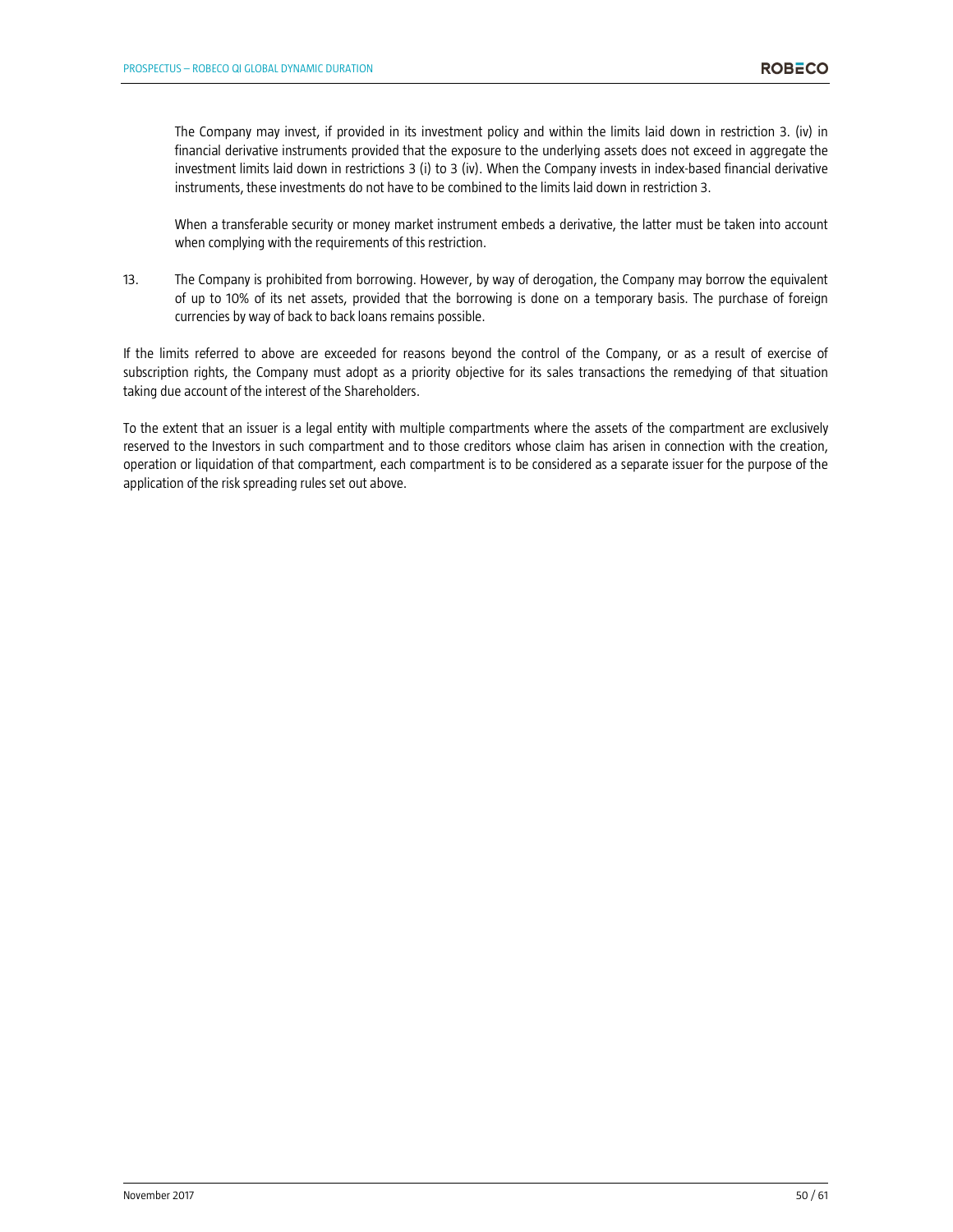The Company may invest, if provided in its investment policy and within the limits laid down in restriction 3. (iv) in financial derivative instruments provided that the exposure to the underlying assets does not exceed in aggregate the investment limits laid down in restrictions 3 (i) to 3 (iv). When the Company invests in index-based financial derivative instruments, these investments do not have to be combined to the limits laid down in restriction 3.

When a transferable security or money market instrument embeds a derivative, the latter must be taken into account when complying with the requirements of this restriction.

13. The Company is prohibited from borrowing. However, by way of derogation, the Company may borrow the equivalent of up to 10% of its net assets, provided that the borrowing is done on a temporary basis. The purchase of foreign currencies by way of back to back loans remains possible.

If the limits referred to above are exceeded for reasons beyond the control of the Company, or as a result of exercise of subscription rights, the Company must adopt as a priority objective for its sales transactions the remedying of that situation taking due account of the interest of the Shareholders.

To the extent that an issuer is a legal entity with multiple compartments where the assets of the compartment are exclusively reserved to the Investors in such compartment and to those creditors whose claim has arisen in connection with the creation, operation or liquidation of that compartment, each compartment is to be considered as a separate issuer for the purpose of the application of the risk spreading rules set out above.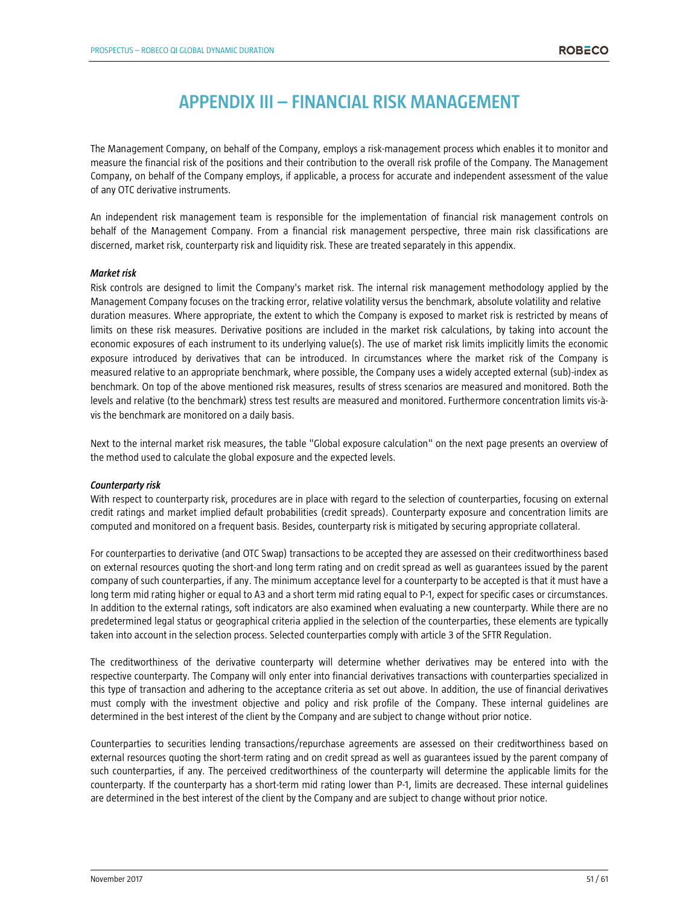# APPENDIX III – FINANCIAL RISK MANAGEMENT

The Management Company, on behalf of the Company, employs a risk-management process which enables it to monitor and measure the financial risk of the positions and their contribution to the overall risk profile of the Company. The Management Company, on behalf of the Company employs, if applicable, a process for accurate and independent assessment of the value of any OTC derivative instruments.

An independent risk management team is responsible for the implementation of financial risk management controls on behalf of the Management Company. From a financial risk management perspective, three main risk classifications are discerned, market risk, counterparty risk and liquidity risk. These are treated separately in this appendix.

***Market risk***

Risk controls are designed to limit the Company's market risk. The internal risk management methodology applied by the Management Company focuses on the tracking error, relative volatility versus the benchmark, absolute volatility and relative duration measures. Where appropriate, the extent to which the Company is exposed to market risk is restricted by means of limits on these risk measures. Derivative positions are included in the market risk calculations, by taking into account the economic exposures of each instrument to its underlying value(s). The use of market risk limits implicitly limits the economic exposure introduced by derivatives that can be introduced. In circumstances where the market risk of the Company is measured relative to an appropriate benchmark, where possible, the Company uses a widely accepted external (sub)-index as benchmark. On top of the above mentioned risk measures, results of stress scenarios are measured and monitored. Both the levels and relative (to the benchmark) stress test results are measured and monitored. Furthermore concentration limits vis-à-vis the benchmark are monitored on a daily basis.

Next to the internal market risk measures, the table "Global exposure calculation" on the next page presents an overview of the method used to calculate the global exposure and the expected levels.

***Counterparty risk***

With respect to counterparty risk, procedures are in place with regard to the selection of counterparties, focusing on external credit ratings and market implied default probabilities (credit spreads). Counterparty exposure and concentration limits are computed and monitored on a frequent basis. Besides, counterparty risk is mitigated by securing appropriate collateral.

For counterparties to derivative (and OTC Swap) transactions to be accepted they are assessed on their creditworthiness based on external resources quoting the short-and long term rating and on credit spread as well as guarantees issued by the parent company of such counterparties, if any. The minimum acceptance level for a counterparty to be accepted is that it must have a long term mid rating higher or equal to A3 and a short term mid rating equal to P-1, expect for specific cases or circumstances. In addition to the external ratings, soft indicators are also examined when evaluating a new counterparty. While there are no predetermined legal status or geographical criteria applied in the selection of the counterparties, these elements are typically taken into account in the selection process. Selected counterparties comply with article 3 of the SFTR Regulation.

The creditworthiness of the derivative counterparty will determine whether derivatives may be entered into with the respective counterparty. The Company will only enter into financial derivatives transactions with counterparties specialized in this type of transaction and adhering to the acceptance criteria as set out above. In addition, the use of financial derivatives must comply with the investment objective and policy and risk profile of the Company. These internal guidelines are determined in the best interest of the client by the Company and are subject to change without prior notice.

Counterparties to securities lending transactions/repurchase agreements are assessed on their creditworthiness based on external resources quoting the short-term rating and on credit spread as well as guarantees issued by the parent company of such counterparties, if any. The perceived creditworthiness of the counterparty will determine the applicable limits for the counterparty. If the counterparty has a short-term mid rating lower than P-1, limits are decreased. These internal guidelines are determined in the best interest of the client by the Company and are subject to change without prior notice.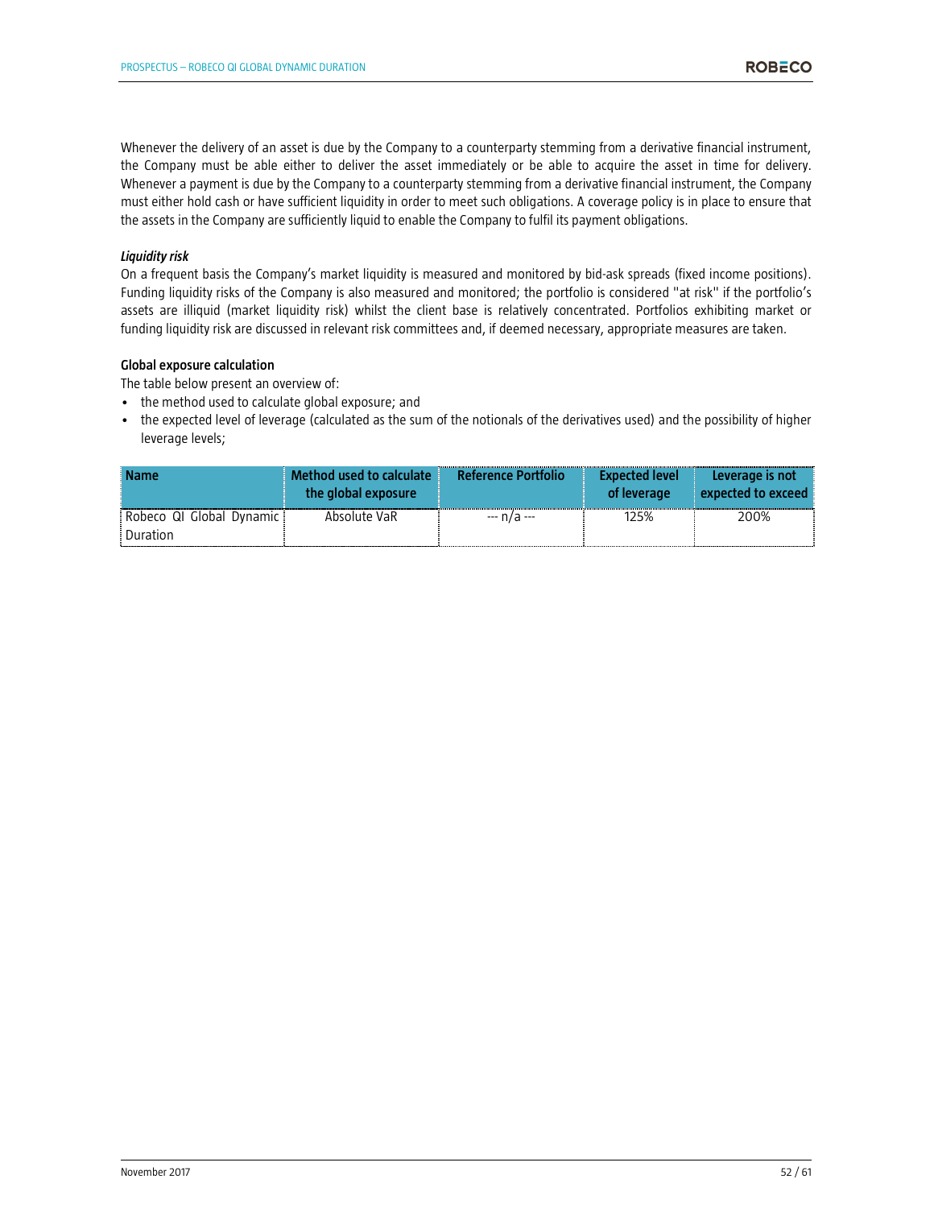Whenever the delivery of an asset is due by the Company to a counterparty stemming from a derivative financial instrument, the Company must be able either to deliver the asset immediately or be able to acquire the asset in time for delivery. Whenever a payment is due by the Company to a counterparty stemming from a derivative financial instrument, the Company must either hold cash or have sufficient liquidity in order to meet such obligations. A coverage policy is in place to ensure that the assets in the Company are sufficiently liquid to enable the Company to fulfil its payment obligations.

***Liquidity risk***

On a frequent basis the Company's market liquidity is measured and monitored by bid-ask spreads (fixed income positions). Funding liquidity risks of the Company is also measured and monitored; the portfolio is considered "at risk" if the portfolio's assets are illiquid (market liquidity risk) whilst the client base is relatively concentrated. Portfolios exhibiting market or funding liquidity risk are discussed in relevant risk committees and, if deemed necessary, appropriate measures are taken.

**Global exposure calculation**

The table below present an overview of:

- the method used to calculate global exposure; and
- the expected level of leverage (calculated as the sum of the notionals of the derivatives used) and the possibility of higher leverage levels;

| Name | Method used to calculate the global exposure | Reference Portfolio | Expected level of leverage | Leverage is not expected to exceed |
|---|---|---|---|---|
| Robeco QI Global Dynamic Duration | Absolute VaR | --- n/a --- | 125% | 200% |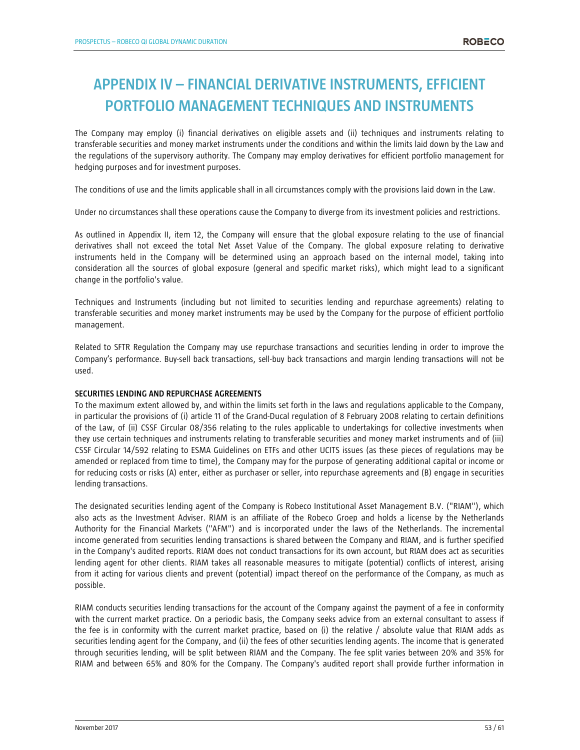# APPENDIX IV – FINANCIAL DERIVATIVE INSTRUMENTS, EFFICIENT PORTFOLIO MANAGEMENT TECHNIQUES AND INSTRUMENTS

The Company may employ (i) financial derivatives on eligible assets and (ii) techniques and instruments relating to transferable securities and money market instruments under the conditions and within the limits laid down by the Law and the regulations of the supervisory authority. The Company may employ derivatives for efficient portfolio management for hedging purposes and for investment purposes.

The conditions of use and the limits applicable shall in all circumstances comply with the provisions laid down in the Law.

Under no circumstances shall these operations cause the Company to diverge from its investment policies and restrictions.

As outlined in Appendix II, item 12, the Company will ensure that the global exposure relating to the use of financial derivatives shall not exceed the total Net Asset Value of the Company. The global exposure relating to derivative instruments held in the Company will be determined using an approach based on the internal model, taking into consideration all the sources of global exposure (general and specific market risks), which might lead to a significant change in the portfolio's value.

Techniques and Instruments (including but not limited to securities lending and repurchase agreements) relating to transferable securities and money market instruments may be used by the Company for the purpose of efficient portfolio management.

Related to SFTR Regulation the Company may use repurchase transactions and securities lending in order to improve the Company's performance. Buy-sell back transactions, sell-buy back transactions and margin lending transactions will not be used.

**SECURITIES LENDING AND REPURCHASE AGREEMENTS**

To the maximum extent allowed by, and within the limits set forth in the laws and regulations applicable to the Company, in particular the provisions of (i) article 11 of the Grand-Ducal regulation of 8 February 2008 relating to certain definitions of the Law, of (ii) CSSF Circular 08/356 relating to the rules applicable to undertakings for collective investments when they use certain techniques and instruments relating to transferable securities and money market instruments and of (iii) CSSF Circular 14/592 relating to ESMA Guidelines on ETFs and other UCITS issues (as these pieces of regulations may be amended or replaced from time to time), the Company may for the purpose of generating additional capital or income or for reducing costs or risks (A) enter, either as purchaser or seller, into repurchase agreements and (B) engage in securities lending transactions.

The designated securities lending agent of the Company is Robeco Institutional Asset Management B.V. ("RIAM"), which also acts as the Investment Adviser. RIAM is an affiliate of the Robeco Groep and holds a license by the Netherlands Authority for the Financial Markets ("AFM") and is incorporated under the laws of the Netherlands. The incremental income generated from securities lending transactions is shared between the Company and RIAM, and is further specified in the Company's audited reports. RIAM does not conduct transactions for its own account, but RIAM does act as securities lending agent for other clients. RIAM takes all reasonable measures to mitigate (potential) conflicts of interest, arising from it acting for various clients and prevent (potential) impact thereof on the performance of the Company, as much as possible.

RIAM conducts securities lending transactions for the account of the Company against the payment of a fee in conformity with the current market practice. On a periodic basis, the Company seeks advice from an external consultant to assess if the fee is in conformity with the current market practice, based on (i) the relative / absolute value that RIAM adds as securities lending agent for the Company, and (ii) the fees of other securities lending agents. The income that is generated through securities lending, will be split between RIAM and the Company. The fee split varies between 20% and 35% for RIAM and between 65% and 80% for the Company. The Company's audited report shall provide further information in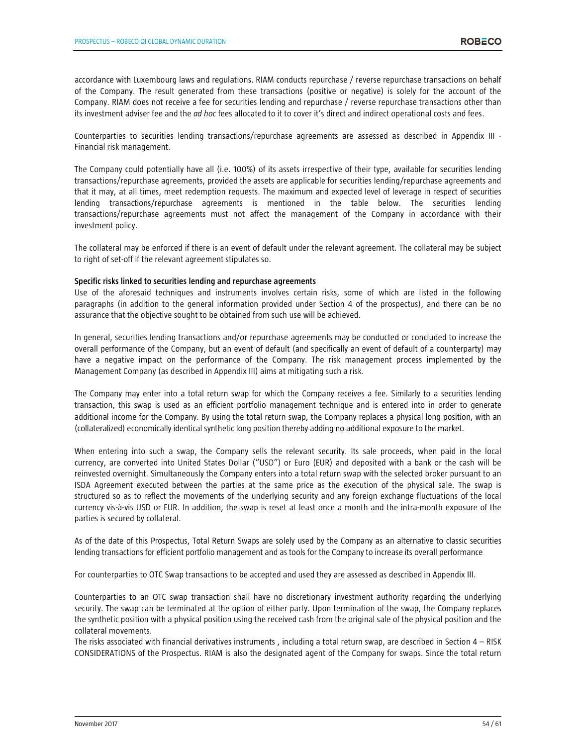accordance with Luxembourg laws and regulations. RIAM conducts repurchase / reverse repurchase transactions on behalf of the Company. The result generated from these transactions (positive or negative) is solely for the account of the Company. RIAM does not receive a fee for securities lending and repurchase / reverse repurchase transactions other than its investment adviser fee and the *ad hoc* fees allocated to it to cover it's direct and indirect operational costs and fees.

Counterparties to securities lending transactions/repurchase agreements are assessed as described in Appendix III - Financial risk management.

The Company could potentially have all (i.e. 100%) of its assets irrespective of their type, available for securities lending transactions/repurchase agreements, provided the assets are applicable for securities lending/repurchase agreements and that it may, at all times, meet redemption requests. The maximum and expected level of leverage in respect of securities lending transactions/repurchase agreements is mentioned in the table below. The securities lending transactions/repurchase agreements must not affect the management of the Company in accordance with their investment policy.

The collateral may be enforced if there is an event of default under the relevant agreement. The collateral may be subject to right of set-off if the relevant agreement stipulates so.

**Specific risks linked to securities lending and repurchase agreements**

Use of the aforesaid techniques and instruments involves certain risks, some of which are listed in the following paragraphs (in addition to the general information provided under Section 4 of the prospectus), and there can be no assurance that the objective sought to be obtained from such use will be achieved.

In general, securities lending transactions and/or repurchase agreements may be conducted or concluded to increase the overall performance of the Company, but an event of default (and specifically an event of default of a counterparty) may have a negative impact on the performance of the Company. The risk management process implemented by the Management Company (as described in Appendix III) aims at mitigating such a risk.

The Company may enter into a total return swap for which the Company receives a fee. Similarly to a securities lending transaction, this swap is used as an efficient portfolio management technique and is entered into in order to generate additional income for the Company. By using the total return swap, the Company replaces a physical long position, with an (collateralized) economically identical synthetic long position thereby adding no additional exposure to the market.

When entering into such a swap, the Company sells the relevant security. Its sale proceeds, when paid in the local currency, are converted into United States Dollar ("USD") or Euro (EUR) and deposited with a bank or the cash will be reinvested overnight. Simultaneously the Company enters into a total return swap with the selected broker pursuant to an ISDA Agreement executed between the parties at the same price as the execution of the physical sale. The swap is structured so as to reflect the movements of the underlying security and any foreign exchange fluctuations of the local currency vis-à-vis USD or EUR. In addition, the swap is reset at least once a month and the intra-month exposure of the parties is secured by collateral.

As of the date of this Prospectus, Total Return Swaps are solely used by the Company as an alternative to classic securities lending transactions for efficient portfolio management and as tools for the Company to increase its overall performance

For counterparties to OTC Swap transactions to be accepted and used they are assessed as described in Appendix III.

Counterparties to an OTC swap transaction shall have no discretionary investment authority regarding the underlying security. The swap can be terminated at the option of either party. Upon termination of the swap, the Company replaces the synthetic position with a physical position using the received cash from the original sale of the physical position and the collateral movements.

The risks associated with financial derivatives instruments , including a total return swap, are described in Section 4 – RISK CONSIDERATIONS of the Prospectus. RIAM is also the designated agent of the Company for swaps. Since the total return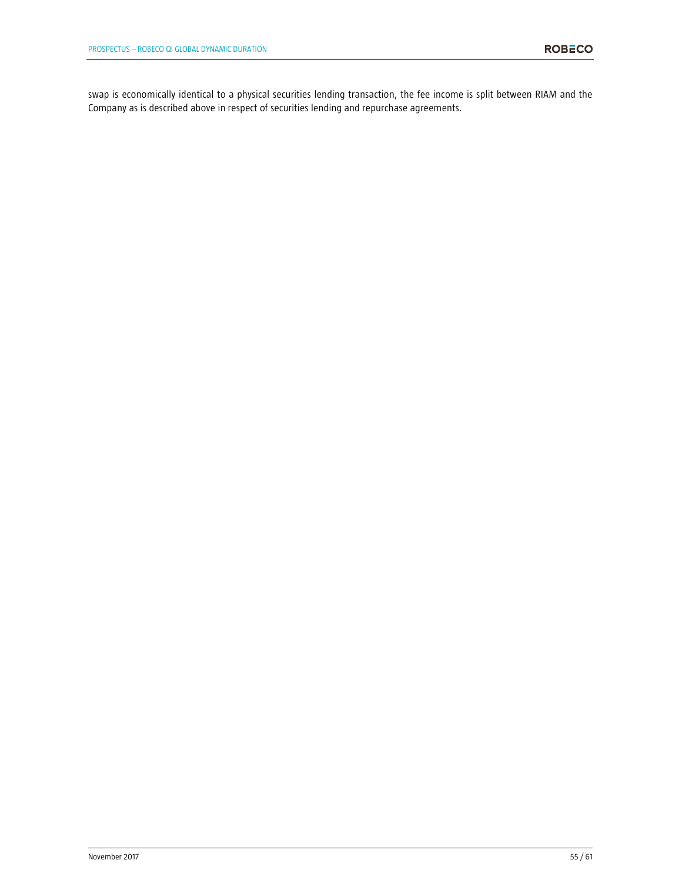swap is economically identical to a physical securities lending transaction, the fee income is split between RIAM and the Company as is described above in respect of securities lending and repurchase agreements.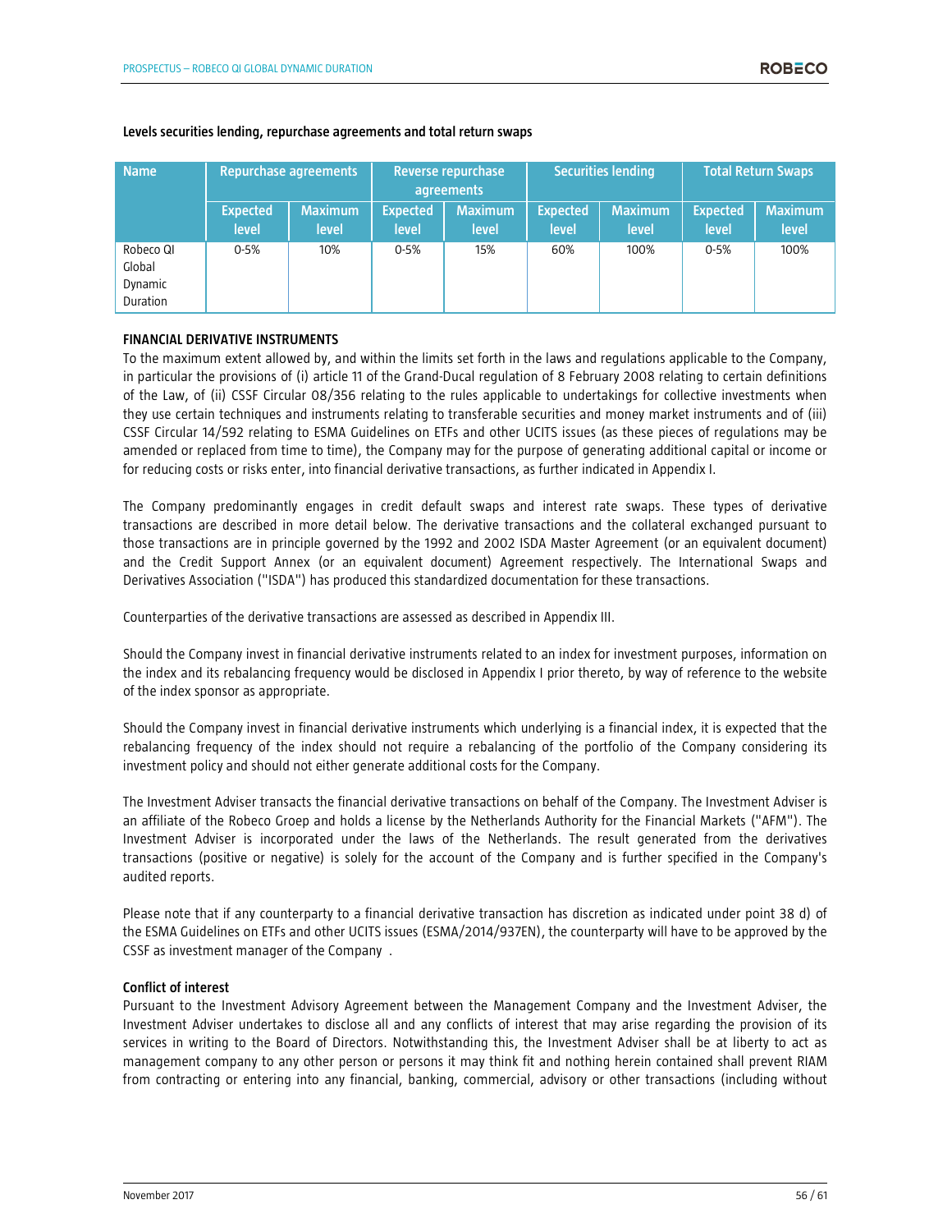**Levels securities lending, repurchase agreements and total return swaps**

| Name | Repurchase agreements | | Reverse repurchase agreements | | Securities lending | | Total Return Swaps | |
|---|---|---|---|---|---|---|---|---|
| | Expected level | Maximum level | Expected level | Maximum level | Expected level | Maximum level | Expected level | Maximum level |
| Robeco QI Global Dynamic Duration | 0-5% | 10% | 0-5% | 15% | 60% | 100% | 0-5% | 100% |

**FINANCIAL DERIVATIVE INSTRUMENTS**

To the maximum extent allowed by, and within the limits set forth in the laws and regulations applicable to the Company, in particular the provisions of (i) article 11 of the Grand-Ducal regulation of 8 February 2008 relating to certain definitions of the Law, of (ii) CSSF Circular 08/356 relating to the rules applicable to undertakings for collective investments when they use certain techniques and instruments relating to transferable securities and money market instruments and of (iii) CSSF Circular 14/592 relating to ESMA Guidelines on ETFs and other UCITS issues (as these pieces of regulations may be amended or replaced from time to time), the Company may for the purpose of generating additional capital or income or for reducing costs or risks enter, into financial derivative transactions, as further indicated in Appendix I.

The Company predominantly engages in credit default swaps and interest rate swaps. These types of derivative transactions are described in more detail below. The derivative transactions and the collateral exchanged pursuant to those transactions are in principle governed by the 1992 and 2002 ISDA Master Agreement (or an equivalent document) and the Credit Support Annex (or an equivalent document) Agreement respectively. The International Swaps and Derivatives Association ("ISDA") has produced this standardized documentation for these transactions.

Counterparties of the derivative transactions are assessed as described in Appendix III.

Should the Company invest in financial derivative instruments related to an index for investment purposes, information on the index and its rebalancing frequency would be disclosed in Appendix I prior thereto, by way of reference to the website of the index sponsor as appropriate.

Should the Company invest in financial derivative instruments which underlying is a financial index, it is expected that the rebalancing frequency of the index should not require a rebalancing of the portfolio of the Company considering its investment policy and should not either generate additional costs for the Company.

The Investment Adviser transacts the financial derivative transactions on behalf of the Company. The Investment Adviser is an affiliate of the Robeco Groep and holds a license by the Netherlands Authority for the Financial Markets ("AFM"). The Investment Adviser is incorporated under the laws of the Netherlands. The result generated from the derivatives transactions (positive or negative) is solely for the account of the Company and is further specified in the Company's audited reports.

Please note that if any counterparty to a financial derivative transaction has discretion as indicated under point 38 d) of the ESMA Guidelines on ETFs and other UCITS issues (ESMA/2014/937EN), the counterparty will have to be approved by the CSSF as investment manager of the Company .

**Conflict of interest**

Pursuant to the Investment Advisory Agreement between the Management Company and the Investment Adviser, the Investment Adviser undertakes to disclose all and any conflicts of interest that may arise regarding the provision of its services in writing to the Board of Directors. Notwithstanding this, the Investment Adviser shall be at liberty to act as management company to any other person or persons it may think fit and nothing herein contained shall prevent RIAM from contracting or entering into any financial, banking, commercial, advisory or other transactions (including without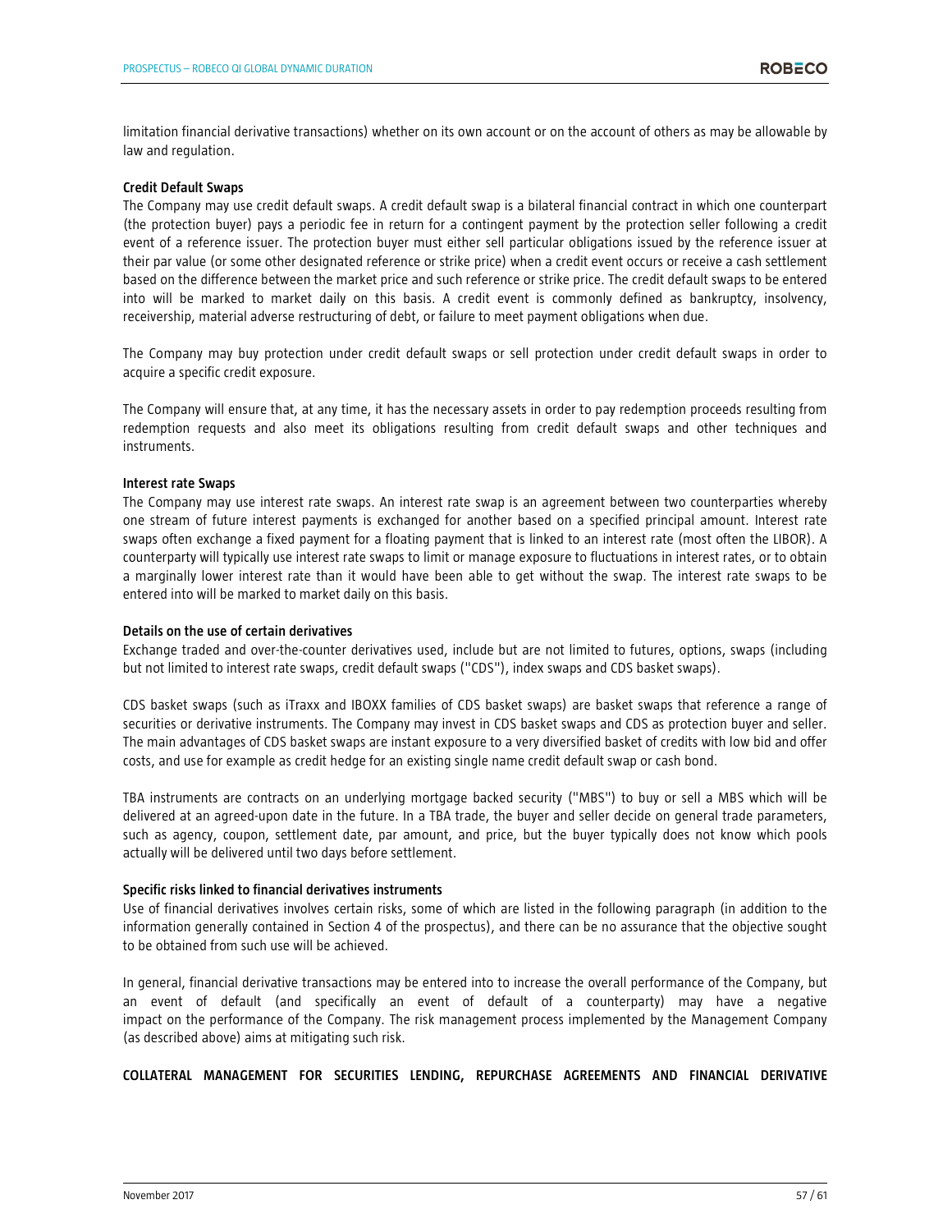limitation financial derivative transactions) whether on its own account or on the account of others as may be allowable by law and regulation.

**Credit Default Swaps**

The Company may use credit default swaps. A credit default swap is a bilateral financial contract in which one counterpart (the protection buyer) pays a periodic fee in return for a contingent payment by the protection seller following a credit event of a reference issuer. The protection buyer must either sell particular obligations issued by the reference issuer at their par value (or some other designated reference or strike price) when a credit event occurs or receive a cash settlement based on the difference between the market price and such reference or strike price. The credit default swaps to be entered into will be marked to market daily on this basis. A credit event is commonly defined as bankruptcy, insolvency, receivership, material adverse restructuring of debt, or failure to meet payment obligations when due.

The Company may buy protection under credit default swaps or sell protection under credit default swaps in order to acquire a specific credit exposure.

The Company will ensure that, at any time, it has the necessary assets in order to pay redemption proceeds resulting from redemption requests and also meet its obligations resulting from credit default swaps and other techniques and instruments.

**Interest rate Swaps**

The Company may use interest rate swaps. An interest rate swap is an agreement between two counterparties whereby one stream of future interest payments is exchanged for another based on a specified principal amount. Interest rate swaps often exchange a fixed payment for a floating payment that is linked to an interest rate (most often the LIBOR). A counterparty will typically use interest rate swaps to limit or manage exposure to fluctuations in interest rates, or to obtain a marginally lower interest rate than it would have been able to get without the swap. The interest rate swaps to be entered into will be marked to market daily on this basis.

**Details on the use of certain derivatives**

Exchange traded and over-the-counter derivatives used, include but are not limited to futures, options, swaps (including but not limited to interest rate swaps, credit default swaps ("CDS"), index swaps and CDS basket swaps).

CDS basket swaps (such as iTraxx and IBOXX families of CDS basket swaps) are basket swaps that reference a range of securities or derivative instruments. The Company may invest in CDS basket swaps and CDS as protection buyer and seller. The main advantages of CDS basket swaps are instant exposure to a very diversified basket of credits with low bid and offer costs, and use for example as credit hedge for an existing single name credit default swap or cash bond.

TBA instruments are contracts on an underlying mortgage backed security ("MBS") to buy or sell a MBS which will be delivered at an agreed-upon date in the future. In a TBA trade, the buyer and seller decide on general trade parameters, such as agency, coupon, settlement date, par amount, and price, but the buyer typically does not know which pools actually will be delivered until two days before settlement.

**Specific risks linked to financial derivatives instruments**

Use of financial derivatives involves certain risks, some of which are listed in the following paragraph (in addition to the information generally contained in Section 4 of the prospectus), and there can be no assurance that the objective sought to be obtained from such use will be achieved.

In general, financial derivative transactions may be entered into to increase the overall performance of the Company, but an event of default (and specifically an event of default of a counterparty) may have a negative impact on the performance of the Company. The risk management process implemented by the Management Company (as described above) aims at mitigating such risk.

**COLLATERAL MANAGEMENT FOR SECURITIES LENDING, REPURCHASE AGREEMENTS AND FINANCIAL DERIVATIVE**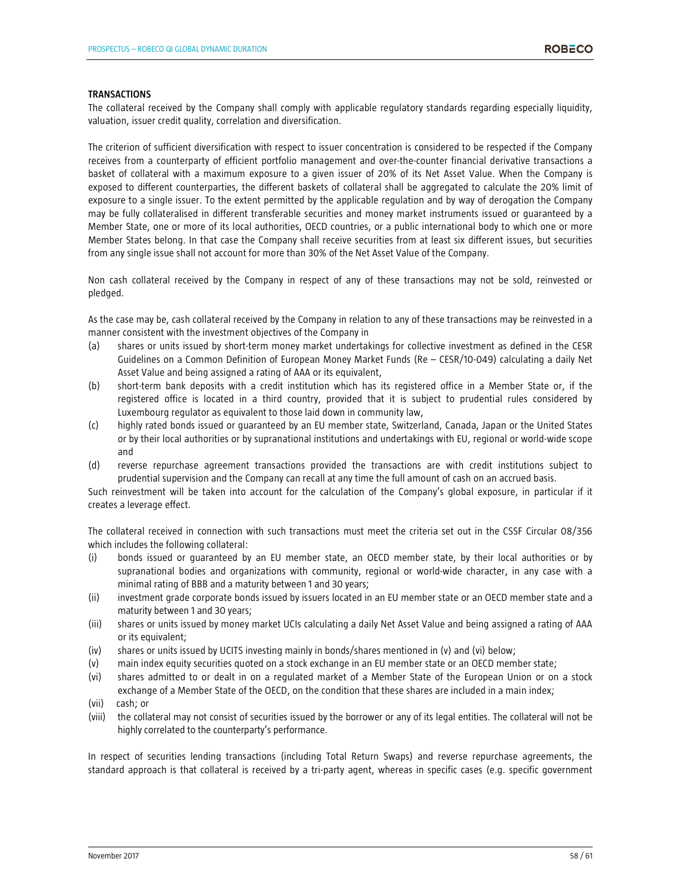**TRANSACTIONS**

The collateral received by the Company shall comply with applicable regulatory standards regarding especially liquidity, valuation, issuer credit quality, correlation and diversification.

The criterion of sufficient diversification with respect to issuer concentration is considered to be respected if the Company receives from a counterparty of efficient portfolio management and over-the-counter financial derivative transactions a basket of collateral with a maximum exposure to a given issuer of 20% of its Net Asset Value. When the Company is exposed to different counterparties, the different baskets of collateral shall be aggregated to calculate the 20% limit of exposure to a single issuer. To the extent permitted by the applicable regulation and by way of derogation the Company may be fully collateralised in different transferable securities and money market instruments issued or guaranteed by a Member State, one or more of its local authorities, OECD countries, or a public international body to which one or more Member States belong. In that case the Company shall receive securities from at least six different issues, but securities from any single issue shall not account for more than 30% of the Net Asset Value of the Company.

Non cash collateral received by the Company in respect of any of these transactions may not be sold, reinvested or pledged.

As the case may be, cash collateral received by the Company in relation to any of these transactions may be reinvested in a manner consistent with the investment objectives of the Company in

(a) shares or units issued by short-term money market undertakings for collective investment as defined in the CESR Guidelines on a Common Definition of European Money Market Funds (Re – CESR/10-049) calculating a daily Net Asset Value and being assigned a rating of AAA or its equivalent,
(b) short-term bank deposits with a credit institution which has its registered office in a Member State or, if the registered office is located in a third country, provided that it is subject to prudential rules considered by Luxembourg regulator as equivalent to those laid down in community law,
(c) highly rated bonds issued or guaranteed by an EU member state, Switzerland, Canada, Japan or the United States or by their local authorities or by supranational institutions and undertakings with EU, regional or world-wide scope and
(d) reverse repurchase agreement transactions provided the transactions are with credit institutions subject to prudential supervision and the Company can recall at any time the full amount of cash on an accrued basis.

Such reinvestment will be taken into account for the calculation of the Company's global exposure, in particular if it creates a leverage effect.

The collateral received in connection with such transactions must meet the criteria set out in the CSSF Circular 08/356 which includes the following collateral:

(i) bonds issued or guaranteed by an EU member state, an OECD member state, by their local authorities or by supranational bodies and organizations with community, regional or world-wide character, in any case with a minimal rating of BBB and a maturity between 1 and 30 years;
(ii) investment grade corporate bonds issued by issuers located in an EU member state or an OECD member state and a maturity between 1 and 30 years;
(iii) shares or units issued by money market UCIs calculating a daily Net Asset Value and being assigned a rating of AAA or its equivalent;
(iv) shares or units issued by UCITS investing mainly in bonds/shares mentioned in (v) and (vi) below;
(v) main index equity securities quoted on a stock exchange in an EU member state or an OECD member state;
(vi) shares admitted to or dealt in on a regulated market of a Member State of the European Union or on a stock exchange of a Member State of the OECD, on the condition that these shares are included in a main index;
(vii) cash; or
(viii) the collateral may not consist of securities issued by the borrower or any of its legal entities. The collateral will not be highly correlated to the counterparty's performance.

In respect of securities lending transactions (including Total Return Swaps) and reverse repurchase agreements, the standard approach is that collateral is received by a tri-party agent, whereas in specific cases (e.g. specific government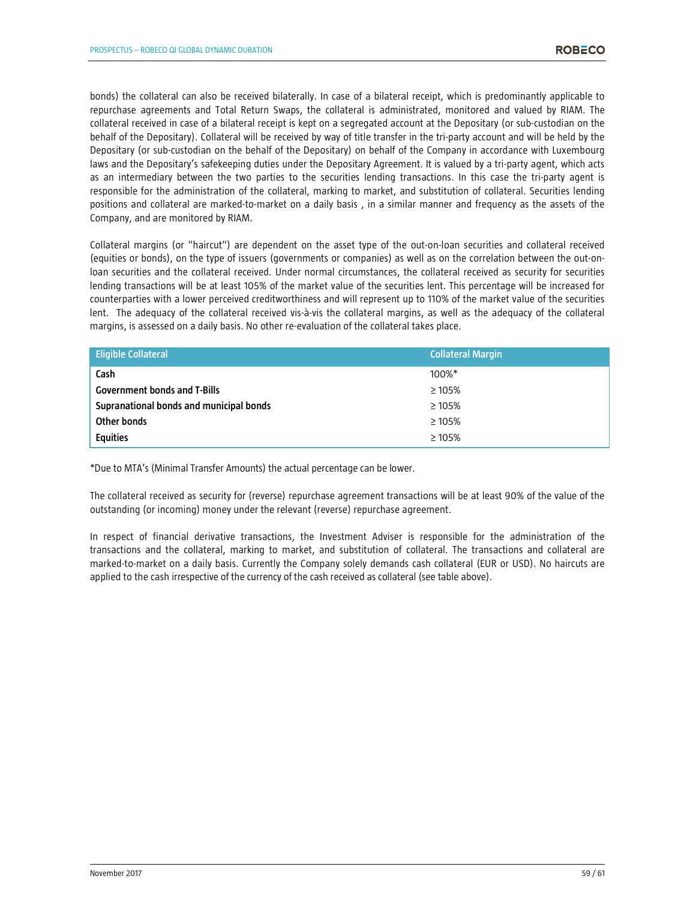bonds) the collateral can also be received bilaterally. In case of a bilateral receipt, which is predominantly applicable to repurchase agreements and Total Return Swaps, the collateral is administrated, monitored and valued by RIAM. The collateral received in case of a bilateral receipt is kept on a segregated account at the Depositary (or sub-custodian on the behalf of the Depositary). Collateral will be received by way of title transfer in the tri-party account and will be held by the Depositary (or sub-custodian on the behalf of the Depositary) on behalf of the Company in accordance with Luxembourg laws and the Depositary's safekeeping duties under the Depositary Agreement. It is valued by a tri-party agent, which acts as an intermediary between the two parties to the securities lending transactions. In this case the tri-party agent is responsible for the administration of the collateral, marking to market, and substitution of collateral. Securities lending positions and collateral are marked-to-market on a daily basis , in a similar manner and frequency as the assets of the Company, and are monitored by RIAM.

Collateral margins (or "haircut") are dependent on the asset type of the out-on-loan securities and collateral received (equities or bonds), on the type of issuers (governments or companies) as well as on the correlation between the out-on-loan securities and the collateral received. Under normal circumstances, the collateral received as security for securities lending transactions will be at least 105% of the market value of the securities lent. This percentage will be increased for counterparties with a lower perceived creditworthiness and will represent up to 110% of the market value of the securities lent. The adequacy of the collateral received vis-à-vis the collateral margins, as well as the adequacy of the collateral margins, is assessed on a daily basis. No other re-evaluation of the collateral takes place.

| Eligible Collateral | Collateral Margin |
|---|---|
| **Cash** | 100%* |
| **Government bonds and T-Bills** | ≥ 105% |
| **Supranational bonds and municipal bonds** | ≥ 105% |
| **Other bonds** | ≥ 105% |
| **Equities** | ≥ 105% |

*Due to MTA's (Minimal Transfer Amounts) the actual percentage can be lower.

The collateral received as security for (reverse) repurchase agreement transactions will be at least 90% of the value of the outstanding (or incoming) money under the relevant (reverse) repurchase agreement.

In respect of financial derivative transactions, the Investment Adviser is responsible for the administration of the transactions and the collateral, marking to market, and substitution of collateral. The transactions and collateral are marked-to-market on a daily basis. Currently the Company solely demands cash collateral (EUR or USD). No haircuts are applied to the cash irrespective of the currency of the cash received as collateral (see table above).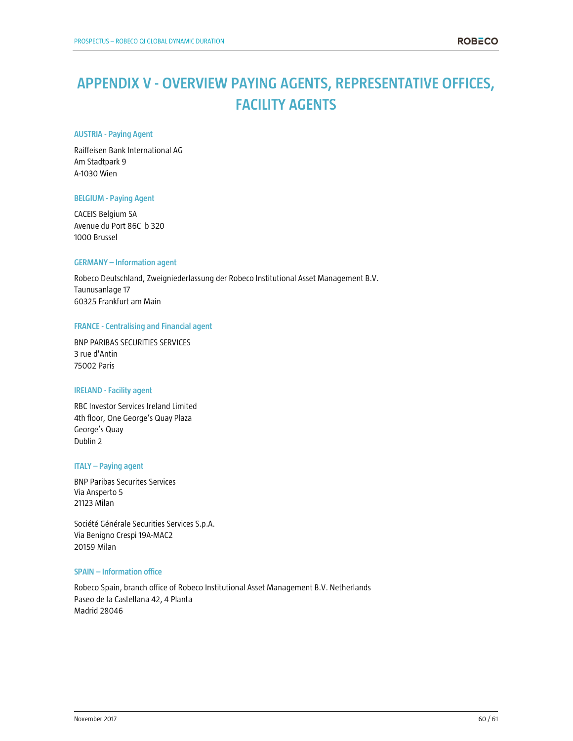# APPENDIX V - OVERVIEW PAYING AGENTS, REPRESENTATIVE OFFICES, FACILITY AGENTS

### AUSTRIA - Paying Agent

Raiffeisen Bank International AG  
Am Stadtpark 9  
A-1030 Wien

### BELGIUM - Paying Agent

CACEIS Belgium SA  
Avenue du Port 86C b 320  
1000 Brussel

### GERMANY – Information agent

Robeco Deutschland, Zweigniederlassung der Robeco Institutional Asset Management B.V.  
Taunusanlage 17  
60325 Frankfurt am Main

### FRANCE - Centralising and Financial agent

BNP PARIBAS SECURITIES SERVICES  
3 rue d'Antin  
75002 Paris

### IRELAND - Facility agent

RBC Investor Services Ireland Limited  
4th floor, One George's Quay Plaza  
George's Quay  
Dublin 2

### ITALY – Paying agent

BNP Paribas Securites Services  
Via Ansperto 5  
21123 Milan

Société Générale Securities Services S.p.A.  
Via Benigno Crespi 19A-MAC2  
20159 Milan

### SPAIN – Information office

Robeco Spain, branch office of Robeco Institutional Asset Management B.V. Netherlands  
Paseo de la Castellana 42, 4 Planta  
Madrid 28046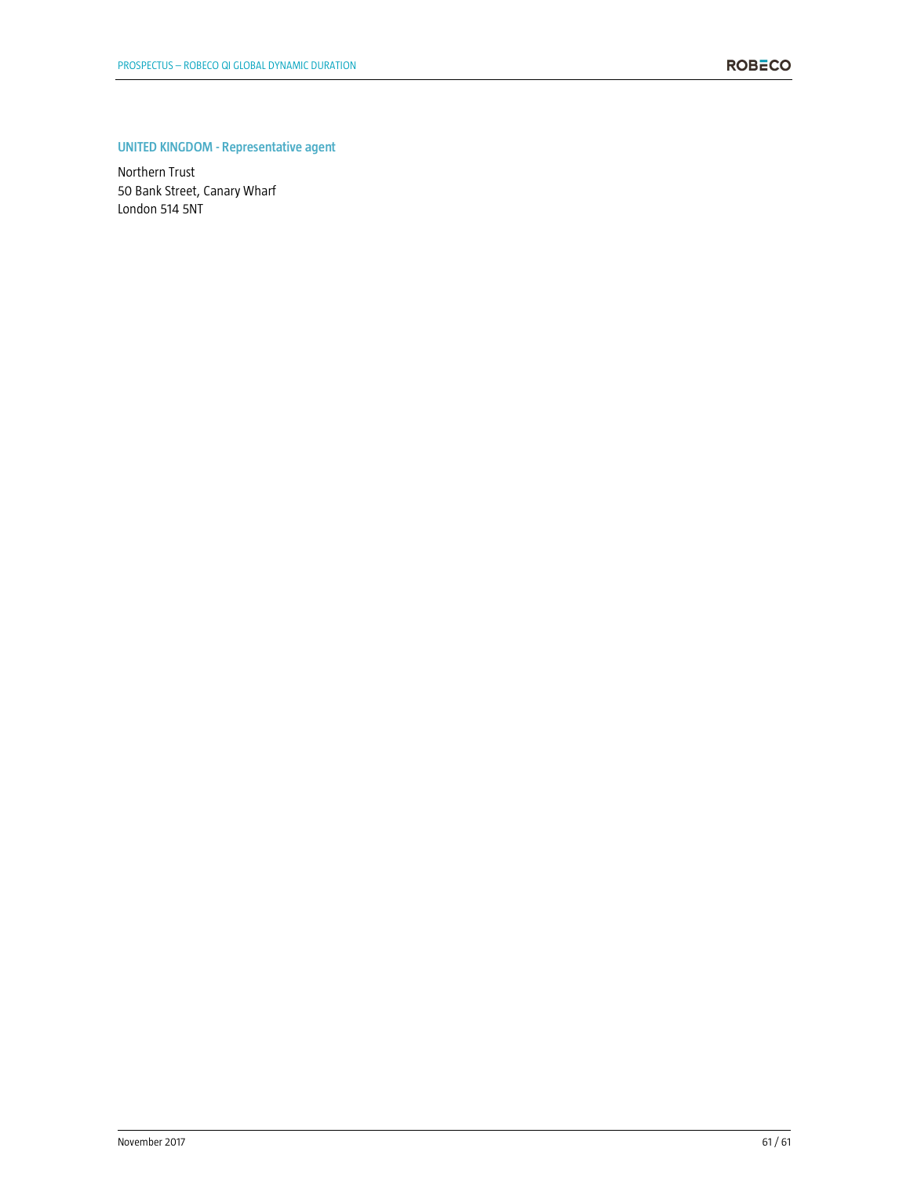### UNITED KINGDOM - Representative agent

Northern Trust
50 Bank Street, Canary Wharf
London 514 5NT